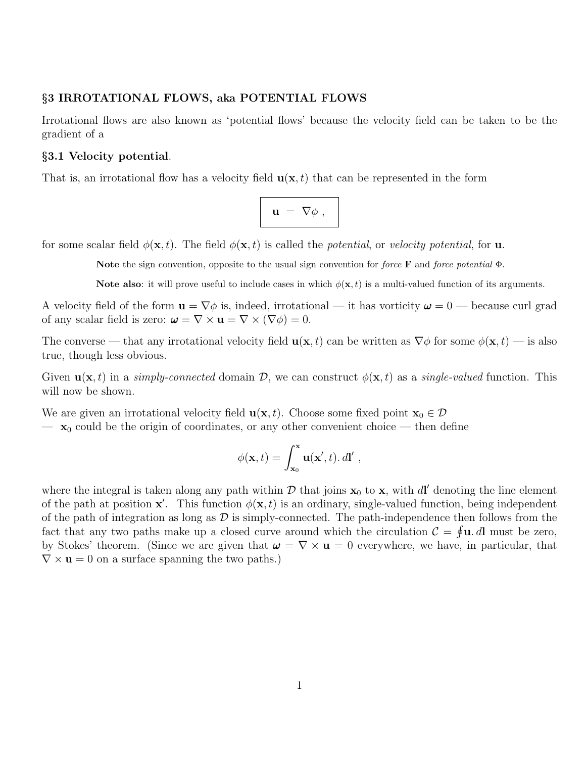## §3 IRROTATIONAL FLOWS, aka POTENTIAL FLOWS

Irrotational flows are also known as 'potential flows' because the velocity field can be taken to be the gradient of a

### §3.1 Velocity potential.

That is, an irrotational flow has a velocity field $\mathbf{u}(\mathbf{x}, t)$ that can be represented in the form

$$\boxed{\mathbf{u} \ = \ \nabla\phi \ ,}$$

for some scalar field $\phi(\mathbf{x}, t)$. The field $\phi(\mathbf{x}, t)$ is called the *potential*, or *velocity potential*, for $\mathbf{u}$.

> **Note** the sign convention, opposite to the usual sign convention for *force* $\mathbf{F}$ and *force potential* $\Phi$.
>
> **Note also**: it will prove useful to include cases in which $\phi(\mathbf{x}, t)$ is a multi-valued function of its arguments.

A velocity field of the form $\mathbf{u} = \nabla\phi$ is, indeed, irrotational — it has vorticity $\boldsymbol{\omega} = 0$ — because curl grad of any scalar field is zero: $\boldsymbol{\omega} = \nabla \times \mathbf{u} = \nabla \times (\nabla\phi) = 0$.

The converse — that any irrotational velocity field $\mathbf{u}(\mathbf{x}, t)$ can be written as $\nabla\phi$ for some $\phi(\mathbf{x}, t)$ — is also true, though less obvious.

Given $\mathbf{u}(\mathbf{x}, t)$ in a *simply-connected* domain $\mathcal{D}$, we can construct $\phi(\mathbf{x}, t)$ as a *single-valued* function. This will now be shown.

We are given an irrotational velocity field $\mathbf{u}(\mathbf{x}, t)$. Choose some fixed point $\mathbf{x}_0 \in \mathcal{D}$ — $\mathbf{x}_0$ could be the origin of coordinates, or any other convenient choice — then define

$$\phi(\mathbf{x}, t) = \int_{\mathbf{x}_0}^{\mathbf{x}} \mathbf{u}(\mathbf{x}', t) . \, d\mathbf{l}' \ ,$$

where the integral is taken along any path within $\mathcal{D}$ that joins $\mathbf{x}_0$ to $\mathbf{x}$, with $d\mathbf{l}'$ denoting the line element of the path at position $\mathbf{x}'$. This function $\phi(\mathbf{x}, t)$ is an ordinary, single-valued function, being independent of the path of integration as long as $\mathcal{D}$ is simply-connected. The path-independence then follows from the fact that any two paths make up a closed curve around which the circulation $\mathcal{C} = \oint \mathbf{u} . \, d\mathbf{l}$ must be zero, by Stokes' theorem. (Since we are given that $\boldsymbol{\omega} = \nabla \times \mathbf{u} = 0$ everywhere, we have, in particular, that $\nabla \times \mathbf{u} = 0$ on a surface spanning the two paths.)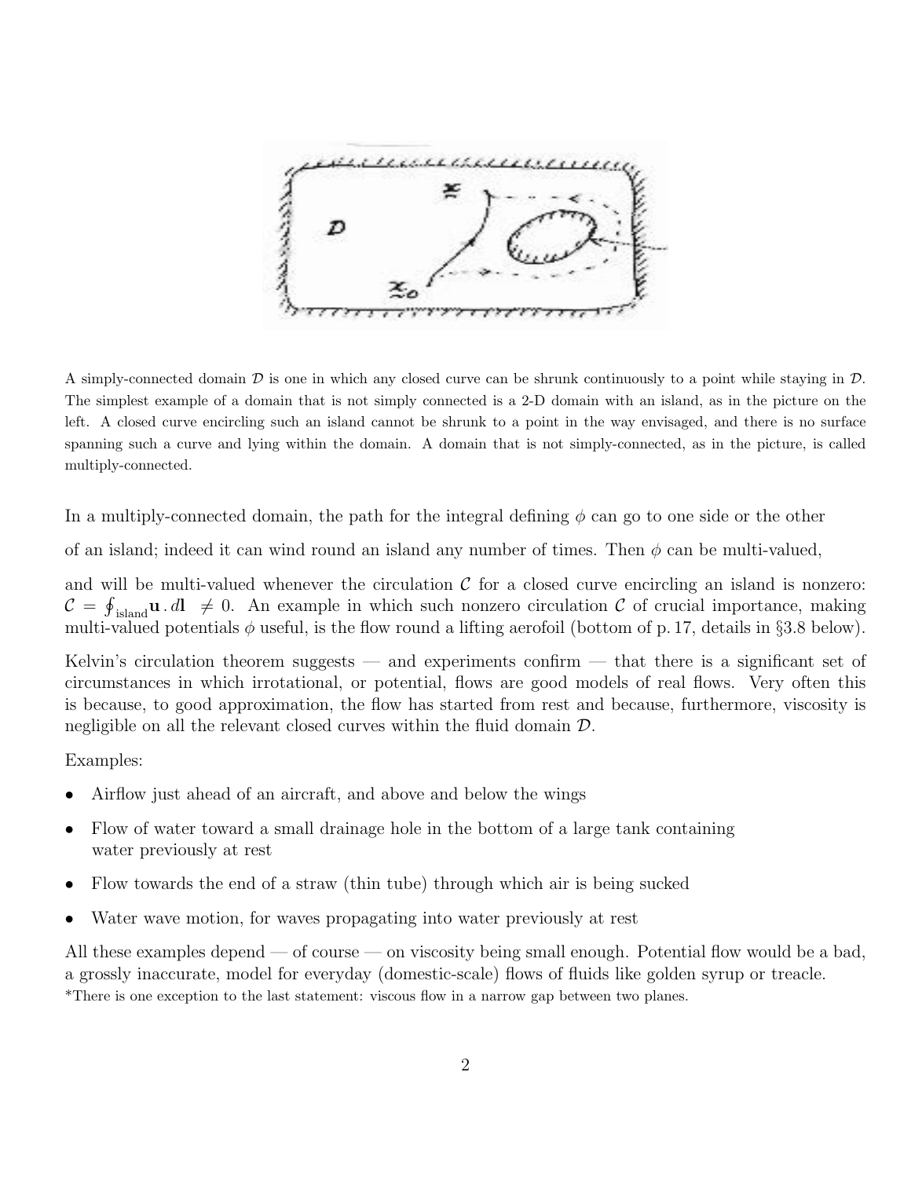A simply-connected domain $\mathcal{D}$ is one in which any closed curve can be shrunk continuously to a point while staying in $\mathcal{D}$. The simplest example of a domain that is not simply connected is a 2-D domain with an island, as in the picture on the left. A closed curve encircling such an island cannot be shrunk to a point in the way envisaged, and there is no surface spanning such a curve and lying within the domain. A domain that is not simply-connected, as in the picture, is called multiply-connected.

In a multiply-connected domain, the path for the integral defining $\phi$ can go to one side or the other of an island; indeed it can wind round an island any number of times. Then $\phi$ can be multi-valued, and will be multi-valued whenever the circulation $\mathcal{C}$ for a closed curve encircling an island is nonzero: $\mathcal{C} = \oint_{\text{island}} \mathbf{u} \,.\, d\mathbf{l} \;\neq 0$. An example in which such nonzero circulation $\mathcal{C}$ of crucial importance, making multi-valued potentials $\phi$ useful, is the flow round a lifting aerofoil (bottom of p. 17, details in §3.8 below).

Kelvin's circulation theorem suggests — and experiments confirm — that there is a significant set of circumstances in which irrotational, or potential, flows are good models of real flows. Very often this is because, to good approximation, the flow has started from rest and because, furthermore, viscosity is negligible on all the relevant closed curves within the fluid domain $\mathcal{D}$.

Examples:

- Airflow just ahead of an aircraft, and above and below the wings
- Flow of water toward a small drainage hole in the bottom of a large tank containing water previously at rest
- Flow towards the end of a straw (thin tube) through which air is being sucked
- Water wave motion, for waves propagating into water previously at rest

All these examples depend — of course — on viscosity being small enough. Potential flow would be a bad, a grossly inaccurate, model for everyday (domestic-scale) flows of fluids like golden syrup or treacle.

*There is one exception to the last statement: viscous flow in a narrow gap between two planes.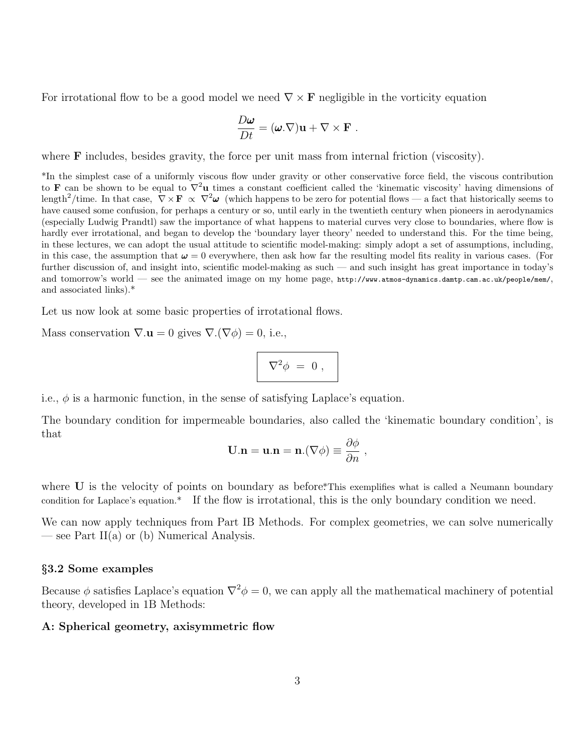For irrotational flow to be a good model we need $\nabla \times \mathbf{F}$ negligible in the vorticity equation

$$\frac{D\boldsymbol{\omega}}{Dt} = (\boldsymbol{\omega}.\nabla)\mathbf{u} + \nabla \times \mathbf{F} \ .$$

where $\mathbf{F}$ includes, besides gravity, the force per unit mass from internal friction (viscosity).

*In the simplest case of a uniformly viscous flow under gravity or other conservative force field, the viscous contribution to $\mathbf{F}$ can be shown to be equal to $\nabla^2\mathbf{u}$ times a constant coefficient called the 'kinematic viscosity' having dimensions of length$^2$/time. In that case, $\nabla \times \mathbf{F} \propto \nabla^2\boldsymbol{\omega}$ (which happens to be zero for potential flows — a fact that historically seems to have caused some confusion, for perhaps a century or so, until early in the twentieth century when pioneers in aerodynamics (especially Ludwig Prandtl) saw the importance of what happens to material curves very close to boundaries, where flow is hardly ever irrotational, and began to develop the 'boundary layer theory' needed to understand this. For the time being, in these lectures, we can adopt the usual attitude to scientific model-making: simply adopt a set of assumptions, including, in this case, the assumption that $\boldsymbol{\omega} = 0$ everywhere, then ask how far the resulting model fits reality in various cases. (For further discussion of, and insight into, scientific model-making as such — and such insight has great importance in today's and tomorrow's world — see the animated image on my home page, http://www.atmos-dynamics.damtp.cam.ac.uk/people/mem/, and associated links).*

Let us now look at some basic properties of irrotational flows.

Mass conservation $\nabla.\mathbf{u} = 0$ gives $\nabla.(\nabla\phi) = 0$, i.e.,

$$\boxed{\nabla^2\phi \ = \ 0 \ ,}$$

i.e., $\phi$ is a harmonic function, in the sense of satisfying Laplace's equation.

The boundary condition for impermeable boundaries, also called the 'kinematic boundary condition', is that

$$\mathbf{U}.\mathbf{n} = \mathbf{u}.\mathbf{n} = \mathbf{n}.(\nabla\phi) \equiv \frac{\partial\phi}{\partial n} \ ,$$

where $\mathbf{U}$ is the velocity of points on boundary as before. *This exemplifies what is called a Neumann boundary condition for Laplace's equation.* If the flow is irrotational, this is the only boundary condition we need.

We can now apply techniques from Part IB Methods. For complex geometries, we can solve numerically — see Part II(a) or (b) Numerical Analysis.

### §3.2 Some examples

Because $\phi$ satisfies Laplace's equation $\nabla^2\phi = 0$, we can apply all the mathematical machinery of potential theory, developed in 1B Methods:

#### A: Spherical geometry, axisymmetric flow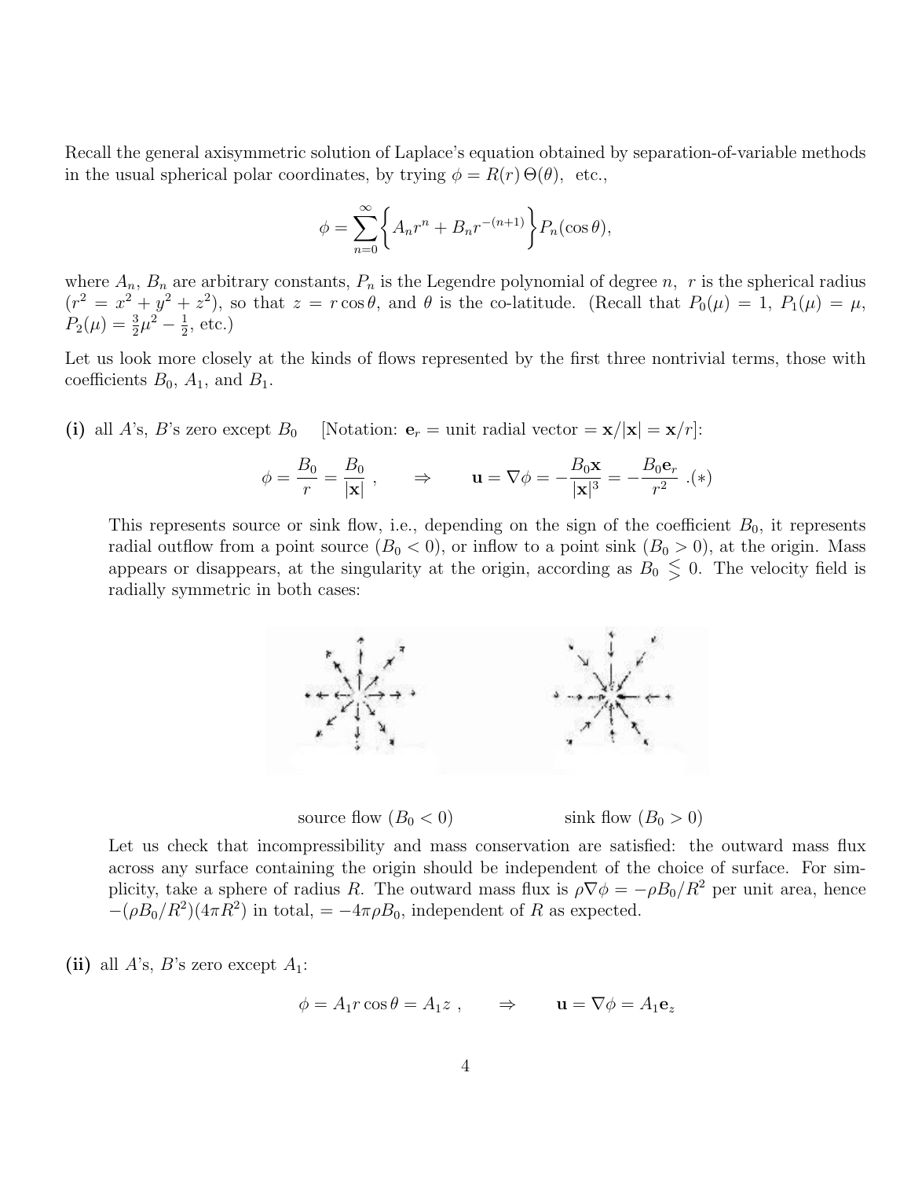Recall the general axisymmetric solution of Laplace's equation obtained by separation-of-variable methods in the usual spherical polar coordinates, by trying $\phi = R(r)\,\Theta(\theta)$, etc.,

$$\phi = \sum_{n=0}^{\infty} \Big\{ A_n r^n + B_n r^{-(n+1)} \Big\} P_n(\cos\theta),$$

where $A_n$, $B_n$ are arbitrary constants, $P_n$ is the Legendre polynomial of degree $n$, $r$ is the spherical radius ($r^2 = x^2 + y^2 + z^2$), so that $z = r\cos\theta$, and $\theta$ is the co-latitude. (Recall that $P_0(\mu) = 1$, $P_1(\mu) = \mu$, $P_2(\mu) = \frac{3}{2}\mu^2 - \frac{1}{2}$, etc.)

Let us look more closely at the kinds of flows represented by the first three nontrivial terms, those with coefficients $B_0$, $A_1$, and $B_1$.

**(i)** all $A$'s, $B$'s zero except $B_0$ [Notation: $\mathbf{e}_r$ = unit radial vector $= \mathbf{x}/|\mathbf{x}| = \mathbf{x}/r$]:

$$\phi = \frac{B_0}{r} = \frac{B_0}{|\mathbf{x}|}\ , \qquad \Rightarrow \qquad \mathbf{u} = \nabla\phi = -\frac{B_0\mathbf{x}}{|\mathbf{x}|^3} = -\frac{B_0\mathbf{e}_r}{r^2}\ .(*)$$

This represents source or sink flow, i.e., depending on the sign of the coefficient $B_0$, it represents radial outflow from a point source ($B_0 < 0$), or inflow to a point sink ($B_0 > 0$), at the origin. Mass appears or disappears, at the singularity at the origin, according as $B_0 \lessgtr 0$. The velocity field is radially symmetric in both cases:

source flow ($B_0 < 0$) sink flow ($B_0 > 0$)

Let us check that incompressibility and mass conservation are satisfied: the outward mass flux across any surface containing the origin should be independent of the choice of surface. For simplicity, take a sphere of radius $R$. The outward mass flux is $\rho\nabla\phi = -\rho B_0/R^2$ per unit area, hence $-(\rho B_0/R^2)(4\pi R^2)$ in total, $= -4\pi\rho B_0$, independent of $R$ as expected.

**(ii)** all $A$'s, $B$'s zero except $A_1$:

$$\phi = A_1 r\cos\theta = A_1 z\ , \qquad \Rightarrow \qquad \mathbf{u} = \nabla\phi = A_1\mathbf{e}_z$$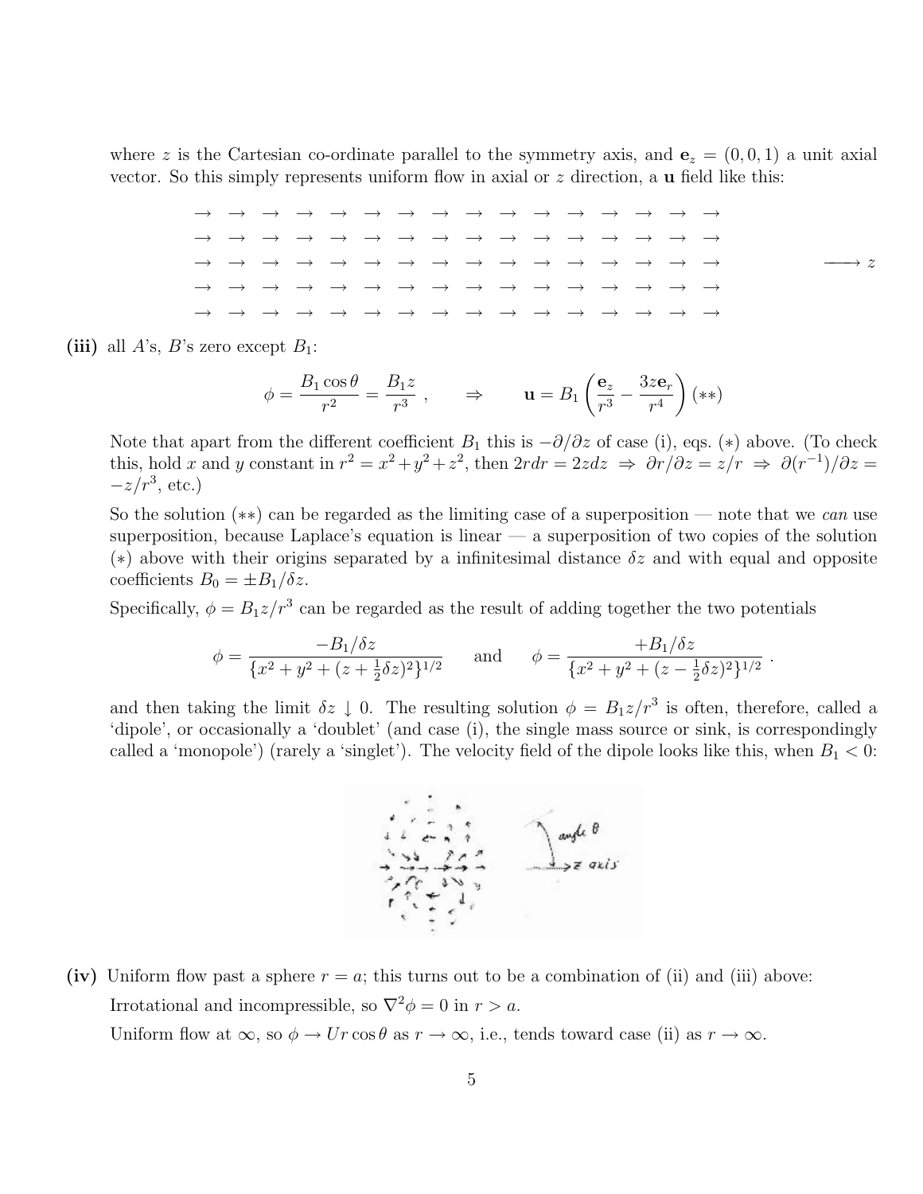where $z$ is the Cartesian co-ordinate parallel to the symmetry axis, and $\mathbf{e}_z = (0,0,1)$ a unit axial vector. So this simply represents uniform flow in axial or $z$ direction, a $\mathbf{u}$ field like this:

$$\begin{array}{cccccccccccccccc} \rightarrow & \rightarrow & \rightarrow & \rightarrow & \rightarrow & \rightarrow & \rightarrow & \rightarrow & \rightarrow & \rightarrow & \rightarrow & \rightarrow & \rightarrow & \rightarrow & \rightarrow & \rightarrow \\ \rightarrow & \rightarrow & \rightarrow & \rightarrow & \rightarrow & \rightarrow & \rightarrow & \rightarrow & \rightarrow & \rightarrow & \rightarrow & \rightarrow & \rightarrow & \rightarrow & \rightarrow & \rightarrow \\ \rightarrow & \rightarrow & \rightarrow & \rightarrow & \rightarrow & \rightarrow & \rightarrow & \rightarrow & \rightarrow & \rightarrow & \rightarrow & \rightarrow & \rightarrow & \rightarrow & \rightarrow & \rightarrow \\ \rightarrow & \rightarrow & \rightarrow & \rightarrow & \rightarrow & \rightarrow & \rightarrow & \rightarrow & \rightarrow & \rightarrow & \rightarrow & \rightarrow & \rightarrow & \rightarrow & \rightarrow & \rightarrow \\ \rightarrow & \rightarrow & \rightarrow & \rightarrow & \rightarrow & \rightarrow & \rightarrow & \rightarrow & \rightarrow & \rightarrow & \rightarrow & \rightarrow & \rightarrow & \rightarrow & \rightarrow & \rightarrow \end{array} \qquad \longrightarrow z$$

**(iii)** all $A$'s, $B$'s zero except $B_1$:

$$\phi = \frac{B_1 \cos\theta}{r^2} = \frac{B_1 z}{r^3}\ , \qquad \Rightarrow \qquad \mathbf{u} = B_1\left(\frac{\mathbf{e}_z}{r^3} - \frac{3z\mathbf{e}_r}{r^4}\right) (**)$$

Note that apart from the different coefficient $B_1$ this is $-\partial/\partial z$ of case (i), eqs. $(*)$ above. (To check this, hold $x$ and $y$ constant in $r^2 = x^2+y^2+z^2$, then $2rdr = 2zdz \Rightarrow \partial r/\partial z = z/r \Rightarrow \partial(r^{-1})/\partial z = -z/r^3$, etc.)

So the solution $(**)$ can be regarded as the limiting case of a superposition — note that we *can* use superposition, because Laplace's equation is linear — a superposition of two copies of the solution $(*)$ above with their origins separated by a infinitesimal distance $\delta z$ and with equal and opposite coefficients $B_0 = \pm B_1/\delta z$.

Specifically, $\phi = B_1 z/r^3$ can be regarded as the result of adding together the two potentials

$$\phi = \frac{-B_1/\delta z}{\{x^2+y^2+(z+\frac{1}{2}\delta z)^2\}^{1/2}} \qquad \text{and} \qquad \phi = \frac{+B_1/\delta z}{\{x^2+y^2+(z-\frac{1}{2}\delta z)^2\}^{1/2}}\ .$$

and then taking the limit $\delta z \downarrow 0$. The resulting solution $\phi = B_1 z/r^3$ is often, therefore, called a 'dipole', or occasionally a 'doublet' (and case (i), the single mass source or sink, is correspondingly called a 'monopole') (rarely a 'singlet'). The velocity field of the dipole looks like this, when $B_1 < 0$:

**(iv)** Uniform flow past a sphere $r = a$; this turns out to be a combination of (ii) and (iii) above:

Irrotational and incompressible, so $\nabla^2\phi = 0$ in $r > a$.

Uniform flow at $\infty$, so $\phi \to Ur\cos\theta$ as $r \to \infty$, i.e., tends toward case (ii) as $r \to \infty$.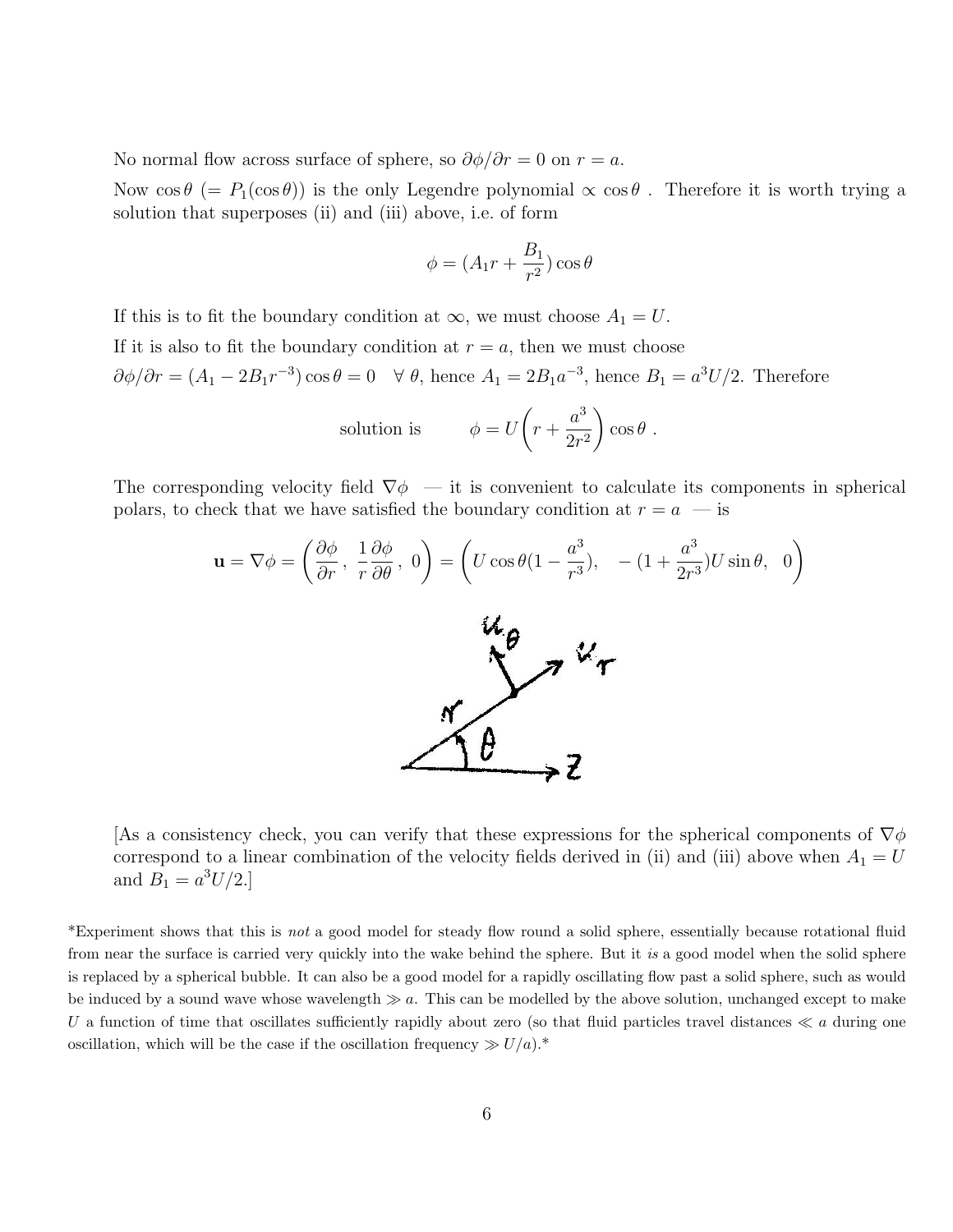No normal flow across surface of sphere, so $\partial\phi/\partial r = 0$ on $r = a$.

Now $\cos\theta$ $(= P_1(\cos\theta))$ is the only Legendre polynomial $\propto \cos\theta$ . Therefore it is worth trying a solution that superposes (ii) and (iii) above, i.e. of form

$$\phi = (A_1 r + \frac{B_1}{r^2})\cos\theta$$

If this is to fit the boundary condition at $\infty$, we must choose $A_1 = U$.

If it is also to fit the boundary condition at $r = a$, then we must choose

$\partial\phi/\partial r = (A_1 - 2B_1 r^{-3})\cos\theta = 0 \quad \forall\ \theta$, hence $A_1 = 2B_1 a^{-3}$, hence $B_1 = a^3 U/2$. Therefore

$$\text{solution is} \qquad \phi = U\left(r + \frac{a^3}{2r^2}\right)\cos\theta\ .$$

The corresponding velocity field $\nabla\phi$ — it is convenient to calculate its components in spherical polars, to check that we have satisfied the boundary condition at $r = a$ — is

$$\mathbf{u} = \nabla\phi = \left(\frac{\partial\phi}{\partial r}\,,\ \frac{1}{r}\frac{\partial\phi}{\partial\theta}\,,\ 0\right) = \left(U\cos\theta(1 - \frac{a^3}{r^3}),\quad -(1 + \frac{a^3}{2r^3})U\sin\theta,\quad 0\right)$$

[As a consistency check, you can verify that these expressions for the spherical components of $\nabla\phi$ correspond to a linear combination of the velocity fields derived in (ii) and (iii) above when $A_1 = U$ and $B_1 = a^3U/2$.]

*Experiment shows that this is *not* a good model for steady flow round a solid sphere, essentially because rotational fluid from near the surface is carried very quickly into the wake behind the sphere. But it *is* a good model when the solid sphere is replaced by a spherical bubble. It can also be a good model for a rapidly oscillating flow past a solid sphere, such as would be induced by a sound wave whose wavelength $\gg a$. This can be modelled by the above solution, unchanged except to make $U$ a function of time that oscillates sufficiently rapidly about zero (so that fluid particles travel distances $\ll a$ during one oscillation, which will be the case if the oscillation frequency $\gg U/a$).*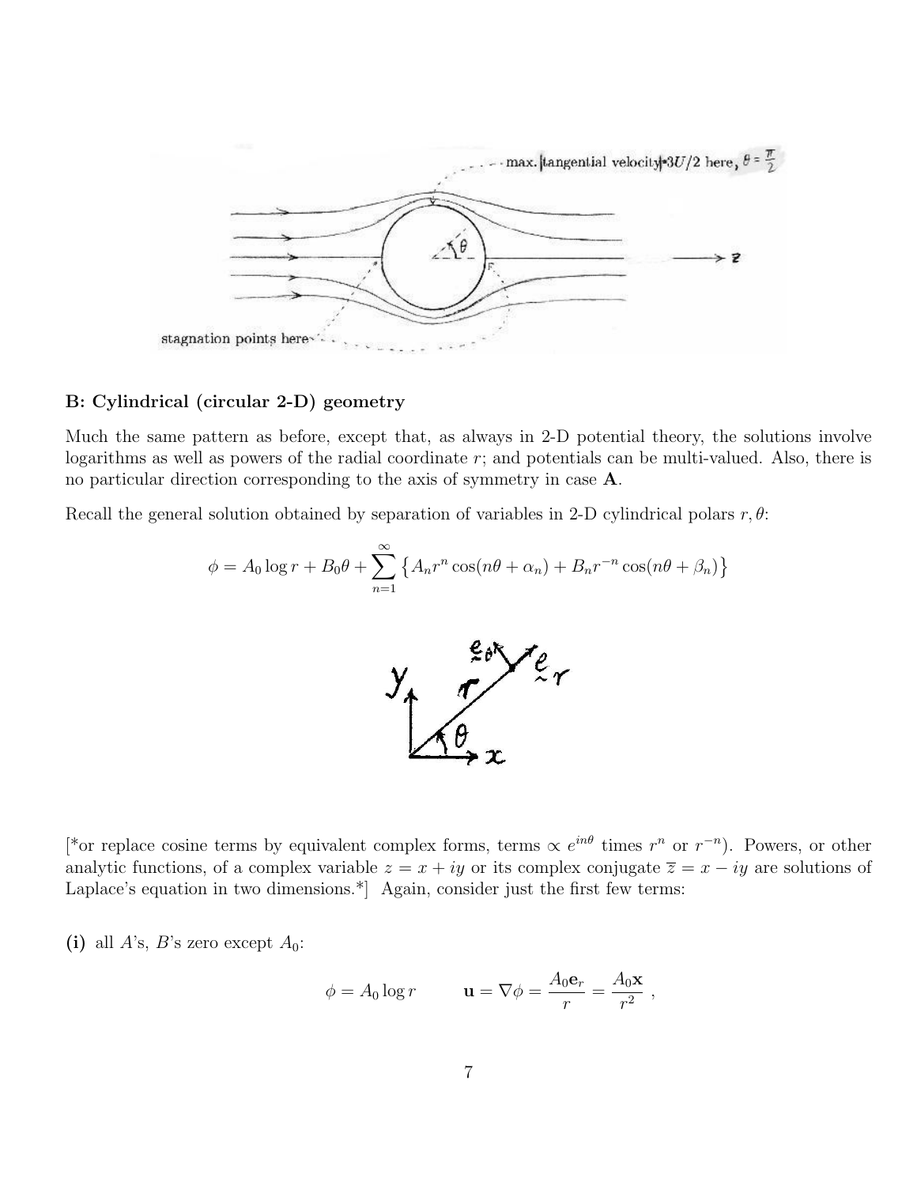## B: Cylindrical (circular 2-D) geometry

Much the same pattern as before, except that, as always in 2-D potential theory, the solutions involve logarithms as well as powers of the radial coordinate $r$; and potentials can be multi-valued. Also, there is no particular direction corresponding to the axis of symmetry in case **A**.

Recall the general solution obtained by separation of variables in 2-D cylindrical polars $r, \theta$:

$$\phi = A_0 \log r + B_0 \theta + \sum_{n=1}^{\infty} \left\{ A_n r^n \cos(n\theta + \alpha_n) + B_n r^{-n} \cos(n\theta + \beta_n) \right\}$$

[*or replace cosine terms by equivalent complex forms, terms $\propto e^{in\theta}$ times $r^n$ or $r^{-n}$). Powers, or other analytic functions, of a complex variable $z = x + iy$ or its complex conjugate $\overline{z} = x - iy$ are solutions of Laplace's equation in two dimensions.*] Again, consider just the first few terms:

**(i)** all $A$'s, $B$'s zero except $A_0$:

$$\phi = A_0 \log r \qquad \mathbf{u} = \nabla \phi = \frac{A_0 \mathbf{e}_r}{r} = \frac{A_0 \mathbf{x}}{r^2} \ ,$$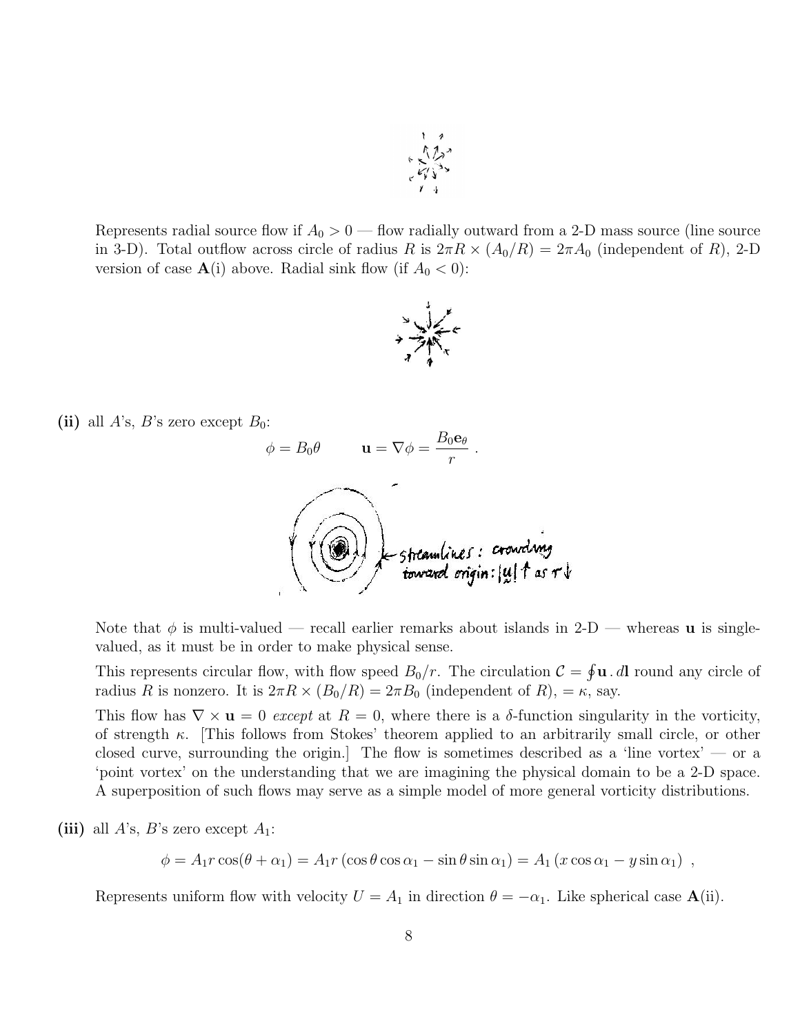Represents radial source flow if $A_0 > 0$ — flow radially outward from a 2-D mass source (line source in 3-D). Total outflow across circle of radius $R$ is $2\pi R \times (A_0/R) = 2\pi A_0$ (independent of $R$), 2-D version of case **A**(i) above. Radial sink flow (if $A_0 < 0$):

**(ii)** all $A$'s, $B$'s zero except $B_0$:

$$\phi = B_0\theta \qquad \mathbf{u} = \nabla\phi = \frac{B_0 \mathbf{e}_\theta}{r} \ .$$

streamlines: crowding toward origin: $|\mathbf{u}| \uparrow$ as $r \downarrow$

Note that $\phi$ is multi-valued — recall earlier remarks about islands in 2-D — whereas $\mathbf{u}$ is single-valued, as it must be in order to make physical sense.

This represents circular flow, with flow speed $B_0/r$. The circulation $\mathcal{C} = \oint \mathbf{u} \, . \, d\mathbf{l}$ round any circle of radius $R$ is nonzero. It is $2\pi R \times (B_0/R) = 2\pi B_0$ (independent of $R$), $= \kappa$, say.

This flow has $\nabla \times \mathbf{u} = 0$ *except* at $R = 0$, where there is a $\delta$-function singularity in the vorticity, of strength $\kappa$. [This follows from Stokes' theorem applied to an arbitrarily small circle, or other closed curve, surrounding the origin.] The flow is sometimes described as a 'line vortex' — or a 'point vortex' on the understanding that we are imagining the physical domain to be a 2-D space. A superposition of such flows may serve as a simple model of more general vorticity distributions.

**(iii)** all $A$'s, $B$'s zero except $A_1$:

$$\phi = A_1 r \cos(\theta + \alpha_1) = A_1 r \left(\cos\theta \cos\alpha_1 - \sin\theta \sin\alpha_1\right) = A_1 \left(x \cos\alpha_1 - y \sin\alpha_1\right) \ ,$$

Represents uniform flow with velocity $U = A_1$ in direction $\theta = -\alpha_1$. Like spherical case **A**(ii).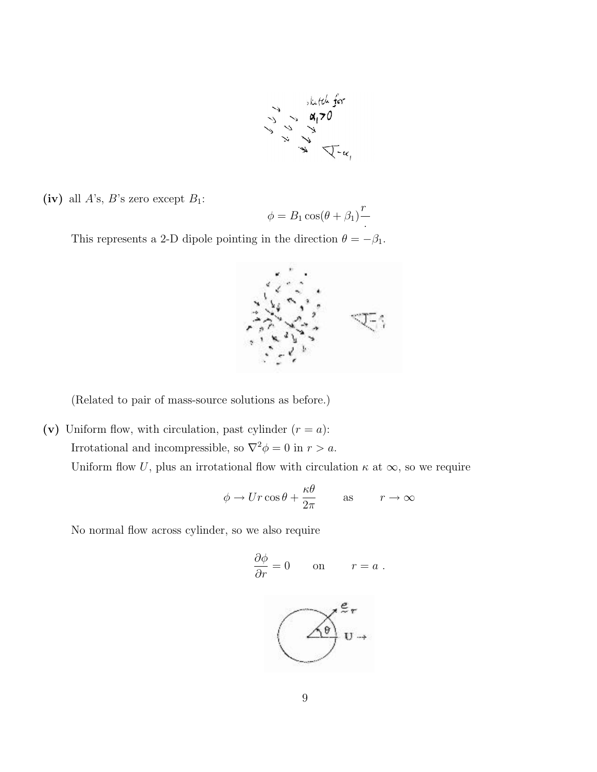**(iv)** all $A$'s, $B$'s zero except $B_1$:

$$\phi = B_1 \cos(\theta + \beta_1)\frac{r}{\cdot}$$

This represents a 2-D dipole pointing in the direction $\theta = -\beta_1$.

(Related to pair of mass-source solutions as before.)

**(v)** Uniform flow, with circulation, past cylinder ($r = a$):

Irrotational and incompressible, so $\nabla^2\phi = 0$ in $r > a$.

Uniform flow $U$, plus an irrotational flow with circulation $\kappa$ at $\infty$, so we require

$$\phi \to Ur\cos\theta + \frac{\kappa\theta}{2\pi} \qquad \text{as} \qquad r \to \infty$$

No normal flow across cylinder, so we also require

$$\frac{\partial \phi}{\partial r} = 0 \qquad \text{on} \qquad r = a\ .$$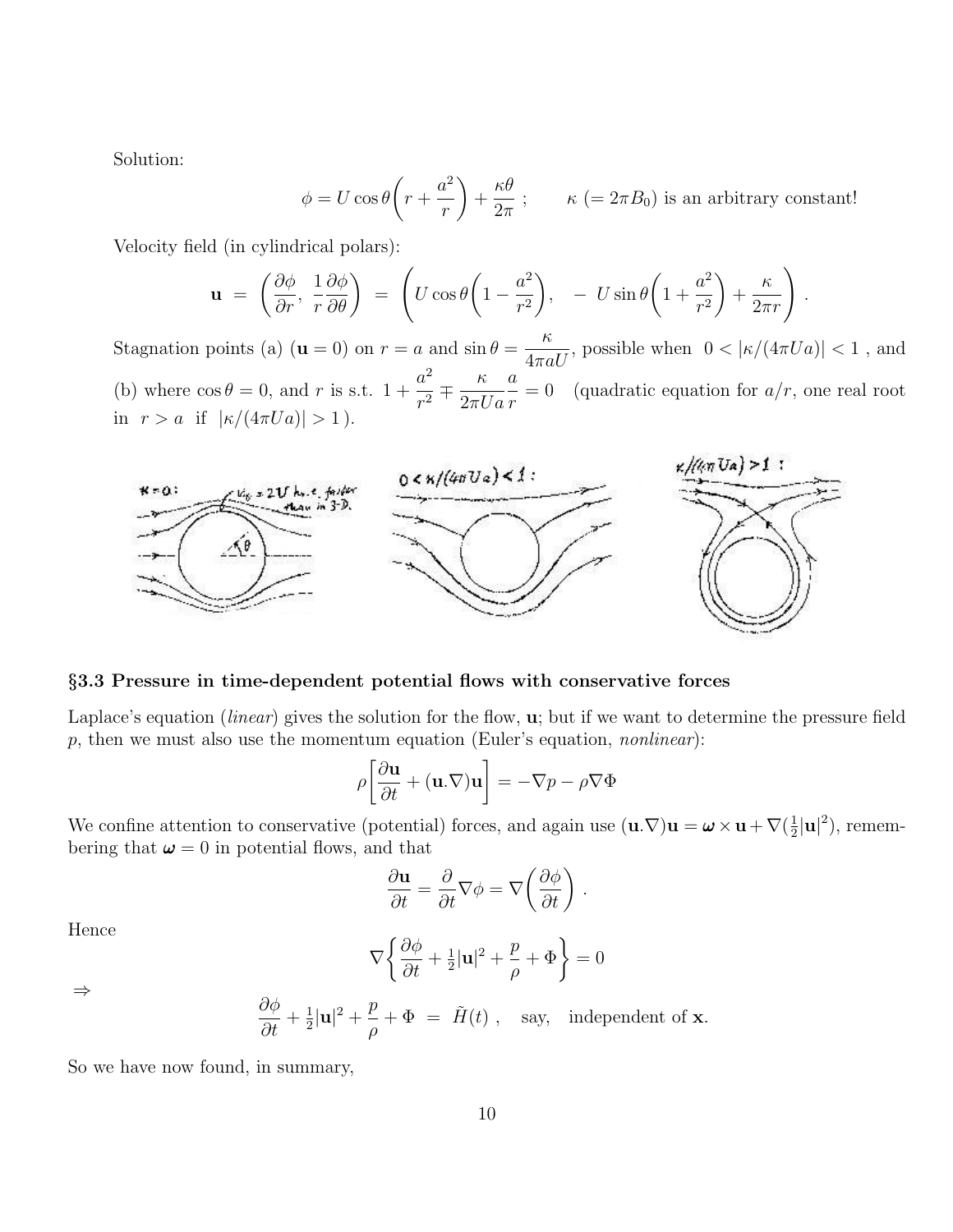Solution:

$$\phi = U\cos\theta\left(r + \frac{a^2}{r}\right) + \frac{\kappa\theta}{2\pi}\ ; \qquad \kappa\ (= 2\pi B_0) \text{ is an arbitrary constant!}$$

Velocity field (in cylindrical polars):

$$\mathbf{u} \ = \ \left(\frac{\partial\phi}{\partial r},\ \frac{1}{r}\frac{\partial\phi}{\partial\theta}\right) \ = \ \left(U\cos\theta\left(1 - \frac{a^2}{r^2}\right),\ \ -\ U\sin\theta\left(1 + \frac{a^2}{r^2}\right) + \frac{\kappa}{2\pi r}\right).$$

Stagnation points (a) ($\mathbf{u} = 0$) on $r = a$ and $\sin\theta = \dfrac{\kappa}{4\pi a U}$, possible when $0 < |\kappa/(4\pi U a)| < 1$ , and (b) where $\cos\theta = 0$, and $r$ is s.t. $1 + \dfrac{a^2}{r^2} \mp \dfrac{\kappa}{2\pi U a}\dfrac{a}{r} = 0$ (quadratic equation for $a/r$, one real root in $r > a$ if $|\kappa/(4\pi U a)| > 1$ ).

### §3.3 Pressure in time-dependent potential flows with conservative forces

Laplace's equation (*linear*) gives the solution for the flow, $\mathbf{u}$; but if we want to determine the pressure field $p$, then we must also use the momentum equation (Euler's equation, *nonlinear*):

$$\rho\left[\frac{\partial\mathbf{u}}{\partial t} + (\mathbf{u}.\nabla)\mathbf{u}\right] = -\nabla p - \rho\nabla\Phi$$

We confine attention to conservative (potential) forces, and again use $(\mathbf{u}.\nabla)\mathbf{u} = \boldsymbol{\omega}\times\mathbf{u} + \nabla(\frac{1}{2}|\mathbf{u}|^2)$, remembering that $\boldsymbol{\omega} = 0$ in potential flows, and that

$$\frac{\partial\mathbf{u}}{\partial t} = \frac{\partial}{\partial t}\nabla\phi = \nabla\left(\frac{\partial\phi}{\partial t}\right).$$

Hence

$$\nabla\left\{\frac{\partial\phi}{\partial t} + \tfrac{1}{2}|\mathbf{u}|^2 + \frac{p}{\rho} + \Phi\right\} = 0$$

$\Rightarrow$

$$\frac{\partial\phi}{\partial t} + \tfrac{1}{2}|\mathbf{u}|^2 + \frac{p}{\rho} + \Phi \ = \ \tilde{H}(t)\ , \quad \text{say,} \quad \text{independent of } \mathbf{x}.$$

So we have now found, in summary,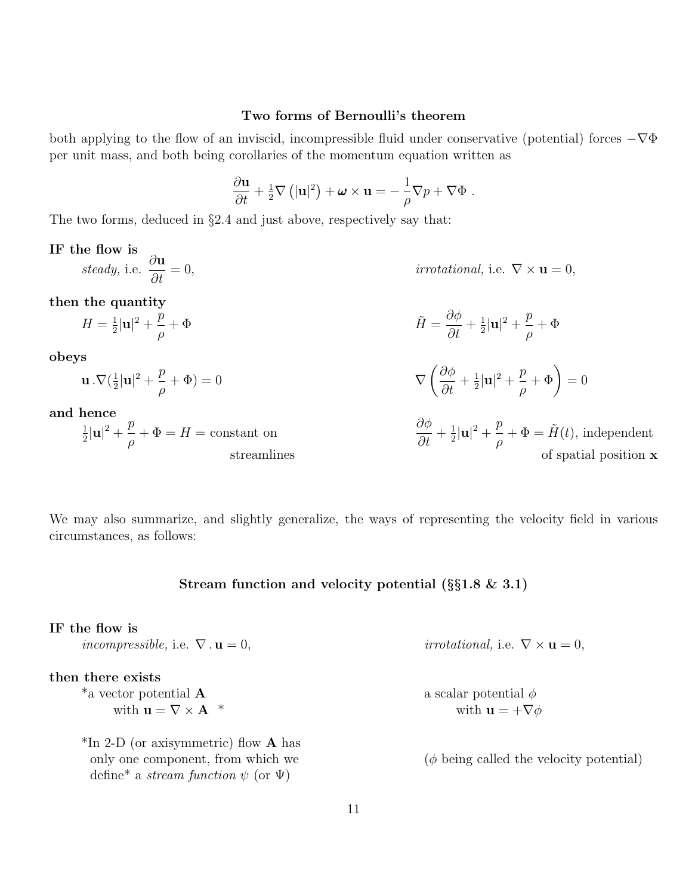### Two forms of Bernoulli's theorem

both applying to the flow of an inviscid, incompressible fluid under conservative (potential) forces $-\nabla\Phi$ per unit mass, and both being corollaries of the momentum equation written as

$$\frac{\partial \mathbf{u}}{\partial t} + \tfrac{1}{2}\nabla\left(|\mathbf{u}|^2\right) + \boldsymbol{\omega}\times\mathbf{u} = -\frac{1}{\rho}\nabla p + \nabla\Phi\ .$$

The two forms, deduced in §2.4 and just above, respectively say that:

**IF the flow is**

| | |
|---|---|
| *steady,* i.e. $\dfrac{\partial \mathbf{u}}{\partial t} = 0$, | *irrotational,* i.e. $\nabla\times\mathbf{u} = 0$, |

**then the quantity**

| | |
|---|---|
| $H = \tfrac{1}{2}\lvert\mathbf{u}\rvert^2 + \dfrac{p}{\rho} + \Phi$ | $\tilde{H} = \dfrac{\partial\phi}{\partial t} + \tfrac{1}{2}\lvert\mathbf{u}\rvert^2 + \dfrac{p}{\rho} + \Phi$ |

**obeys**

| | |
|---|---|
| $\mathbf{u}\,.\nabla(\tfrac{1}{2}\lvert\mathbf{u}\rvert^2 + \dfrac{p}{\rho} + \Phi) = 0$ | $\nabla\left(\dfrac{\partial\phi}{\partial t} + \tfrac{1}{2}\lvert\mathbf{u}\rvert^2 + \dfrac{p}{\rho} + \Phi\right) = 0$ |

**and hence**

| | |
|---|---|
| $\tfrac{1}{2}\lvert\mathbf{u}\rvert^2 + \dfrac{p}{\rho} + \Phi = H =$ constant on streamlines | $\dfrac{\partial\phi}{\partial t} + \tfrac{1}{2}\lvert\mathbf{u}\rvert^2 + \dfrac{p}{\rho} + \Phi = \tilde{H}(t)$, independent of spatial position $\mathbf{x}$ |

We may also summarize, and slightly generalize, the ways of representing the velocity field in various circumstances, as follows:

### Stream function and velocity potential (§§1.8 & 3.1)

**IF the flow is**

| | |
|---|---|
| *incompressible,* i.e. $\nabla\,.\,\mathbf{u} = 0$, | *irrotational,* i.e. $\nabla\times\mathbf{u} = 0$, |

**then there exists**

| | |
|---|---|
| *a vector potential $\mathbf{A}$ with $\mathbf{u} = \nabla\times\mathbf{A}$ * | a scalar potential $\phi$ with $\mathbf{u} = +\nabla\phi$ |
| *In 2-D (or axisymmetric) flow $\mathbf{A}$ has only one component, from which we define* a *stream function* $\psi$ (or $\Psi$) | ($\phi$ being called the velocity potential) |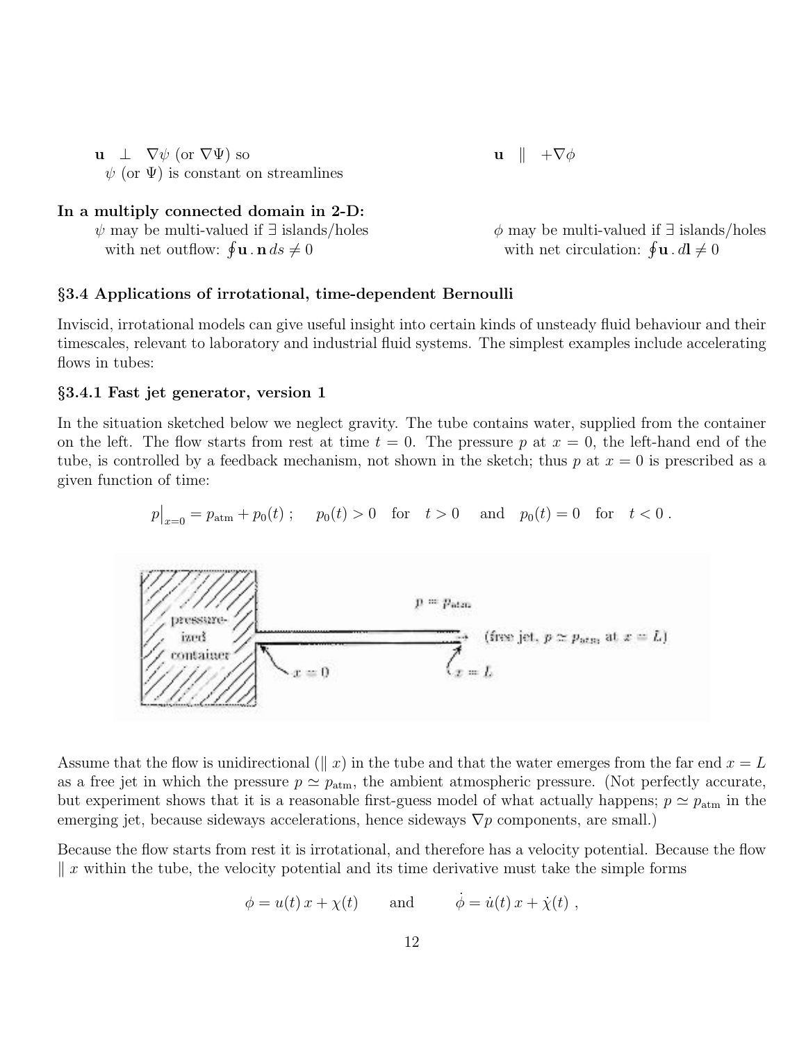$\mathbf{u} \perp \nabla\psi$ (or $\nabla\Psi$) so $\psi$ (or $\Psi$) is constant on streamlines

$\mathbf{u} \parallel +\nabla\phi$

**In a multiply connected domain in 2-D:**

$\psi$ may be multi-valued if $\exists$ islands/holes with net outflow: $\oint \mathbf{u}\,.\,\mathbf{n}\,ds \neq 0$

$\phi$ may be multi-valued if $\exists$ islands/holes with net circulation: $\oint \mathbf{u}\,.\,d\mathbf{l} \neq 0$

### §3.4 Applications of irrotational, time-dependent Bernoulli

Inviscid, irrotational models can give useful insight into certain kinds of unsteady fluid behaviour and their timescales, relevant to laboratory and industrial fluid systems. The simplest examples include accelerating flows in tubes:

#### §3.4.1 Fast jet generator, version 1

In the situation sketched below we neglect gravity. The tube contains water, supplied from the container on the left. The flow starts from rest at time $t = 0$. The pressure $p$ at $x = 0$, the left-hand end of the tube, is controlled by a feedback mechanism, not shown in the sketch; thus $p$ at $x = 0$ is prescribed as a given function of time:

$$p\big|_{x=0} = p_{\rm atm} + p_0(t)\ ; \quad p_0(t) > 0 \quad \text{for} \quad t > 0 \quad \text{and} \quad p_0(t) = 0 \quad \text{for} \quad t < 0\ .$$

Assume that the flow is unidirectional ($\parallel x$) in the tube and that the water emerges from the far end $x = L$ as a free jet in which the pressure $p \simeq p_{\rm atm}$, the ambient atmospheric pressure. (Not perfectly accurate, but experiment shows that it is a reasonable first-guess model of what actually happens; $p \simeq p_{\rm atm}$ in the emerging jet, because sideways accelerations, hence sideways $\nabla p$ components, are small.)

Because the flow starts from rest it is irrotational, and therefore has a velocity potential. Because the flow $\parallel x$ within the tube, the velocity potential and its time derivative must take the simple forms

$$\phi = u(t)\,x + \chi(t) \qquad \text{and} \qquad \dot{\phi} = \dot{u}(t)\,x + \dot{\chi}(t)\ ,$$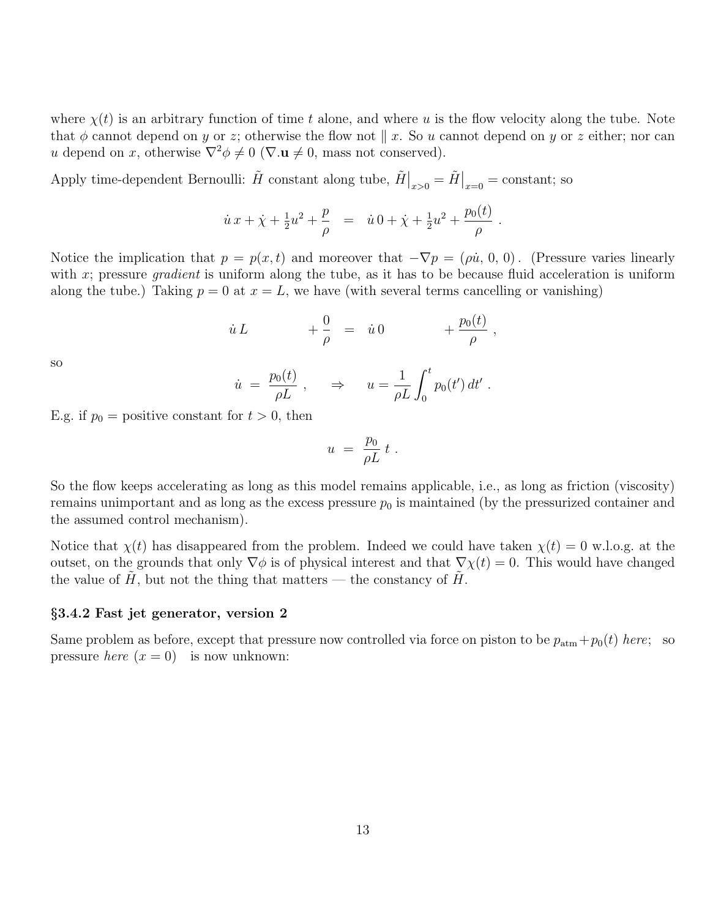where $\chi(t)$ is an arbitrary function of time $t$ alone, and where $u$ is the flow velocity along the tube. Note that $\phi$ cannot depend on $y$ or $z$; otherwise the flow not $\parallel x$. So $u$ cannot depend on $y$ or $z$ either; nor can $u$ depend on $x$, otherwise $\nabla^2\phi \neq 0$ ($\nabla.\mathbf{u} \neq 0$, mass not conserved).

Apply time-dependent Bernoulli: $\tilde{H}$ constant along tube, $\tilde{H}\big|_{x>0} = \tilde{H}\big|_{x=0} = \text{constant}$; so

$$\dot{u}\,x + \dot{\chi} + \tfrac{1}{2}u^2 + \frac{p}{\rho} \quad = \quad \dot{u}\,0 + \dot{\chi} + \tfrac{1}{2}u^2 + \frac{p_0(t)}{\rho}\ .$$

Notice the implication that $p = p(x,t)$ and moreover that $-\nabla p = (\rho\dot{u},\, 0,\, 0)$. (Pressure varies linearly with $x$; pressure *gradient* is uniform along the tube, as it has to be because fluid acceleration is uniform along the tube.) Taking $p = 0$ at $x = L$, we have (with several terms cancelling or vanishing)

$$\dot{u}\,L \qquad\qquad + \frac{0}{\rho} \quad = \quad \dot{u}\,0 \qquad\qquad + \frac{p_0(t)}{\rho}\ ,$$

so

$$\dot{u} \;=\; \frac{p_0(t)}{\rho L}\ , \qquad \Rightarrow \qquad u = \frac{1}{\rho L}\int_0^t p_0(t')\,dt'\ .$$

E.g. if $p_0 =$ positive constant for $t > 0$, then

$$u \;=\; \frac{p_0}{\rho L}\,t\ .$$

So the flow keeps accelerating as long as this model remains applicable, i.e., as long as friction (viscosity) remains unimportant and as long as the excess pressure $p_0$ is maintained (by the pressurized container and the assumed control mechanism).

Notice that $\chi(t)$ has disappeared from the problem. Indeed we could have taken $\chi(t) = 0$ w.l.o.g. at the outset, on the grounds that only $\nabla\phi$ is of physical interest and that $\nabla\chi(t) = 0$. This would have changed the value of $\tilde{H}$, but not the thing that matters — the constancy of $\tilde{H}$.

### §3.4.2 Fast jet generator, version 2

Same problem as before, except that pressure now controlled via force on piston to be $p_{\text{atm}} + p_0(t)$ *here*; so pressure *here* ($x = 0$) is now unknown: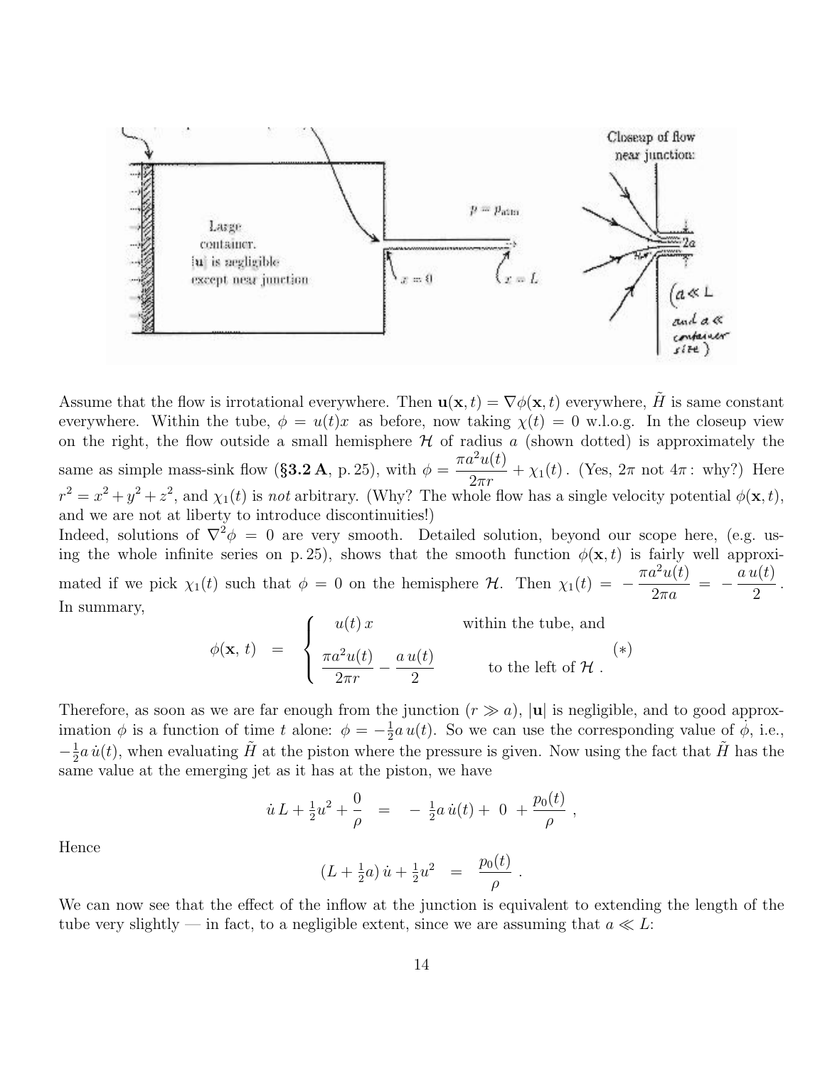Assume that the flow is irrotational everywhere. Then $\mathbf{u}(\mathbf{x},t) = \nabla\phi(\mathbf{x},t)$ everywhere, $\tilde{H}$ is same constant everywhere. Within the tube, $\phi = u(t)x$ as before, now taking $\chi(t) = 0$ w.l.o.g. In the closeup view on the right, the flow outside a small hemisphere $\mathcal{H}$ of radius $a$ (shown dotted) is approximately the same as simple mass-sink flow (**§3.2 A**, p. 25), with $\phi = \dfrac{\pi a^2 u(t)}{2\pi r} + \chi_1(t)$. (Yes, $2\pi$ not $4\pi$: why?) Here $r^2 = x^2 + y^2 + z^2$, and $\chi_1(t)$ is *not* arbitrary. (Why? The whole flow has a single velocity potential $\phi(\mathbf{x},t)$, and we are not at liberty to introduce discontinuities!)

Indeed, solutions of $\nabla^2\phi = 0$ are very smooth. Detailed solution, beyond our scope here, (e.g. using the whole infinite series on p. 25), shows that the smooth function $\phi(\mathbf{x},t)$ is fairly well approximated if we pick $\chi_1(t)$ such that $\phi = 0$ on the hemisphere $\mathcal{H}$. Then $\chi_1(t) = -\dfrac{\pi a^2 u(t)}{2\pi a} = -\dfrac{a\,u(t)}{2}$.

In summary,

$$\phi(\mathbf{x},\,t) \;\; = \;\; \begin{cases} u(t)\,x & \text{within the tube, and} \\ \dfrac{\pi a^2 u(t)}{2\pi r} - \dfrac{a\,u(t)}{2} & \text{to the left of } \mathcal{H}\,. \end{cases} \qquad (*)$$

Therefore, as soon as we are far enough from the junction ($r \gg a$), $|\mathbf{u}|$ is negligible, and to good approximation $\phi$ is a function of time $t$ alone: $\phi = -\frac{1}{2}a\,u(t)$. So we can use the corresponding value of $\dot{\phi}$, i.e., $-\frac{1}{2}a\,\dot{u}(t)$, when evaluating $\tilde{H}$ at the piston where the pressure is given. Now using the fact that $\tilde{H}$ has the same value at the emerging jet as it has at the piston, we have

$$\dot{u}\,L + \tfrac{1}{2}u^2 + \frac{0}{\rho} \;\; = \;\; -\,\tfrac{1}{2}a\,\dot{u}(t) + \;0\; + \frac{p_0(t)}{\rho}\;,$$

Hence

$$(L + \tfrac{1}{2}a)\,\dot{u} + \tfrac{1}{2}u^2 \;\; = \;\; \frac{p_0(t)}{\rho}\;.$$

We can now see that the effect of the inflow at the junction is equivalent to extending the length of the tube very slightly — in fact, to a negligible extent, since we are assuming that $a \ll L$: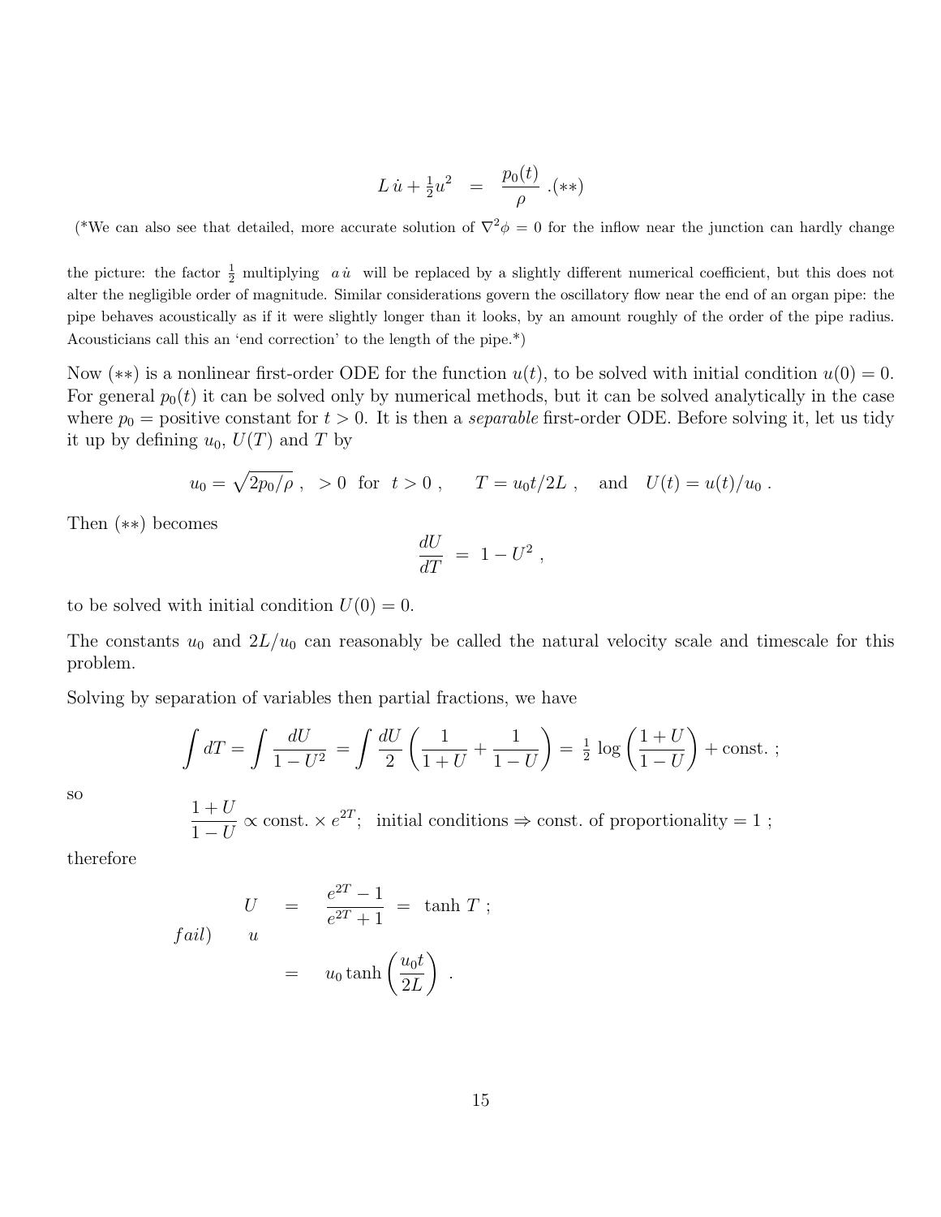$$L\,\dot{u} + \tfrac{1}{2}u^2 \quad = \quad \frac{p_0(t)}{\rho}\ .(**)$$

(*We can also see that detailed, more accurate solution of $\nabla^2\phi = 0$ for the inflow near the junction can hardly change the picture: the factor $\frac{1}{2}$ multiplying $a\,\dot{u}$ will be replaced by a slightly different numerical coefficient, but this does not alter the negligible order of magnitude. Similar considerations govern the oscillatory flow near the end of an organ pipe: the pipe behaves acoustically as if it were slightly longer than it looks, by an amount roughly of the order of the pipe radius. Acousticians call this an 'end correction' to the length of the pipe.*)

Now $(**)$ is a nonlinear first-order ODE for the function $u(t)$, to be solved with initial condition $u(0) = 0$. For general $p_0(t)$ it can be solved only by numerical methods, but it can be solved analytically in the case where $p_0 =$ positive constant for $t > 0$. It is then a *separable* first-order ODE. Before solving it, let us tidy it up by defining $u_0$, $U(T)$ and $T$ by

$$u_0 = \sqrt{2p_0/\rho}\ ,\ \ > 0\ \ \text{for}\ \ t > 0\ , \qquad T = u_0 t/2L\ , \quad \text{and} \quad U(t) = u(t)/u_0\ .$$

Then $(**)$ becomes

$$\frac{dU}{dT}\ =\ 1 - U^2\ ,$$

to be solved with initial condition $U(0) = 0$.

The constants $u_0$ and $2L/u_0$ can reasonably be called the natural velocity scale and timescale for this problem.

Solving by separation of variables then partial fractions, we have

$$\int dT = \int \frac{dU}{1-U^2} = \int \frac{dU}{2}\left(\frac{1}{1+U} + \frac{1}{1-U}\right) = \tfrac{1}{2}\,\log\left(\frac{1+U}{1-U}\right) + \text{const.}\ ;$$

so

$$\frac{1+U}{1-U} \propto \text{const.} \times e^{2T};\ \ \text{initial conditions} \Rightarrow \text{const. of proportionality} = 1\ ;$$

therefore

$$U \quad = \quad \frac{e^{2T}-1}{e^{2T}+1}\ =\ \tanh\,T\ ;$$

$$fail) \qquad u$$

$$= \quad u_0 \tanh\left(\frac{u_0 t}{2L}\right)\ .$$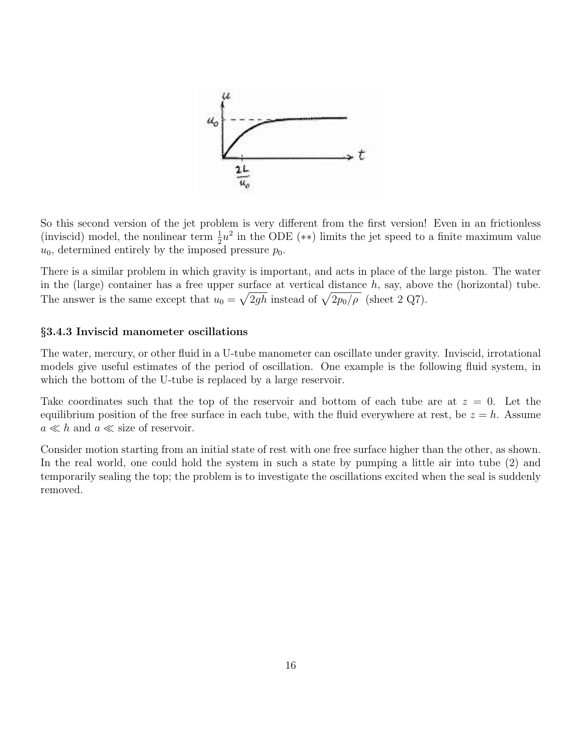So this second version of the jet problem is very different from the first version! Even in an frictionless (inviscid) model, the nonlinear term $\frac{1}{2}u^2$ in the ODE (**) limits the jet speed to a finite maximum value $u_0$, determined entirely by the imposed pressure $p_0$.

There is a similar problem in which gravity is important, and acts in place of the large piston. The water in the (large) container has a free upper surface at vertical distance $h$, say, above the (horizontal) tube. The answer is the same except that $u_0 = \sqrt{2gh}$ instead of $\sqrt{2p_0/\rho}$ (sheet 2 Q7).

### §3.4.3 Inviscid manometer oscillations

The water, mercury, or other fluid in a U-tube manometer can oscillate under gravity. Inviscid, irrotational models give useful estimates of the period of oscillation. One example is the following fluid system, in which the bottom of the U-tube is replaced by a large reservoir.

Take coordinates such that the top of the reservoir and bottom of each tube are at $z = 0$. Let the equilibrium position of the free surface in each tube, with the fluid everywhere at rest, be $z = h$. Assume $a \ll h$ and $a \ll$ size of reservoir.

Consider motion starting from an initial state of rest with one free surface higher than the other, as shown. In the real world, one could hold the system in such a state by pumping a little air into tube (2) and temporarily sealing the top; the problem is to investigate the oscillations excited when the seal is suddenly removed.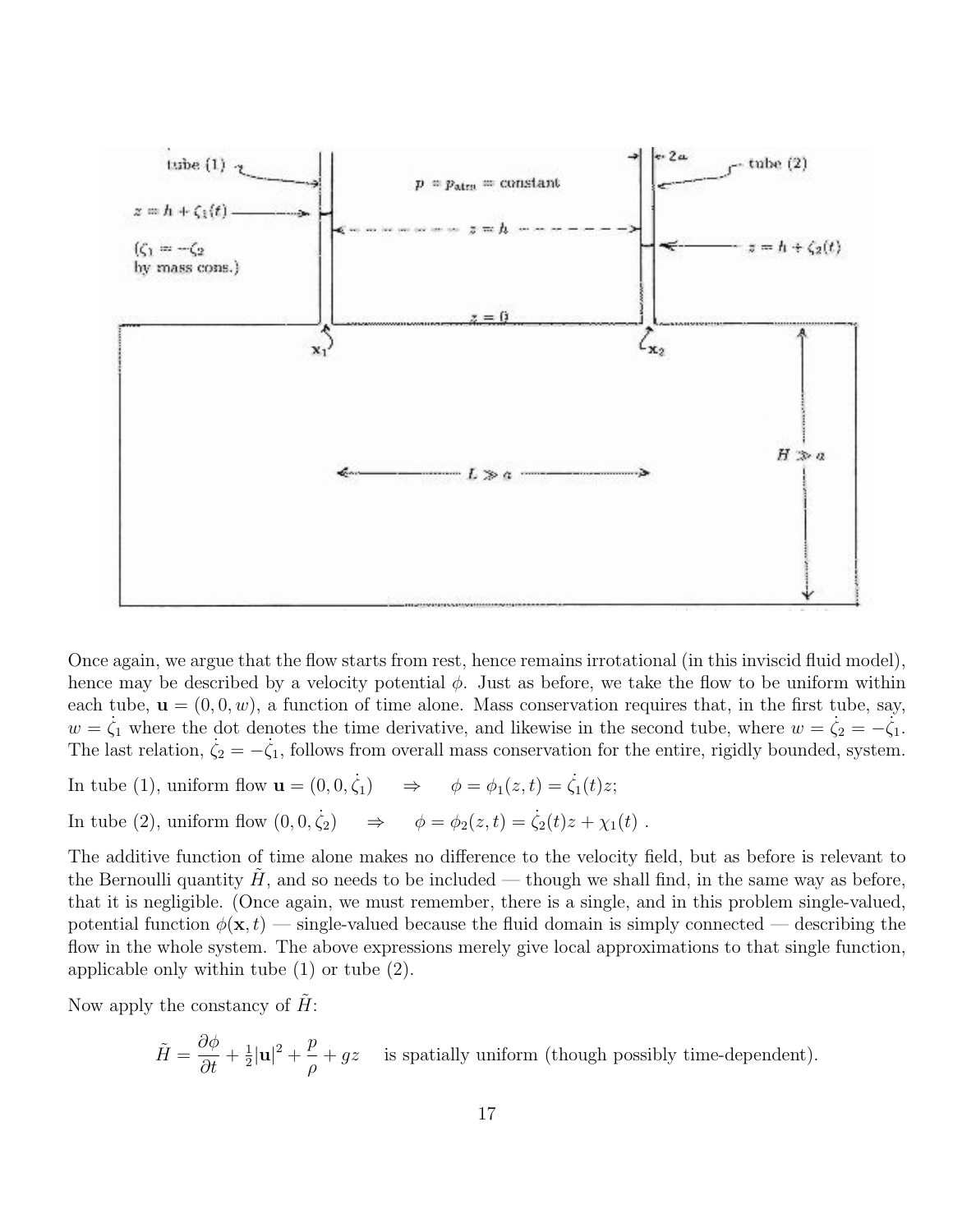Once again, we argue that the flow starts from rest, hence remains irrotational (in this inviscid fluid model), hence may be described by a velocity potential $\phi$. Just as before, we take the flow to be uniform within each tube, $\mathbf{u} = (0, 0, w)$, a function of time alone. Mass conservation requires that, in the first tube, say, $w = \dot{\zeta}_1$ where the dot denotes the time derivative, and likewise in the second tube, where $w = \dot{\zeta}_2 = -\dot{\zeta}_1$. The last relation, $\dot{\zeta}_2 = -\dot{\zeta}_1$, follows from overall mass conservation for the entire, rigidly bounded, system.

In tube (1), uniform flow $\mathbf{u} = (0, 0, \dot{\zeta}_1) \quad \Rightarrow \quad \phi = \phi_1(z, t) = \dot{\zeta}_1(t)z;$

In tube (2), uniform flow $(0, 0, \dot{\zeta}_2) \quad \Rightarrow \quad \phi = \phi_2(z, t) = \dot{\zeta}_2(t)z + \chi_1(t)$ .

The additive function of time alone makes no difference to the velocity field, but as before is relevant to the Bernoulli quantity $\tilde{H}$, and so needs to be included — though we shall find, in the same way as before, that it is negligible. (Once again, we must remember, there is a single, and in this problem single-valued, potential function $\phi(\mathbf{x}, t)$ — single-valued because the fluid domain is simply connected — describing the flow in the whole system. The above expressions merely give local approximations to that single function, applicable only within tube (1) or tube (2).

Now apply the constancy of $\tilde{H}$:

$$\tilde{H} = \frac{\partial \phi}{\partial t} + \tfrac{1}{2}|\mathbf{u}|^2 + \frac{p}{\rho} + gz \quad \text{is spatially uniform (though possibly time-dependent).}$$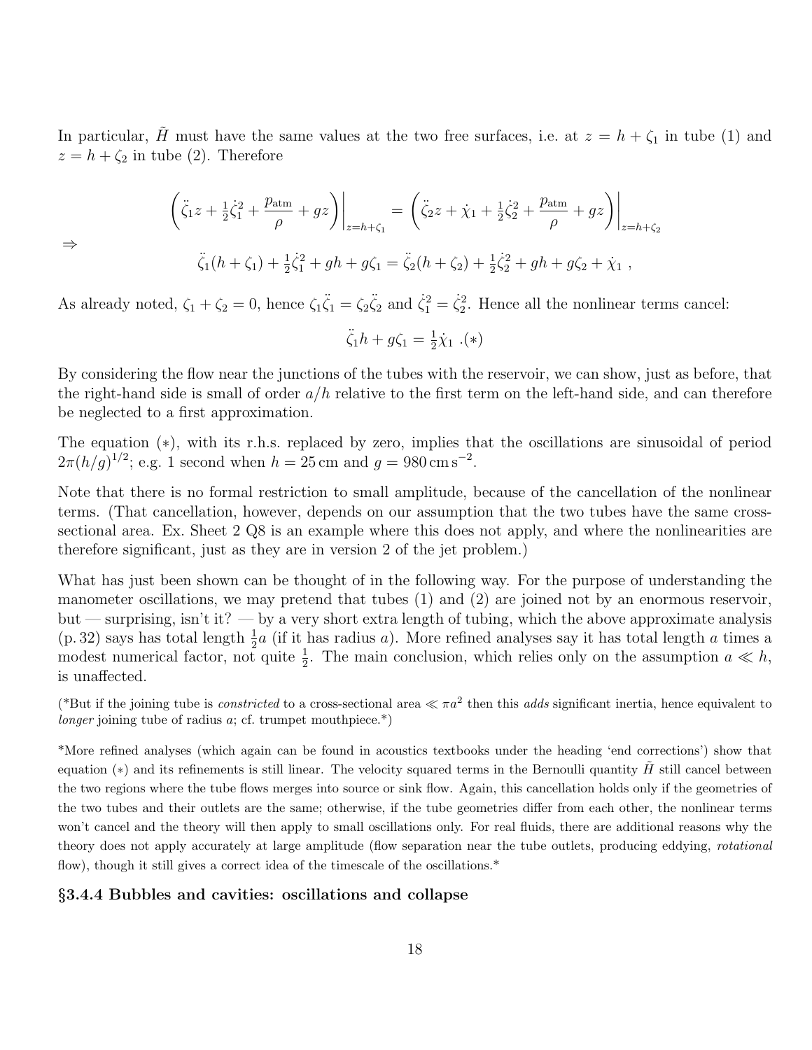In particular, $\tilde{H}$ must have the same values at the two free surfaces, i.e. at $z = h + \zeta_1$ in tube (1) and $z = h + \zeta_2$ in tube (2). Therefore

$$\left(\ddot{\zeta}_1 z + \tfrac{1}{2}\dot{\zeta}_1^2 + \frac{p_{\text{atm}}}{\rho} + gz\right)\bigg|_{z=h+\zeta_1} = \left(\ddot{\zeta}_2 z + \dot{\chi}_1 + \tfrac{1}{2}\dot{\zeta}_2^2 + \frac{p_{\text{atm}}}{\rho} + gz\right)\bigg|_{z=h+\zeta_2}$$

$$\Rightarrow \qquad \ddot{\zeta}_1(h+\zeta_1) + \tfrac{1}{2}\dot{\zeta}_1^2 + gh + g\zeta_1 = \ddot{\zeta}_2(h+\zeta_2) + \tfrac{1}{2}\dot{\zeta}_2^2 + gh + g\zeta_2 + \dot{\chi}_1\ ,$$

As already noted, $\zeta_1 + \zeta_2 = 0$, hence $\zeta_1\ddot{\zeta}_1 = \zeta_2\ddot{\zeta}_2$ and $\dot{\zeta}_1^2 = \dot{\zeta}_2^2$. Hence all the nonlinear terms cancel:

$$\ddot{\zeta}_1 h + g\zeta_1 = \tfrac{1}{2}\dot{\chi}_1\ .(*)$$

By considering the flow near the junctions of the tubes with the reservoir, we can show, just as before, that the right-hand side is small of order $a/h$ relative to the first term on the left-hand side, and can therefore be neglected to a first approximation.

The equation $(*)$, with its r.h.s. replaced by zero, implies that the oscillations are sinusoidal of period $2\pi(h/g)^{1/2}$; e.g. 1 second when $h = 25\,\text{cm}$ and $g = 980\,\text{cm}\,\text{s}^{-2}$.

Note that there is no formal restriction to small amplitude, because of the cancellation of the nonlinear terms. (That cancellation, however, depends on our assumption that the two tubes have the same cross-sectional area. Ex. Sheet 2 Q8 is an example where this does not apply, and where the nonlinearities are therefore significant, just as they are in version 2 of the jet problem.)

What has just been shown can be thought of in the following way. For the purpose of understanding the manometer oscillations, we may pretend that tubes (1) and (2) are joined not by an enormous reservoir, but — surprising, isn't it? — by a very short extra length of tubing, which the above approximate analysis (p. 32) says has total length $\frac{1}{2}a$ (if it has radius $a$). More refined analyses say it has total length $a$ times a modest numerical factor, not quite $\frac{1}{2}$. The main conclusion, which relies only on the assumption $a \ll h$, is unaffected.

(*But if the joining tube is *constricted* to a cross-sectional area $\ll \pi a^2$ then this *adds* significant inertia, hence equivalent to *longer* joining tube of radius $a$; cf. trumpet mouthpiece.*)

*More refined analyses (which again can be found in acoustics textbooks under the heading 'end corrections') show that equation $(*)$ and its refinements is still linear. The velocity squared terms in the Bernoulli quantity $\tilde{H}$ still cancel between the two regions where the tube flows merges into source or sink flow. Again, this cancellation holds only if the geometries of the two tubes and their outlets are the same; otherwise, if the tube geometries differ from each other, the nonlinear terms won't cancel and the theory will then apply to small oscillations only. For real fluids, there are additional reasons why the theory does not apply accurately at large amplitude (flow separation near the tube outlets, producing eddying, *rotational* flow), though it still gives a correct idea of the timescale of the oscillations.*

### §3.4.4 Bubbles and cavities: oscillations and collapse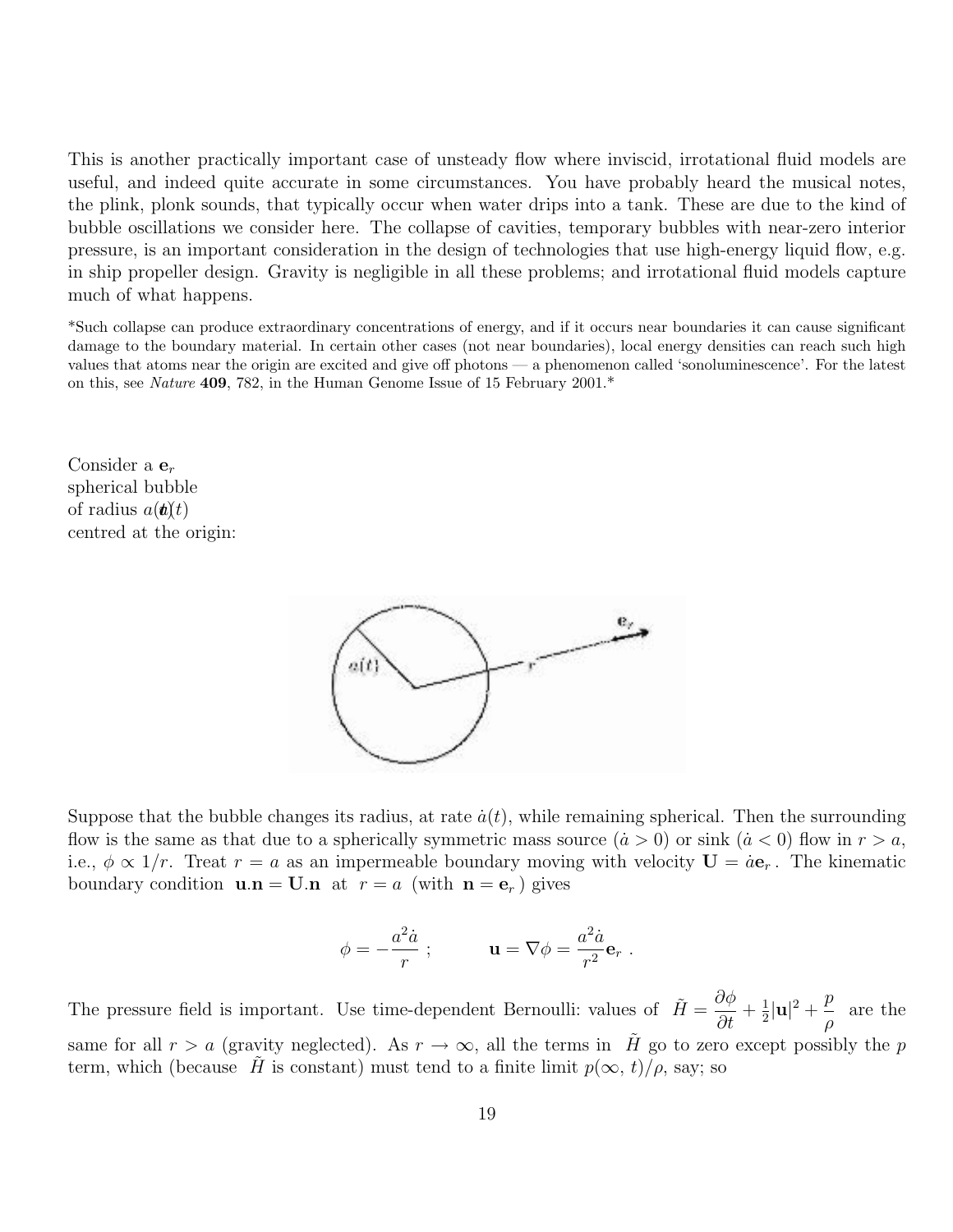This is another practically important case of unsteady flow where inviscid, irrotational fluid models are useful, and indeed quite accurate in some circumstances. You have probably heard the musical notes, the plink, plonk sounds, that typically occur when water drips into a tank. These are due to the kind of bubble oscillations we consider here. The collapse of cavities, temporary bubbles with near-zero interior pressure, is an important consideration in the design of technologies that use high-energy liquid flow, e.g. in ship propeller design. Gravity is negligible in all these problems; and irrotational fluid models capture much of what happens.

*Such collapse can produce extraordinary concentrations of energy, and if it occurs near boundaries it can cause significant damage to the boundary material. In certain other cases (not near boundaries), local energy densities can reach such high values that atoms near the origin are excited and give off photons — a phenomenon called 'sonoluminescence'. For the latest on this, see *Nature* **409**, 782, in the Human Genome Issue of 15 February 2001.*

Consider a $\mathbf{e}_r$ spherical bubble of radius $a(t)$ centred at the origin:

Suppose that the bubble changes its radius, at rate $\dot{a}(t)$, while remaining spherical. Then the surrounding flow is the same as that due to a spherically symmetric mass source ($\dot{a} > 0$) or sink ($\dot{a} < 0$) flow in $r > a$, i.e., $\phi \propto 1/r$. Treat $r = a$ as an impermeable boundary moving with velocity $\mathbf{U} = \dot{a}\mathbf{e}_r$. The kinematic boundary condition $\mathbf{u}.\mathbf{n} = \mathbf{U}.\mathbf{n}$ at $r = a$ (with $\mathbf{n} = \mathbf{e}_r$) gives

$$\phi = -\frac{a^2\dot{a}}{r} \; ; \qquad \mathbf{u} = \nabla\phi = \frac{a^2\dot{a}}{r^2}\mathbf{e}_r \; .$$

The pressure field is important. Use time-dependent Bernoulli: values of $\tilde{H} = \dfrac{\partial\phi}{\partial t} + \frac{1}{2}|\mathbf{u}|^2 + \dfrac{p}{\rho}$ are the same for all $r > a$ (gravity neglected). As $r \to \infty$, all the terms in $\tilde{H}$ go to zero except possibly the $p$ term, which (because $\tilde{H}$ is constant) must tend to a finite limit $p(\infty, t)/\rho$, say; so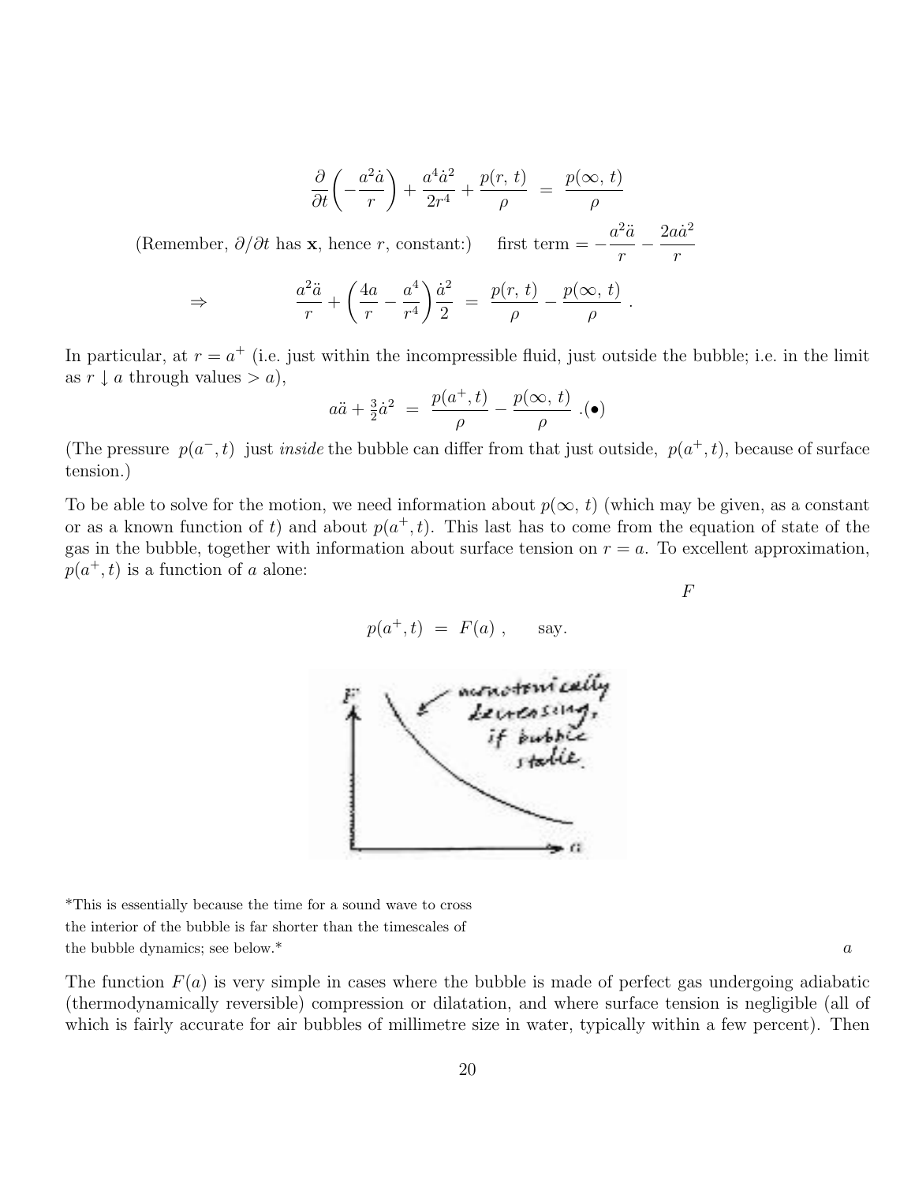$$\frac{\partial}{\partial t}\left(-\frac{a^2\dot{a}}{r}\right) + \frac{a^4\dot{a}^2}{2r^4} + \frac{p(r,\,t)}{\rho} \;=\; \frac{p(\infty,\,t)}{\rho}$$

(Remember, $\partial/\partial t$ has $\mathbf{x}$, hence $r$, constant:) first term $= -\dfrac{a^2\ddot{a}}{r} - \dfrac{2a\dot{a}^2}{r}$

$$\Rightarrow \qquad \frac{a^2\ddot{a}}{r} + \left(\frac{4a}{r} - \frac{a^4}{r^4}\right)\frac{\dot{a}^2}{2} \;=\; \frac{p(r,\,t)}{\rho} - \frac{p(\infty,\,t)}{\rho}\;.$$

In particular, at $r = a^+$ (i.e. just within the incompressible fluid, just outside the bubble; i.e. in the limit as $r \downarrow a$ through values $> a$),

$$a\ddot{a} + \tfrac{3}{2}\dot{a}^2 \;=\; \frac{p(a^+,t)}{\rho} - \frac{p(\infty,\,t)}{\rho}\;.(\bullet)$$

(The pressure $p(a^-,t)$ just *inside* the bubble can differ from that just outside, $p(a^+,t)$, because of surface tension.)

To be able to solve for the motion, we need information about $p(\infty,\,t)$ (which may be given, as a constant or as a known function of $t$) and about $p(a^+,t)$. This last has to come from the equation of state of the gas in the bubble, together with information about surface tension on $r = a$. To excellent approximation, $p(a^+,t)$ is a function of $a$ alone:

$$p(a^+,t) \;=\; F(a)\;, \qquad \text{say.}$$

\*This is essentially because the time for a sound wave to cross the interior of the bubble is far shorter than the timescales of the bubble dynamics; see below.\*

The function $F(a)$ is very simple in cases where the bubble is made of perfect gas undergoing adiabatic (thermodynamically reversible) compression or dilatation, and where surface tension is negligible (all of which is fairly accurate for air bubbles of millimetre size in water, typically within a few percent). Then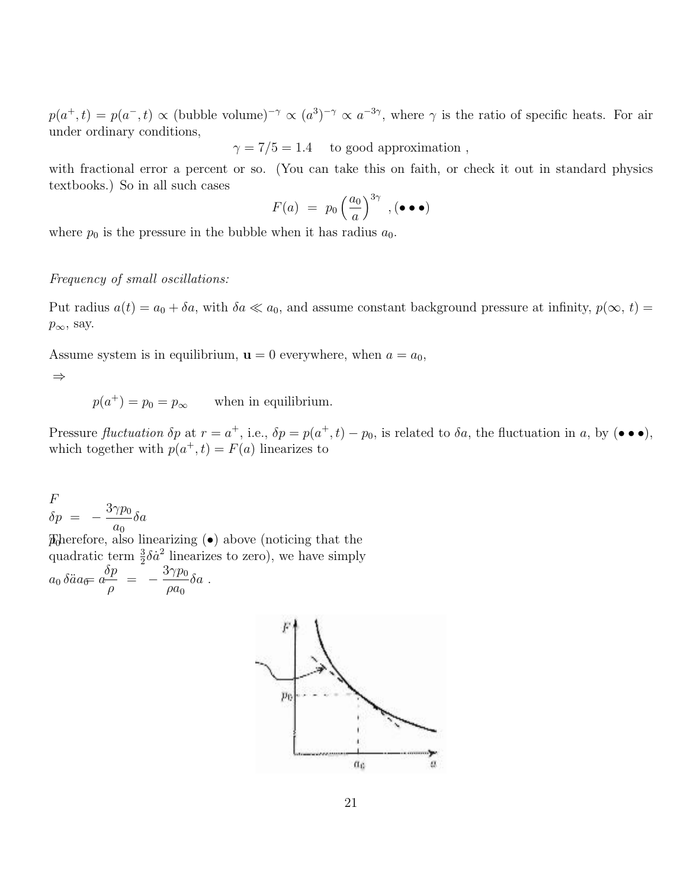$p(a^+, t) = p(a^-, t) \propto (\text{bubble volume})^{-\gamma} \propto (a^3)^{-\gamma} \propto a^{-3\gamma}$, where $\gamma$ is the ratio of specific heats. For air under ordinary conditions,

$$\gamma = 7/5 = 1.4 \quad \text{to good approximation ,}$$

with fractional error a percent or so. (You can take this on faith, or check it out in standard physics textbooks.) So in all such cases

$$F(a) \;=\; p_0 \left(\frac{a_0}{a}\right)^{3\gamma} \;, (\bullet\bullet\bullet)$$

where $p_0$ is the pressure in the bubble when it has radius $a_0$.

*Frequency of small oscillations:*

Put radius $a(t) = a_0 + \delta a$, with $\delta a \ll a_0$, and assume constant background pressure at infinity, $p(\infty, t) = p_\infty$, say.

Assume system is in equilibrium, $\mathbf{u} = 0$ everywhere, when $a = a_0$,

$\Rightarrow$

$$p(a^+) = p_0 = p_\infty \qquad \text{when in equilibrium.}$$

Pressure *fluctuation* $\delta p$ at $r = a^+$, i.e., $\delta p = p(a^+, t) - p_0$, is related to $\delta a$, the fluctuation in $a$, by $(\bullet\bullet\bullet)$, which together with $p(a^+, t) = F(a)$ linearizes to

$$\delta p \;=\; -\frac{3\gamma p_0}{a_0}\delta a$$

Therefore, also linearizing $(\bullet)$ above (noticing that the quadratic term $\frac{3}{2}\delta\dot{a}^2$ linearizes to zero), we have simply

$$a_0\,\delta\ddot{a} = \frac{\delta p}{\rho} \;=\; -\frac{3\gamma p_0}{\rho a_0}\delta a \;.$$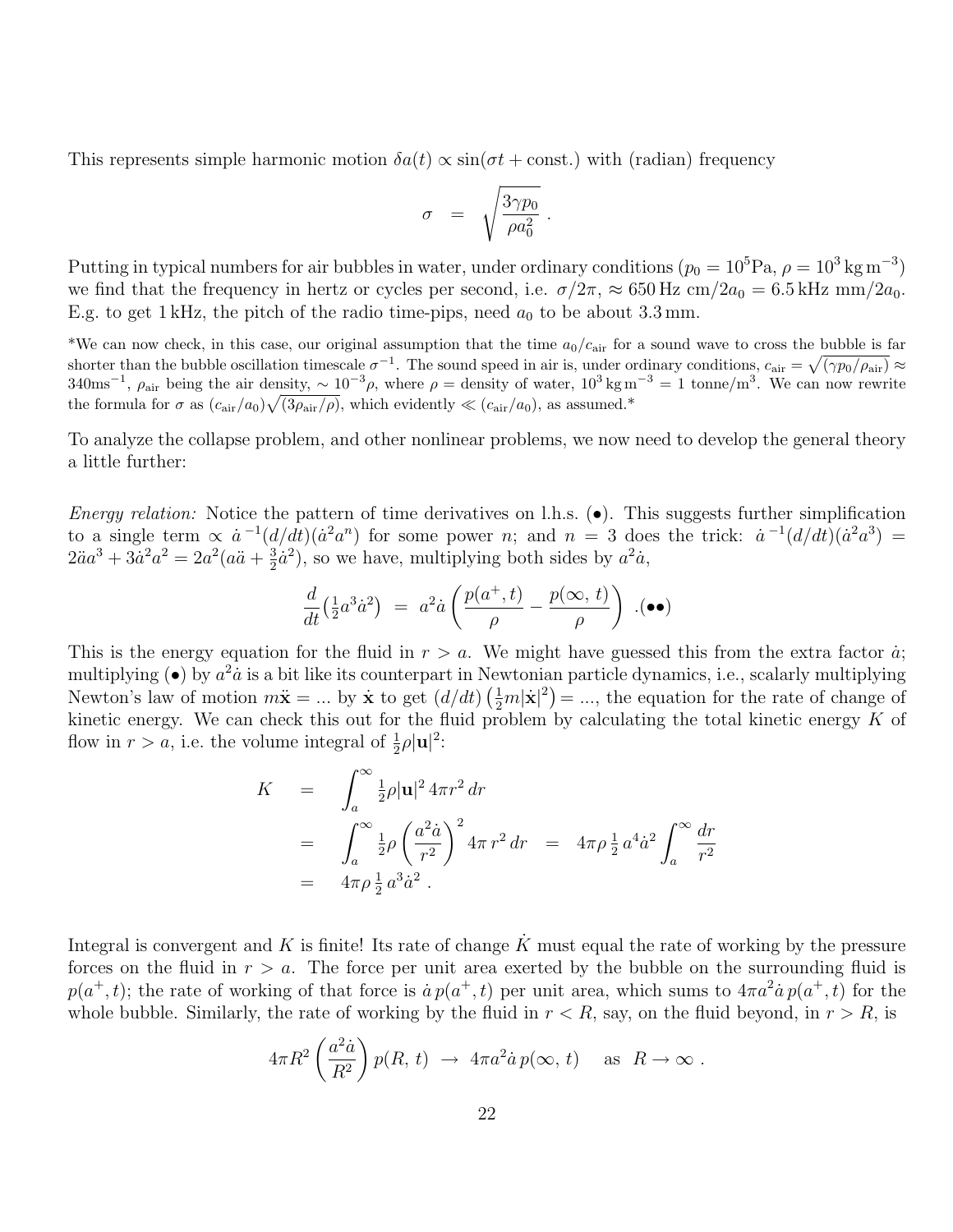This represents simple harmonic motion $\delta a(t) \propto \sin(\sigma t + \text{const.})$ with (radian) frequency

$$\sigma \;=\; \sqrt{\frac{3\gamma p_0}{\rho a_0^2}}\;.$$

Putting in typical numbers for air bubbles in water, under ordinary conditions ($p_0 = 10^5\text{Pa}$, $\rho = 10^3\,\text{kg}\,\text{m}^{-3}$) we find that the frequency in hertz or cycles per second, i.e. $\sigma/2\pi$, $\approx 650\,\text{Hz cm}/2a_0 = 6.5\,\text{kHz mm}/2a_0$. E.g. to get 1 kHz, the pitch of the radio time-pips, need $a_0$ to be about 3.3 mm.

*We can now check, in this case, our original assumption that the time $a_0/c_{\text{air}}$ for a sound wave to cross the bubble is far shorter than the bubble oscillation timescale $\sigma^{-1}$. The sound speed in air is, under ordinary conditions, $c_{\text{air}} = \sqrt{(\gamma p_0/\rho_{\text{air}})} \approx 340\text{ms}^{-1}$, $\rho_{\text{air}}$ being the air density, $\sim 10^{-3}\rho$, where $\rho$ = density of water, $10^3\,\text{kg}\,\text{m}^{-3}$ = 1 tonne/m$^3$. We can now rewrite the formula for $\sigma$ as $(c_{\text{air}}/a_0)\sqrt{(3\rho_{\text{air}}/\rho)}$, which evidently $\ll (c_{\text{air}}/a_0)$, as assumed.*

To analyze the collapse problem, and other nonlinear problems, we now need to develop the general theory a little further:

*Energy relation:* Notice the pattern of time derivatives on l.h.s. ($\bullet$). This suggests further simplification to a single term $\propto \dot{a}^{\,-1}(d/dt)(\dot{a}^2 a^n)$ for some power $n$; and $n = 3$ does the trick: $\dot{a}^{\,-1}(d/dt)(\dot{a}^2 a^3) = 2\ddot{a}a^3 + 3\dot{a}^2 a^2 = 2a^2(a\ddot{a} + \frac{3}{2}\dot{a}^2)$, so we have, multiplying both sides by $a^2\dot{a}$,

$$\frac{d}{dt}\big(\tfrac{1}{2}a^3\dot{a}^2\big) \;=\; a^2\dot{a}\left(\frac{p(a^+,t)}{\rho} - \frac{p(\infty,\,t)}{\rho}\right)\;.(\bullet\bullet)$$

This is the energy equation for the fluid in $r > a$. We might have guessed this from the extra factor $\dot{a}$; multiplying ($\bullet$) by $a^2\dot{a}$ is a bit like its counterpart in Newtonian particle dynamics, i.e., scalarly multiplying Newton's law of motion $m\ddot{\mathbf{x}} = ...$ by $\dot{\mathbf{x}}$ to get $(d/dt)\left(\frac{1}{2}m|\dot{\mathbf{x}}|^2\right) = ...$, the equation for the rate of change of kinetic energy. We can check this out for the fluid problem by calculating the total kinetic energy $K$ of flow in $r > a$, i.e. the volume integral of $\frac{1}{2}\rho|\mathbf{u}|^2$:

$$\begin{aligned}
K \;&=\; \int_a^\infty \tfrac{1}{2}\rho|\mathbf{u}|^2\,4\pi r^2\,dr \\
&=\; \int_a^\infty \tfrac{1}{2}\rho\left(\frac{a^2\dot{a}}{r^2}\right)^2 4\pi\,r^2\,dr \;=\; 4\pi\rho\,\tfrac{1}{2}\,a^4\dot{a}^2\int_a^\infty\frac{dr}{r^2} \\
&=\; 4\pi\rho\,\tfrac{1}{2}\,a^3\dot{a}^2\;.
\end{aligned}$$

Integral is convergent and $K$ is finite! Its rate of change $\dot{K}$ must equal the rate of working by the pressure forces on the fluid in $r > a$. The force per unit area exerted by the bubble on the surrounding fluid is $p(a^+,t)$; the rate of working of that force is $\dot{a}\,p(a^+,t)$ per unit area, which sums to $4\pi a^2\dot{a}\,p(a^+,t)$ for the whole bubble. Similarly, the rate of working by the fluid in $r < R$, say, on the fluid beyond, in $r > R$, is

$$4\pi R^2\left(\frac{a^2\dot{a}}{R^2}\right)p(R,\,t) \;\to\; 4\pi a^2\dot{a}\,p(\infty,\,t) \quad \text{as} \quad R\to\infty\;.$$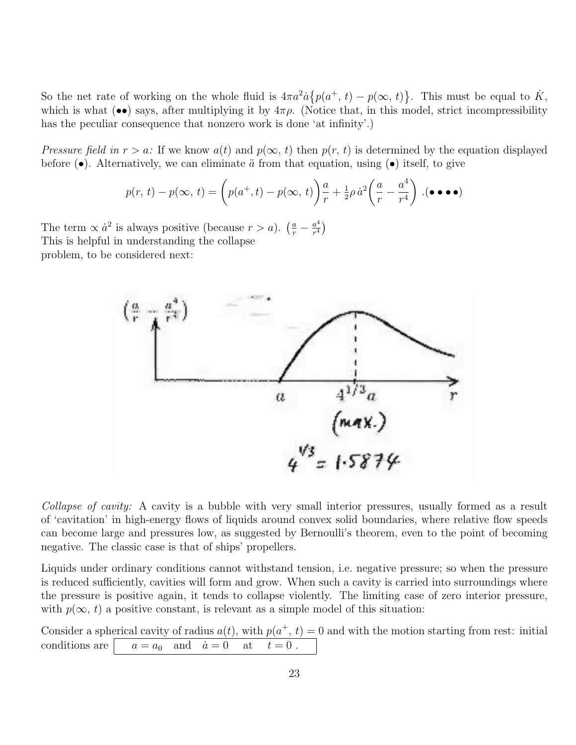So the net rate of working on the whole fluid is $4\pi a^2\dot{a}\{p(a^+, t) - p(\infty, t)\}$. This must be equal to $\dot{K}$, which is what (••) says, after multiplying it by $4\pi\rho$. (Notice that, in this model, strict incompressibility has the peculiar consequence that nonzero work is done 'at infinity'.)

*Pressure field in $r > a$:* If we know $a(t)$ and $p(\infty, t)$ then $p(r, t)$ is determined by the equation displayed before (•). Alternatively, we can eliminate $\ddot{a}$ from that equation, using (•) itself, to give

$$p(r, t) - p(\infty, t) = \left(p(a^+, t) - p(\infty, t)\right)\frac{a}{r} + \tfrac{1}{2}\rho\,\dot{a}^2\left(\frac{a}{r} - \frac{a^4}{r^4}\right) .(\bullet\bullet\bullet\bullet)$$

The term $\propto \dot{a}^2$ is always positive (because $r > a$). $\left(\frac{a}{r} - \frac{a^4}{r^4}\right)$
This is helpful in understanding the collapse problem, to be considered next:

*Collapse of cavity:* A cavity is a bubble with very small interior pressures, usually formed as a result of 'cavitation' in high-energy flows of liquids around convex solid boundaries, where relative flow speeds can become large and pressures low, as suggested by Bernoulli's theorem, even to the point of becoming negative. The classic case is that of ships' propellers.

Liquids under ordinary conditions cannot withstand tension, i.e. negative pressure; so when the pressure is reduced sufficiently, cavities will form and grow. When such a cavity is carried into surroundings where the pressure is positive again, it tends to collapse violently. The limiting case of zero interior pressure, with $p(\infty, t)$ a positive constant, is relevant as a simple model of this situation:

Consider a spherical cavity of radius $a(t)$, with $p(a^+, t) = 0$ and with the motion starting from rest: initial conditions are $\boxed{a = a_0 \quad \text{and} \quad \dot{a} = 0 \quad \text{at} \quad t = 0\ .}$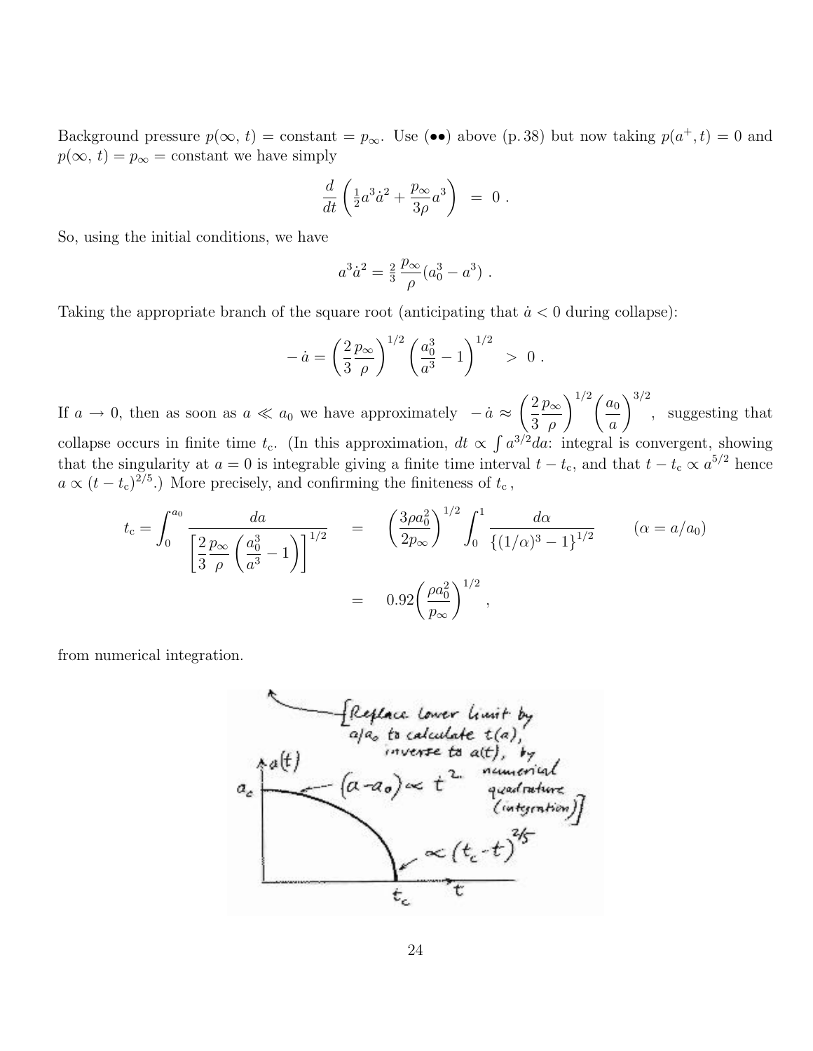Background pressure $p(\infty, t) = \text{constant} = p_\infty$. Use (••) above (p. 38) but now taking $p(a^+, t) = 0$ and $p(\infty, t) = p_\infty = \text{constant}$ we have simply

$$\frac{d}{dt}\left(\tfrac{1}{2}a^3\dot{a}^2 + \frac{p_\infty}{3\rho}a^3\right) \;=\; 0\;.$$

So, using the initial conditions, we have

$$a^3\dot{a}^2 = \tfrac{2}{3}\,\frac{p_\infty}{\rho}(a_0^3 - a^3)\;.$$

Taking the appropriate branch of the square root (anticipating that $\dot{a} < 0$ during collapse):

$$-\,\dot{a} = \left(\frac{2}{3}\frac{p_\infty}{\rho}\right)^{1/2}\left(\frac{a_0^3}{a^3} - 1\right)^{1/2} \;>\; 0\;.$$

If $a \to 0$, then as soon as $a \ll a_0$ we have approximately $\;-\,\dot{a} \approx \left(\dfrac{2}{3}\dfrac{p_\infty}{\rho}\right)^{1/2}\left(\dfrac{a_0}{a}\right)^{3/2}$, suggesting that collapse occurs in finite time $t_c$. (In this approximation, $dt \propto \int a^{3/2}da$: integral is convergent, showing that the singularity at $a = 0$ is integrable giving a finite time interval $t - t_c$, and that $t - t_c \propto a^{5/2}$ hence $a \propto (t - t_c)^{2/5}$.) More precisely, and confirming the finiteness of $t_c$,

$$t_c = \int_0^{a_0}\frac{da}{\left[\dfrac{2}{3}\dfrac{p_\infty}{\rho}\left(\dfrac{a_0^3}{a^3} - 1\right)\right]^{1/2}} \quad = \quad \left(\frac{3\rho a_0^2}{2p_\infty}\right)^{1/2}\int_0^1\frac{d\alpha}{\{(1/\alpha)^3 - 1\}^{1/2}} \qquad (\alpha = a/a_0)$$

$$= \quad 0.92\left(\frac{\rho a_0^2}{p_\infty}\right)^{1/2},$$

from numerical integration.

[Replace lower limit by $a/a_0$ to calculate $t(a)$, inverse to $a(t)$, by numerical quadrature (integration)]

Sketch: $a(t)$ vs $t$, starting at $a_0$ with $(a - a_0) \propto t^2$, falling to zero at $t_c$ with $\propto (t_c - t)^{2/5}$.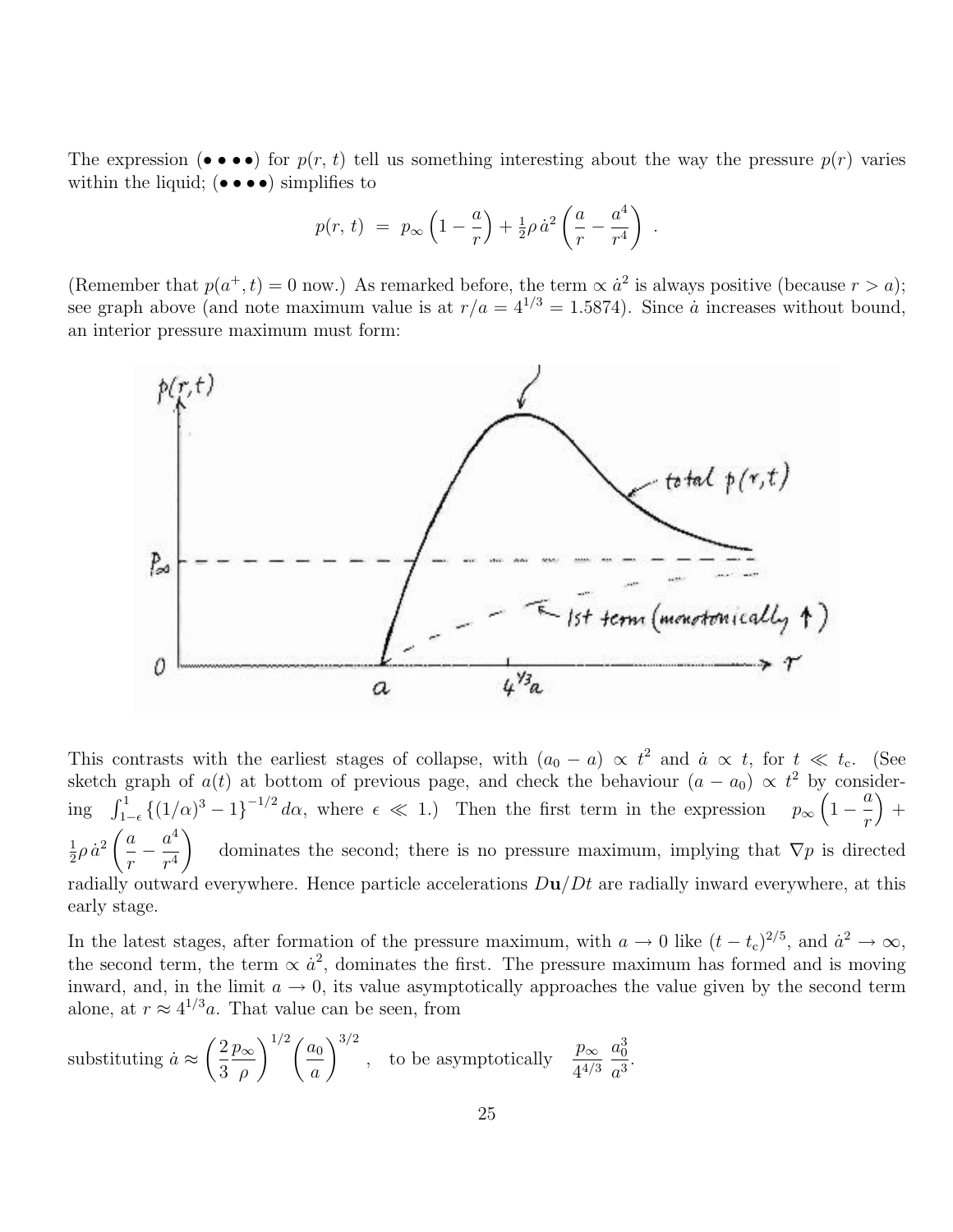The expression (• • ••) for $p(r, t)$ tell us something interesting about the way the pressure $p(r)$ varies within the liquid; (• • ••) simplifies to

$$p(r,\,t) \;=\; p_\infty\left(1-\frac{a}{r}\right)+\tfrac{1}{2}\rho\,\dot a^2\left(\frac{a}{r}-\frac{a^4}{r^4}\right)\;.$$

(Remember that $p(a^+, t) = 0$ now.) As remarked before, the term $\propto \dot a^2$ is always positive (because $r > a$); see graph above (and note maximum value is at $r/a = 4^{1/3} = 1.5874$). Since $\dot a$ increases without bound, an interior pressure maximum must form:

This contrasts with the earliest stages of collapse, with $(a_0 - a) \propto t^2$ and $\dot a \propto t$, for $t \ll t_c$. (See sketch graph of $a(t)$ at bottom of previous page, and check the behaviour $(a - a_0) \propto t^2$ by considering $\int_{1-\epsilon}^{1}\{(1/\alpha)^3 - 1\}^{-1/2}\,d\alpha$, where $\epsilon \ll 1$.) Then the first term in the expression $p_\infty\left(1-\dfrac{a}{r}\right) + \tfrac{1}{2}\rho\,\dot a^2\left(\dfrac{a}{r}-\dfrac{a^4}{r^4}\right)$ dominates the second; there is no pressure maximum, implying that $\nabla p$ is directed radially outward everywhere. Hence particle accelerations $D\mathbf{u}/Dt$ are radially inward everywhere, at this early stage.

In the latest stages, after formation of the pressure maximum, with $a \to 0$ like $(t - t_c)^{2/5}$, and $\dot a^2 \to \infty$, the second term, the term $\propto \dot a^2$, dominates the first. The pressure maximum has formed and is moving inward, and, in the limit $a \to 0$, its value asymptotically approaches the value given by the second term alone, at $r \approx 4^{1/3}a$. That value can be seen, from

substituting $\dot a \approx \left(\dfrac{2}{3}\dfrac{p_\infty}{\rho}\right)^{1/2}\left(\dfrac{a_0}{a}\right)^{3/2}$, to be asymptotically $\dfrac{p_\infty}{4^{4/3}}\,\dfrac{a_0^3}{a^3}$.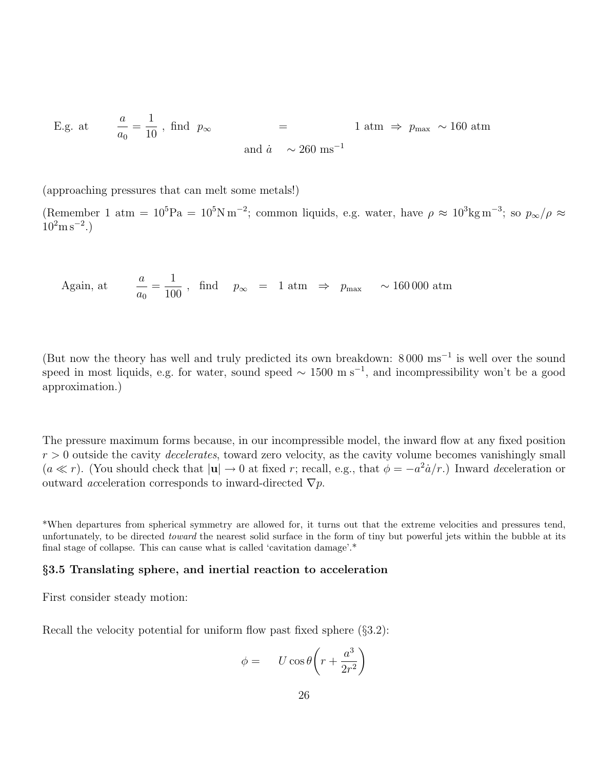E.g. at $\dfrac{a}{a_0} = \dfrac{1}{10}$ , find $p_\infty \qquad = \qquad 1 \text{ atm} \;\Rightarrow\; p_{\max} \;\sim 160 \text{ atm}$

and $\dot{a} \quad \sim 260 \text{ ms}^{-1}$

(approaching pressures that can melt some metals!)

(Remember 1 atm = $10^5$Pa = $10^5$N m$^{-2}$; common liquids, e.g. water, have $\rho \approx 10^3$kg m$^{-3}$; so $p_\infty/\rho \approx 10^2$m s$^{-2}$.)

Again, at $\dfrac{a}{a_0} = \dfrac{1}{100}$ , find $p_\infty \;=\; 1 \text{ atm} \;\Rightarrow\; p_{\max} \quad \sim 160\,000 \text{ atm}$

(But now the theory has well and truly predicted its own breakdown: $8\,000$ ms$^{-1}$ is well over the sound speed in most liquids, e.g. for water, sound speed $\sim$ 1500 m s$^{-1}$, and incompressibility won't be a good approximation.)

The pressure maximum forms because, in our incompressible model, the inward flow at any fixed position $r > 0$ outside the cavity *decelerates*, toward zero velocity, as the cavity volume becomes vanishingly small ($a \ll r$). (You should check that $|\mathbf{u}| \to 0$ at fixed $r$; recall, e.g., that $\phi = -a^2\dot{a}/r$.) Inward *de*celeration or outward *ac*celeration corresponds to inward-directed $\nabla p$.

*When departures from spherical symmetry are allowed for, it turns out that the extreme velocities and pressures tend, unfortunately, to be directed *toward* the nearest solid surface in the form of tiny but powerful jets within the bubble at its final stage of collapse. This can cause what is called 'cavitation damage'.*

### §3.5 Translating sphere, and inertial reaction to acceleration

First consider steady motion:

Recall the velocity potential for uniform flow past fixed sphere (§3.2):

$$\phi = \quad U\cos\theta\left(r + \frac{a^3}{2r^2}\right)$$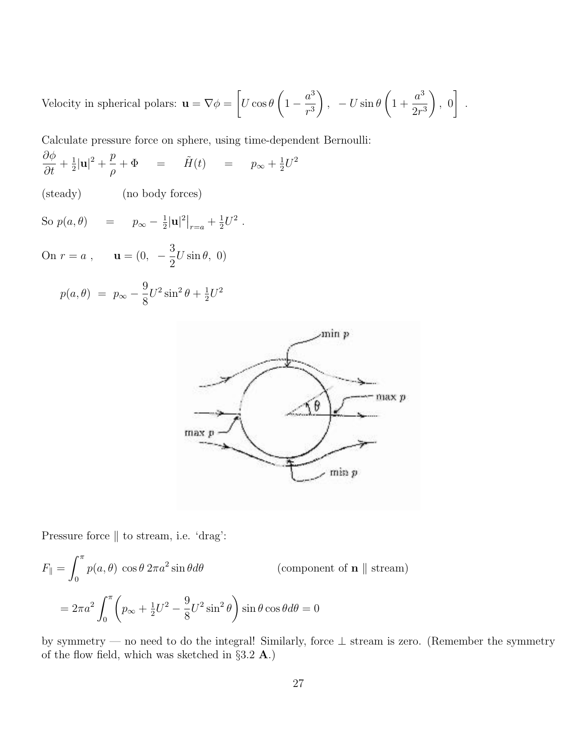Velocity in spherical polars: $\mathbf{u} = \nabla\phi = \left[U\cos\theta\left(1 - \frac{a^3}{r^3}\right),\ \ -U\sin\theta\left(1 + \frac{a^3}{2r^3}\right),\ 0\right]$ .

Calculate pressure force on sphere, using time-dependent Bernoulli:

$$\frac{\partial\phi}{\partial t} + \tfrac{1}{2}|\mathbf{u}|^2 + \frac{p}{\rho} + \Phi \quad = \quad \tilde{H}(t) \quad = \quad p_\infty + \tfrac{1}{2}U^2$$

(steady) (no body forces)

So $p(a,\theta) \quad = \quad p_\infty - \tfrac{1}{2}|\mathbf{u}|^2\big|_{r=a} + \tfrac{1}{2}U^2$ .

On $r = a$ , $\quad \mathbf{u} = (0,\ -\frac{3}{2}U\sin\theta,\ 0)$

$$p(a,\theta) \;=\; p_\infty - \frac{9}{8}U^2\sin^2\theta + \tfrac{1}{2}U^2$$

Pressure force $\parallel$ to stream, i.e. 'drag':

$$F_\parallel = \int_0^\pi p(a,\theta)\,\cos\theta\,2\pi a^2\sin\theta d\theta \qquad\qquad \text{(component of } \mathbf{n} \parallel \text{stream)}$$

$$= 2\pi a^2\int_0^\pi\left(p_\infty + \tfrac{1}{2}U^2 - \frac{9}{8}U^2\sin^2\theta\right)\sin\theta\cos\theta d\theta = 0$$

by symmetry — no need to do the integral! Similarly, force $\perp$ stream is zero. (Remember the symmetry of the flow field, which was sketched in §3.2 **A**.)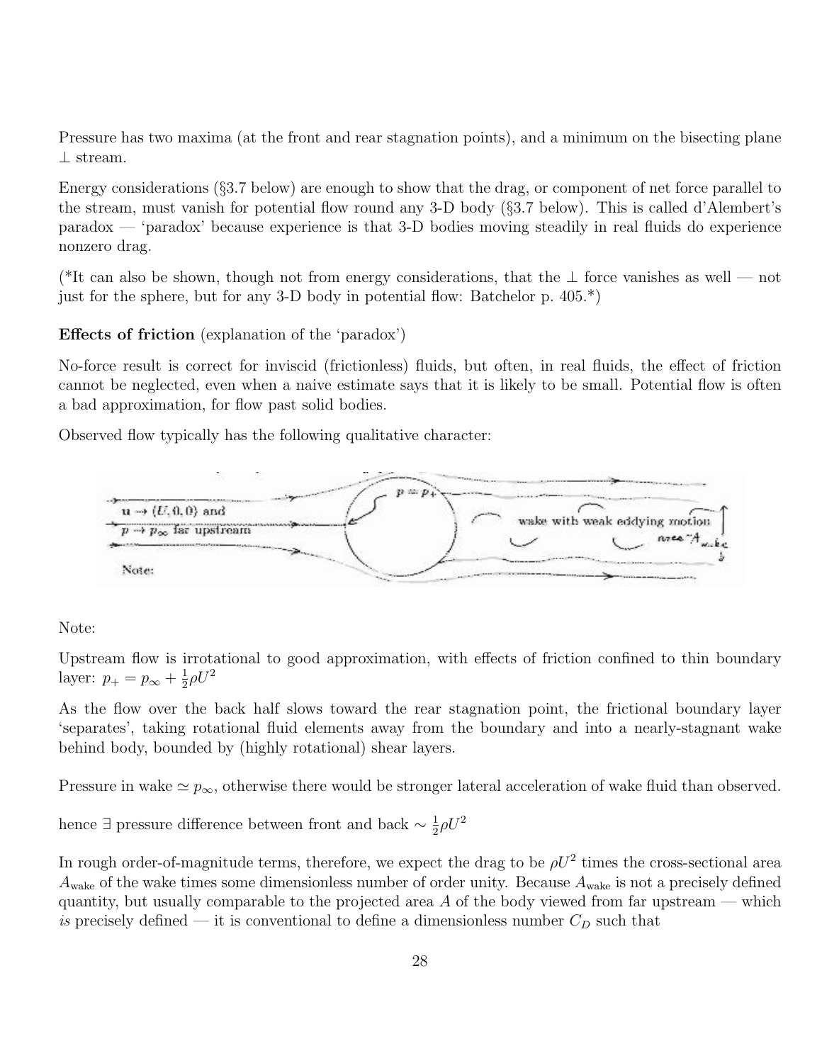Pressure has two maxima (at the front and rear stagnation points), and a minimum on the bisecting plane $\perp$ stream.

Energy considerations (§3.7 below) are enough to show that the drag, or component of net force parallel to the stream, must vanish for potential flow round any 3-D body (§3.7 below). This is called d'Alembert's paradox — 'paradox' because experience is that 3-D bodies moving steadily in real fluids do experience nonzero drag.

(*It can also be shown, though not from energy considerations, that the $\perp$ force vanishes as well — not just for the sphere, but for any 3-D body in potential flow: Batchelor p. 405.*)

**Effects of friction** (explanation of the 'paradox')

No-force result is correct for inviscid (frictionless) fluids, but often, in real fluids, the effect of friction cannot be neglected, even when a naive estimate says that it is likely to be small. Potential flow is often a bad approximation, for flow past solid bodies.

Observed flow typically has the following qualitative character:

Note:

Upstream flow is irrotational to good approximation, with effects of friction confined to thin boundary layer: $p_+ = p_\infty + \frac{1}{2}\rho U^2$

As the flow over the back half slows toward the rear stagnation point, the frictional boundary layer 'separates', taking rotational fluid elements away from the boundary and into a nearly-stagnant wake behind body, bounded by (highly rotational) shear layers.

Pressure in wake $\simeq p_\infty$, otherwise there would be stronger lateral acceleration of wake fluid than observed.

hence $\exists$ pressure difference between front and back $\sim \frac{1}{2}\rho U^2$

In rough order-of-magnitude terms, therefore, we expect the drag to be $\rho U^2$ times the cross-sectional area $A_{\text{wake}}$ of the wake times some dimensionless number of order unity. Because $A_{\text{wake}}$ is not a precisely defined quantity, but usually comparable to the projected area $A$ of the body viewed from far upstream — which *is* precisely defined — it is conventional to define a dimensionless number $C_D$ such that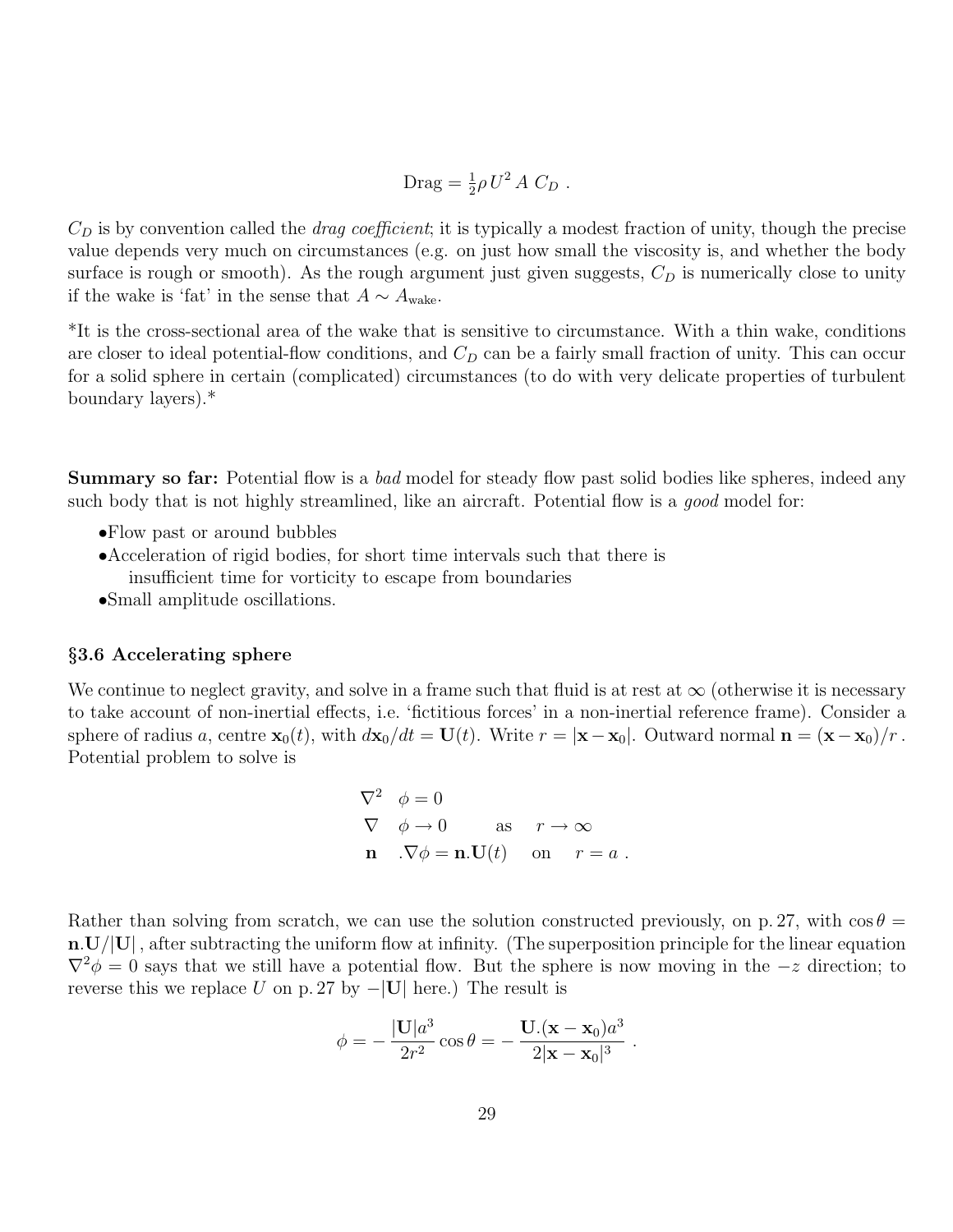$$\text{Drag} = \tfrac{1}{2}\rho\, U^2\, A\, C_D\ .$$

$C_D$ is by convention called the *drag coefficient*; it is typically a modest fraction of unity, though the precise value depends very much on circumstances (e.g. on just how small the viscosity is, and whether the body surface is rough or smooth). As the rough argument just given suggests, $C_D$ is numerically close to unity if the wake is 'fat' in the sense that $A \sim A_{\text{wake}}$.

*It is the cross-sectional area of the wake that is sensitive to circumstance. With a thin wake, conditions are closer to ideal potential-flow conditions, and $C_D$ can be a fairly small fraction of unity. This can occur for a solid sphere in certain (complicated) circumstances (to do with very delicate properties of turbulent boundary layers).*

**Summary so far:** Potential flow is a *bad* model for steady flow past solid bodies like spheres, indeed any such body that is not highly streamlined, like an aircraft. Potential flow is a *good* model for:

- Flow past or around bubbles
- Acceleration of rigid bodies, for short time intervals such that there is insufficient time for vorticity to escape from boundaries
- Small amplitude oscillations.

### §3.6 Accelerating sphere

We continue to neglect gravity, and solve in a frame such that fluid is at rest at $\infty$ (otherwise it is necessary to take account of non-inertial effects, i.e. 'fictitious forces' in a non-inertial reference frame). Consider a sphere of radius $a$, centre $\mathbf{x}_0(t)$, with $d\mathbf{x}_0/dt = \mathbf{U}(t)$. Write $r = |\mathbf{x} - \mathbf{x}_0|$. Outward normal $\mathbf{n} = (\mathbf{x} - \mathbf{x}_0)/r$. Potential problem to solve is

$$
\begin{aligned}
\nabla^2 \ \ \phi &= 0 \\
\nabla \ \ \phi &\to 0 \qquad \text{as} \quad r \to \infty \\
\mathbf{n}\ \ .\nabla\phi &= \mathbf{n}.\mathbf{U}(t) \quad \text{on} \quad r = a\ .
\end{aligned}
$$

Rather than solving from scratch, we can use the solution constructed previously, on p. 27, with $\cos\theta = \mathbf{n}.\mathbf{U}/|\mathbf{U}|$, after subtracting the uniform flow at infinity. (The superposition principle for the linear equation $\nabla^2\phi = 0$ says that we still have a potential flow. But the sphere is now moving in the $-z$ direction; to reverse this we replace $U$ on p. 27 by $-|\mathbf{U}|$ here.) The result is

$$\phi = -\frac{|\mathbf{U}|a^3}{2r^2}\cos\theta = -\frac{\mathbf{U}.(\mathbf{x} - \mathbf{x}_0)a^3}{2|\mathbf{x} - \mathbf{x}_0|^3}\ .$$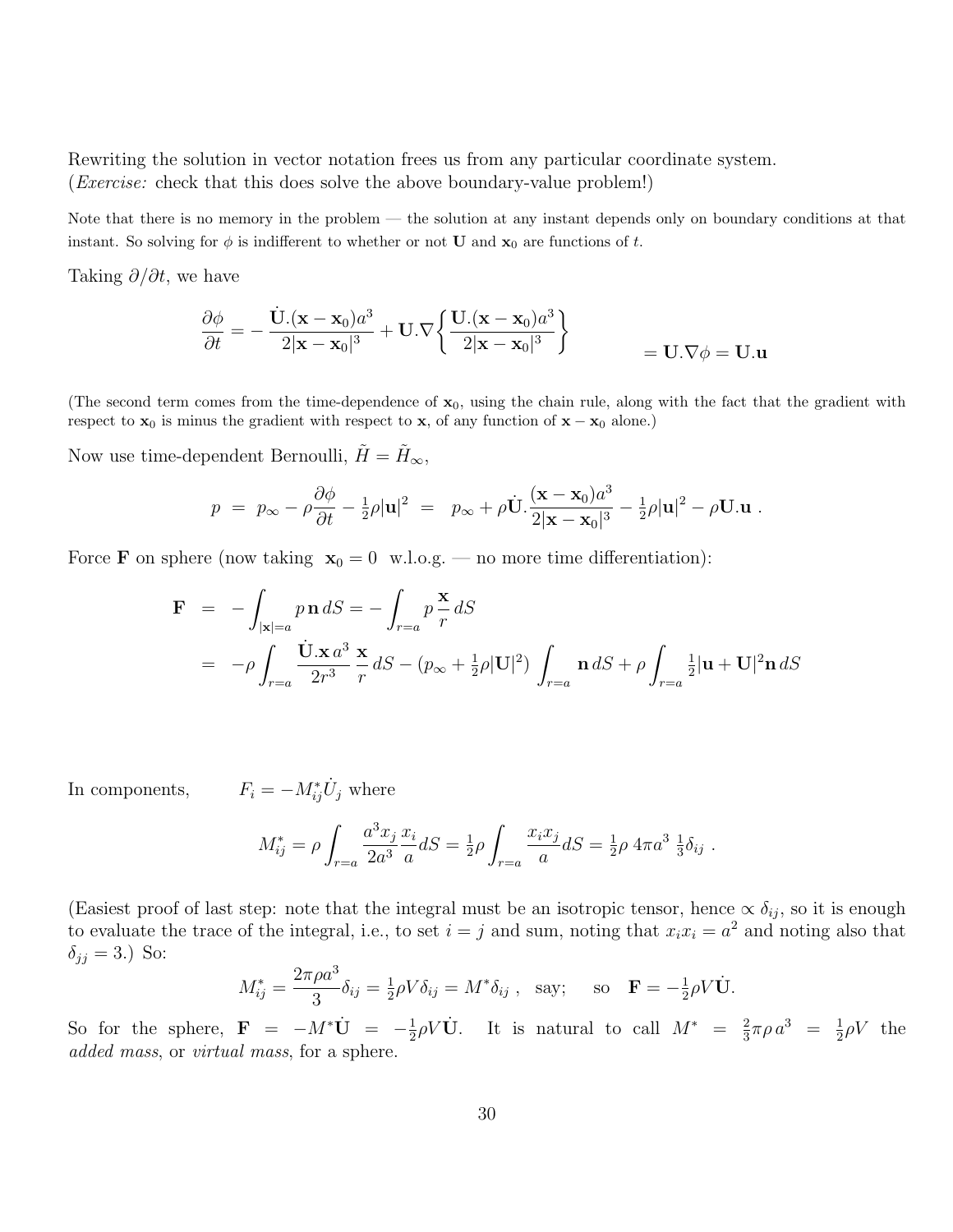Rewriting the solution in vector notation frees us from any particular coordinate system. (*Exercise:* check that this does solve the above boundary-value problem!)

Note that there is no memory in the problem — the solution at any instant depends only on boundary conditions at that instant. So solving for $\phi$ is indifferent to whether or not $\mathbf{U}$ and $\mathbf{x}_0$ are functions of $t$.

Taking $\partial/\partial t$, we have

$$\frac{\partial \phi}{\partial t} = -\frac{\dot{\mathbf{U}}.(\mathbf{x}-\mathbf{x}_0)a^3}{2|\mathbf{x}-\mathbf{x}_0|^3} + \mathbf{U}.\nabla\left\{\frac{\mathbf{U}.(\mathbf{x}-\mathbf{x}_0)a^3}{2|\mathbf{x}-\mathbf{x}_0|^3}\right\} \qquad\qquad = \mathbf{U}.\nabla\phi = \mathbf{U}.\mathbf{u}$$

(The second term comes from the time-dependence of $\mathbf{x}_0$, using the chain rule, along with the fact that the gradient with respect to $\mathbf{x}_0$ is minus the gradient with respect to $\mathbf{x}$, of any function of $\mathbf{x}-\mathbf{x}_0$ alone.)

Now use time-dependent Bernoulli, $\tilde{H} = \tilde{H}_\infty$,

$$p \;=\; p_\infty - \rho\frac{\partial\phi}{\partial t} - \tfrac{1}{2}\rho|\mathbf{u}|^2 \;=\; p_\infty + \rho\dot{\mathbf{U}}.\frac{(\mathbf{x}-\mathbf{x}_0)a^3}{2|\mathbf{x}-\mathbf{x}_0|^3} - \tfrac{1}{2}\rho|\mathbf{u}|^2 - \rho\mathbf{U}.\mathbf{u}\;.$$

Force $\mathbf{F}$ on sphere (now taking $\mathbf{x}_0 = 0$ w.l.o.g. — no more time differentiation):

$$\begin{aligned}
\mathbf{F} \;&=\; -\int_{|\mathbf{x}|=a} p\,\mathbf{n}\,dS = -\int_{r=a} p\,\frac{\mathbf{x}}{r}\,dS \\
&=\; -\rho\int_{r=a}\frac{\dot{\mathbf{U}}.\mathbf{x}\,a^3}{2r^3}\,\frac{\mathbf{x}}{r}\,dS - (p_\infty + \tfrac{1}{2}\rho|\mathbf{U}|^2)\int_{r=a}\mathbf{n}\,dS + \rho\int_{r=a}\tfrac{1}{2}|\mathbf{u}+\mathbf{U}|^2\mathbf{n}\,dS
\end{aligned}$$

In components, $\qquad F_i = -M^*_{ij}\dot{U}_j$ where

$$M^*_{ij} = \rho\int_{r=a}\frac{a^3 x_j}{2a^3}\frac{x_i}{a}dS = \tfrac{1}{2}\rho\int_{r=a}\frac{x_i x_j}{a}dS = \tfrac{1}{2}\rho\;4\pi a^3\;\tfrac{1}{3}\delta_{ij}\;.$$

(Easiest proof of last step: note that the integral must be an isotropic tensor, hence $\propto \delta_{ij}$, so it is enough to evaluate the trace of the integral, i.e., to set $i=j$ and sum, noting that $x_i x_i = a^2$ and noting also that $\delta_{jj} = 3$.) So:

$$M^*_{ij} = \frac{2\pi\rho a^3}{3}\delta_{ij} = \tfrac{1}{2}\rho V\delta_{ij} = M^*\delta_{ij}\;,\quad\text{say;}\qquad\text{so}\quad \mathbf{F} = -\tfrac{1}{2}\rho V\dot{\mathbf{U}}.$$

So for the sphere, $\mathbf{F} = -M^*\dot{\mathbf{U}} = -\frac{1}{2}\rho V\dot{\mathbf{U}}$. It is natural to call $M^* = \frac{2}{3}\pi\rho\,a^3 = \frac{1}{2}\rho V$ the *added mass*, or *virtual mass*, for a sphere.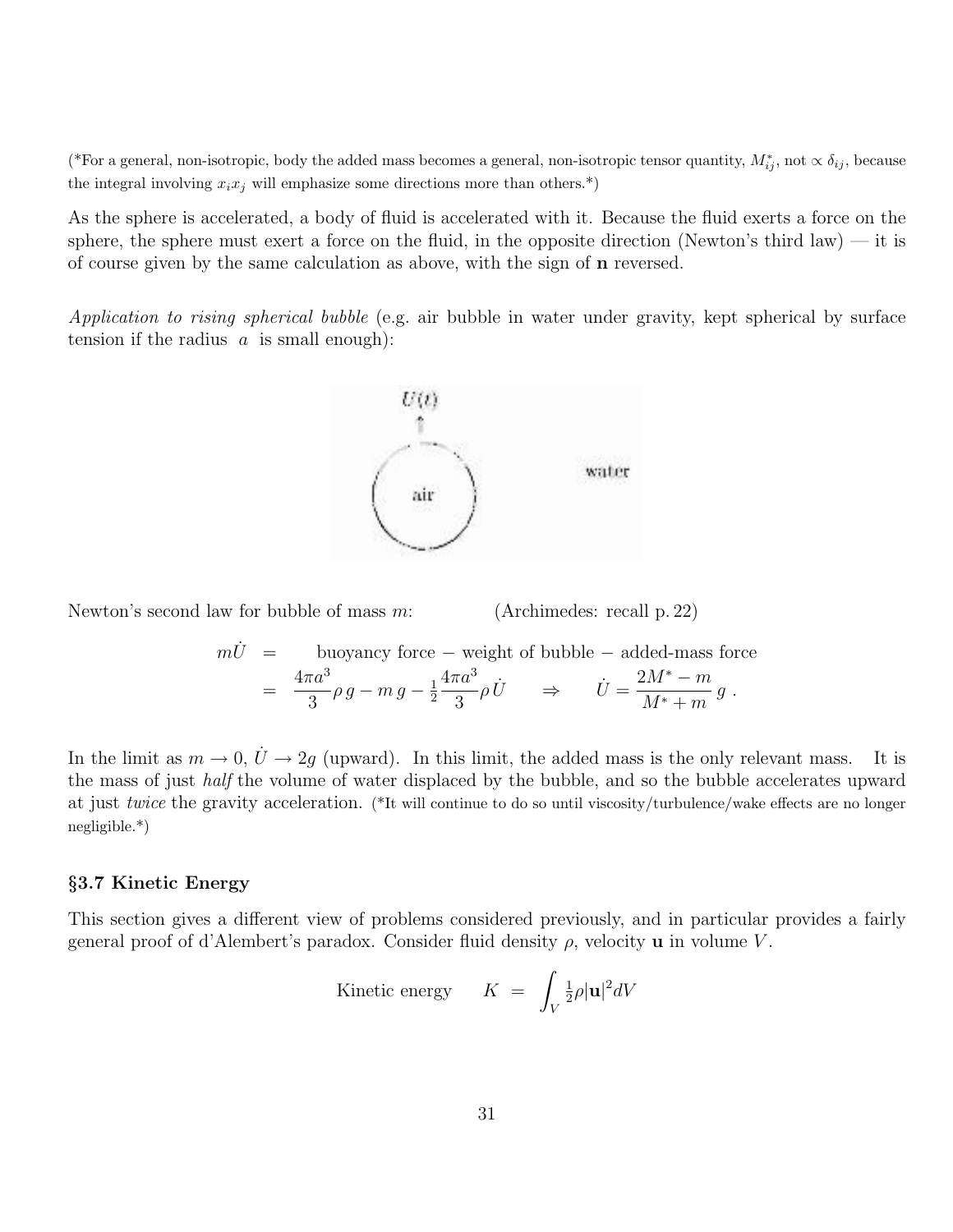(*For a general, non-isotropic, body the added mass becomes a general, non-isotropic tensor quantity, $M^*_{ij}$, not $\propto \delta_{ij}$, because the integral involving $x_i x_j$ will emphasize some directions more than others.*)

As the sphere is accelerated, a body of fluid is accelerated with it. Because the fluid exerts a force on the sphere, the sphere must exert a force on the fluid, in the opposite direction (Newton's third law) — it is of course given by the same calculation as above, with the sign of $\mathbf{n}$ reversed.

*Application to rising spherical bubble* (e.g. air bubble in water under gravity, kept spherical by surface tension if the radius $a$ is small enough):

Newton's second law for bubble of mass $m$: (Archimedes: recall p. 22)

$$
\begin{aligned}
m\dot{U} &= \quad \text{buoyancy force} - \text{weight of bubble} - \text{added-mass force} \\
&= \frac{4\pi a^3}{3}\rho\, g - m\, g - \tfrac{1}{2}\frac{4\pi a^3}{3}\rho\, \dot{U} \qquad \Rightarrow \qquad \dot{U} = \frac{2M^* - m}{M^* + m}\, g \; .
\end{aligned}
$$

In the limit as $m \to 0$, $\dot{U} \to 2g$ (upward). In this limit, the added mass is the only relevant mass. It is the mass of just *half* the volume of water displaced by the bubble, and so the bubble accelerates upward at just *twice* the gravity acceleration. (*It will continue to do so until viscosity/turbulence/wake effects are no longer negligible.*)

### §3.7 Kinetic Energy

This section gives a different view of problems considered previously, and in particular provides a fairly general proof of d'Alembert's paradox. Consider fluid density $\rho$, velocity $\mathbf{u}$ in volume $V$.

$$
\text{Kinetic energy} \qquad K \;=\; \int_V \tfrac{1}{2}\rho|\mathbf{u}|^2 dV
$$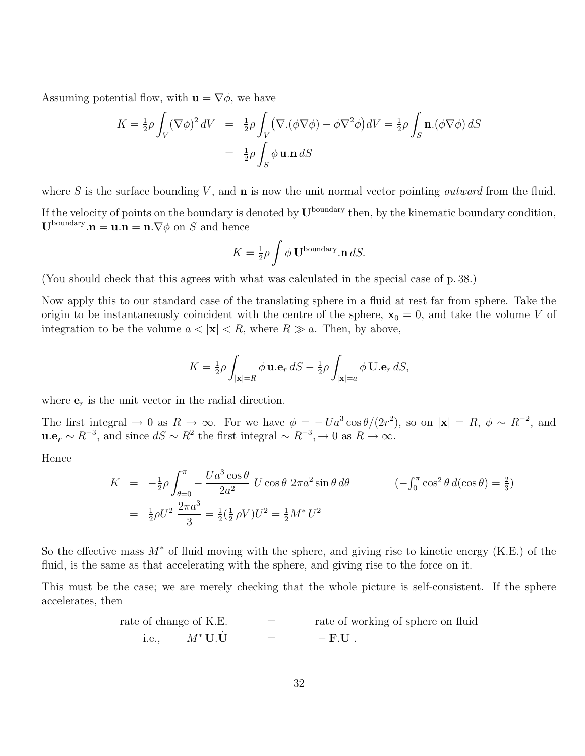Assuming potential flow, with $\mathbf{u} = \nabla\phi$, we have

$$
\begin{aligned}
K = \tfrac{1}{2}\rho \int_V (\nabla\phi)^2 \, dV &= \tfrac{1}{2}\rho \int_V \big(\nabla.(\phi\nabla\phi) - \phi\nabla^2\phi\big) dV = \tfrac{1}{2}\rho \int_S \mathbf{n}.(\phi\nabla\phi)\, dS \\
&= \tfrac{1}{2}\rho \int_S \phi\, \mathbf{u}.\mathbf{n}\, dS
\end{aligned}
$$

where $S$ is the surface bounding $V$, and $\mathbf{n}$ is now the unit normal vector pointing *outward* from the fluid.

If the velocity of points on the boundary is denoted by $\mathbf{U}^{\text{boundary}}$ then, by the kinematic boundary condition, $\mathbf{U}^{\text{boundary}}.\mathbf{n} = \mathbf{u}.\mathbf{n} = \mathbf{n}.\nabla\phi$ on $S$ and hence

$$
K = \tfrac{1}{2}\rho \int \phi\, \mathbf{U}^{\text{boundary}}.\mathbf{n}\, dS.
$$

(You should check that this agrees with what was calculated in the special case of p. 38.)

Now apply this to our standard case of the translating sphere in a fluid at rest far from sphere. Take the origin to be instantaneously coincident with the centre of the sphere, $\mathbf{x}_0 = 0$, and take the volume $V$ of integration to be the volume $a < |\mathbf{x}| < R$, where $R \gg a$. Then, by above,

$$
K = \tfrac{1}{2}\rho \int_{|\mathbf{x}|=R} \phi\, \mathbf{u}.\mathbf{e}_r\, dS - \tfrac{1}{2}\rho \int_{|\mathbf{x}|=a} \phi\, \mathbf{U}.\mathbf{e}_r\, dS,
$$

where $\mathbf{e}_r$ is the unit vector in the radial direction.

The first integral $\to 0$ as $R \to \infty$. For we have $\phi = -Ua^3\cos\theta/(2r^2)$, so on $|\mathbf{x}| = R$, $\phi \sim R^{-2}$, and $\mathbf{u}.\mathbf{e}_r \sim R^{-3}$, and since $dS \sim R^2$ the first integral $\sim R^{-3}, \to 0$ as $R \to \infty$.

Hence

$$
\begin{aligned}
K &= -\tfrac{1}{2}\rho \int_{\theta=0}^{\pi} -\frac{Ua^3\cos\theta}{2a^2}\; U\cos\theta\; 2\pi a^2 \sin\theta\, d\theta \qquad\qquad \left(-\textstyle\int_0^\pi \cos^2\theta\, d(\cos\theta) = \tfrac{2}{3}\right) \\
&= \tfrac{1}{2}\rho U^2\; \frac{2\pi a^3}{3} = \tfrac{1}{2}(\tfrac{1}{2}\,\rho V)U^2 = \tfrac{1}{2}M^*\, U^2
\end{aligned}
$$

So the effective mass $M^*$ of fluid moving with the sphere, and giving rise to kinetic energy (K.E.) of the fluid, is the same as that accelerating with the sphere, and giving rise to the force on it.

This must be the case; we are merely checking that the whole picture is self-consistent. If the sphere accelerates, then

$$
\begin{aligned}
\text{rate of change of K.E.} \quad &= \quad \text{rate of working of sphere on fluid} \\
\text{i.e.,} \qquad M^*\,\mathbf{U}.\dot{\mathbf{U}} \quad &= \quad -\,\mathbf{F}.\mathbf{U}\ .
\end{aligned}
$$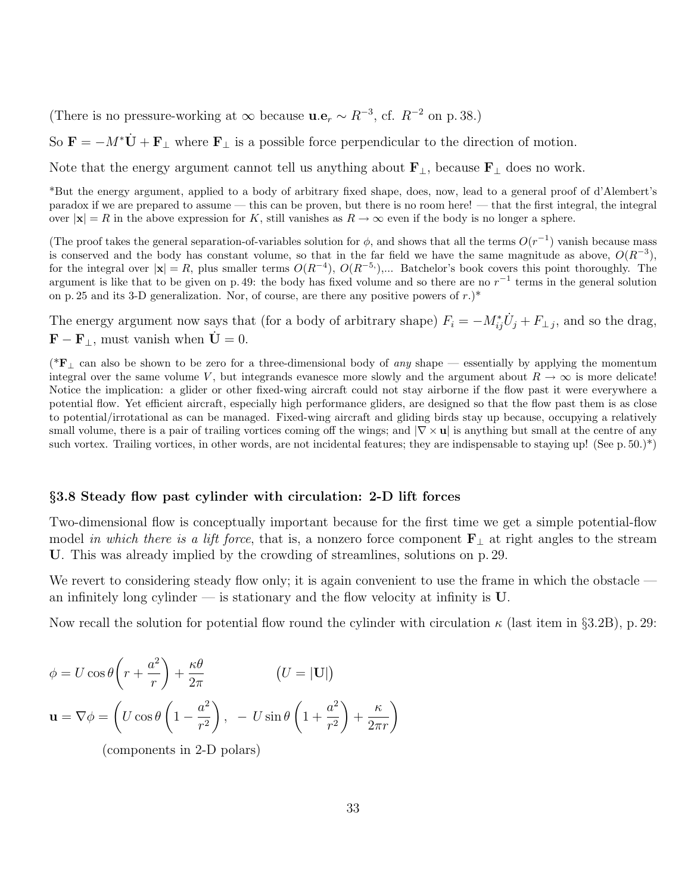(There is no pressure-working at $\infty$ because $\mathbf{u}.\mathbf{e}_r \sim R^{-3}$, cf. $R^{-2}$ on p. 38.)

So $\mathbf{F} = -M^*\dot{\mathbf{U}} + \mathbf{F}_\perp$ where $\mathbf{F}_\perp$ is a possible force perpendicular to the direction of motion.

Note that the energy argument cannot tell us anything about $\mathbf{F}_\perp$, because $\mathbf{F}_\perp$ does no work.

*But the energy argument, applied to a body of arbitrary fixed shape, does, now, lead to a general proof of d'Alembert's paradox if we are prepared to assume — this can be proven, but there is no room here! — that the first integral, the integral over $|\mathbf{x}| = R$ in the above expression for $K$, still vanishes as $R \to \infty$ even if the body is no longer a sphere.

(The proof takes the general separation-of-variables solution for $\phi$, and shows that all the terms $O(r^{-1})$ vanish because mass is conserved and the body has constant volume, so that in the far field we have the same magnitude as above, $O(R^{-3})$, for the integral over $|\mathbf{x}| = R$, plus smaller terms $O(R^{-4})$, $O(R^{-5})$,... Batchelor's book covers this point thoroughly. The argument is like that to be given on p. 49: the body has fixed volume and so there are no $r^{-1}$ terms in the general solution on p. 25 and its 3-D generalization. Nor, of course, are there any positive powers of $r$.)*

The energy argument now says that (for a body of arbitrary shape) $F_i = -M^*_{ij}\dot{U}_j + F_{\perp\, j}$, and so the drag, $\mathbf{F} - \mathbf{F}_\perp$, must vanish when $\dot{\mathbf{U}} = 0$.

(*$\mathbf{F}_\perp$ can also be shown to be zero for a three-dimensional body of *any* shape — essentially by applying the momentum integral over the same volume $V$, but integrands evanesce more slowly and the argument about $R \to \infty$ is more delicate! Notice the implication: a glider or other fixed-wing aircraft could not stay airborne if the flow past it were everywhere a potential flow. Yet efficient aircraft, especially high performance gliders, are designed so that the flow past them is as close to potential/irrotational as can be managed. Fixed-wing aircraft and gliding birds stay up because, occupying a relatively small volume, there is a pair of trailing vortices coming off the wings; and $|\nabla \times \mathbf{u}|$ is anything but small at the centre of any such vortex. Trailing vortices, in other words, are not incidental features; they are indispensable to staying up! (See p. 50.)*)

### §3.8 Steady flow past cylinder with circulation: 2-D lift forces

Two-dimensional flow is conceptually important because for the first time we get a simple potential-flow model *in which there is a lift force*, that is, a nonzero force component $\mathbf{F}_\perp$ at right angles to the stream $\mathbf{U}$. This was already implied by the crowding of streamlines, solutions on p. 29.

We revert to considering steady flow only; it is again convenient to use the frame in which the obstacle — an infinitely long cylinder — is stationary and the flow velocity at infinity is $\mathbf{U}$.

Now recall the solution for potential flow round the cylinder with circulation $\kappa$ (last item in §3.2B), p. 29:

$$\phi = U\cos\theta\left(r + \frac{a^2}{r}\right) + \frac{\kappa\theta}{2\pi} \qquad \big(U = |\mathbf{U}|\big)$$

$$\mathbf{u} = \nabla\phi = \left(U\cos\theta\left(1 - \frac{a^2}{r^2}\right),\ -\,U\sin\theta\left(1 + \frac{a^2}{r^2}\right) + \frac{\kappa}{2\pi r}\right)$$

(components in 2-D polars)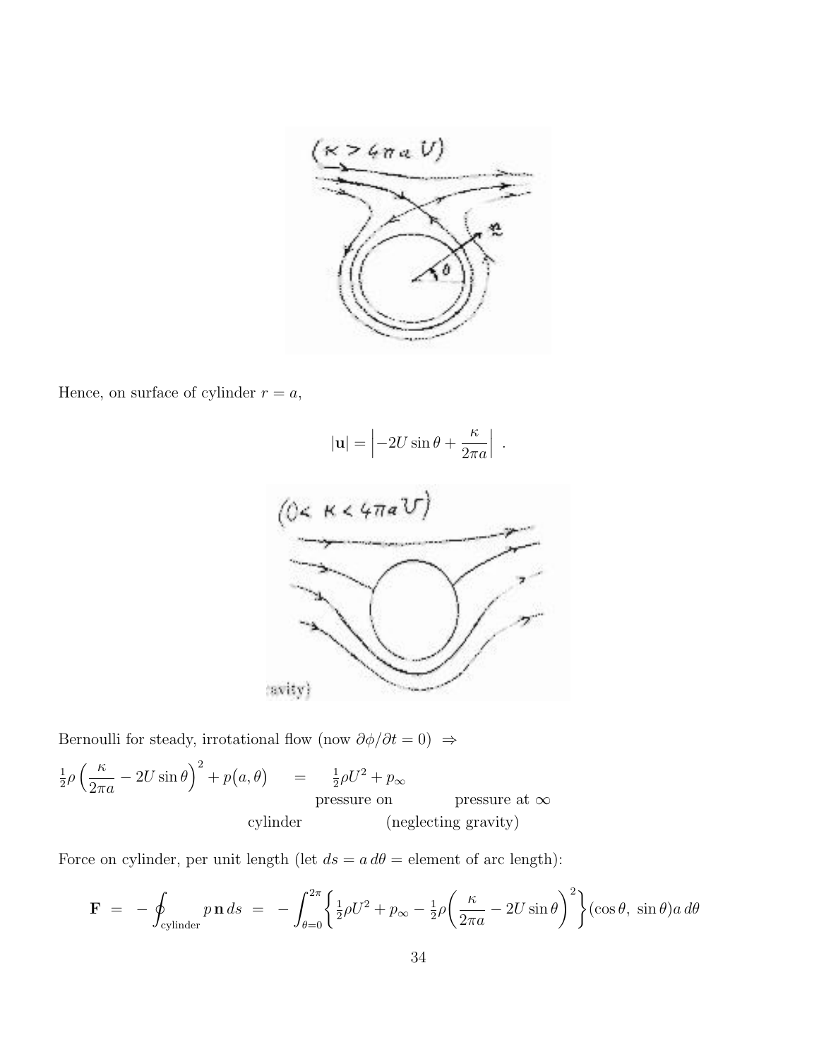Hence, on surface of cylinder $r = a$,

$$|\mathbf{u}| = \left| -2U \sin\theta + \frac{\kappa}{2\pi a} \right| .$$

Bernoulli for steady, irrotational flow (now $\partial\phi/\partial t = 0$) $\Rightarrow$

$$\tfrac{1}{2}\rho \left( \frac{\kappa}{2\pi a} - 2U \sin\theta \right)^2 + p(a,\theta) \quad = \quad \tfrac{1}{2}\rho U^2 + p_\infty$$

$p(a,\theta)$: pressure on cylinder; $p_\infty$: pressure at $\infty$ (neglecting gravity)

Force on cylinder, per unit length (let $ds = a\,d\theta$ = element of arc length):

$$\mathbf{F} \;=\; -\oint_{\text{cylinder}} p\,\mathbf{n}\,ds \;=\; -\int_{\theta=0}^{2\pi} \left\{ \tfrac{1}{2}\rho U^2 + p_\infty - \tfrac{1}{2}\rho \left( \frac{\kappa}{2\pi a} - 2U \sin\theta \right)^2 \right\} (\cos\theta,\, \sin\theta) a\, d\theta$$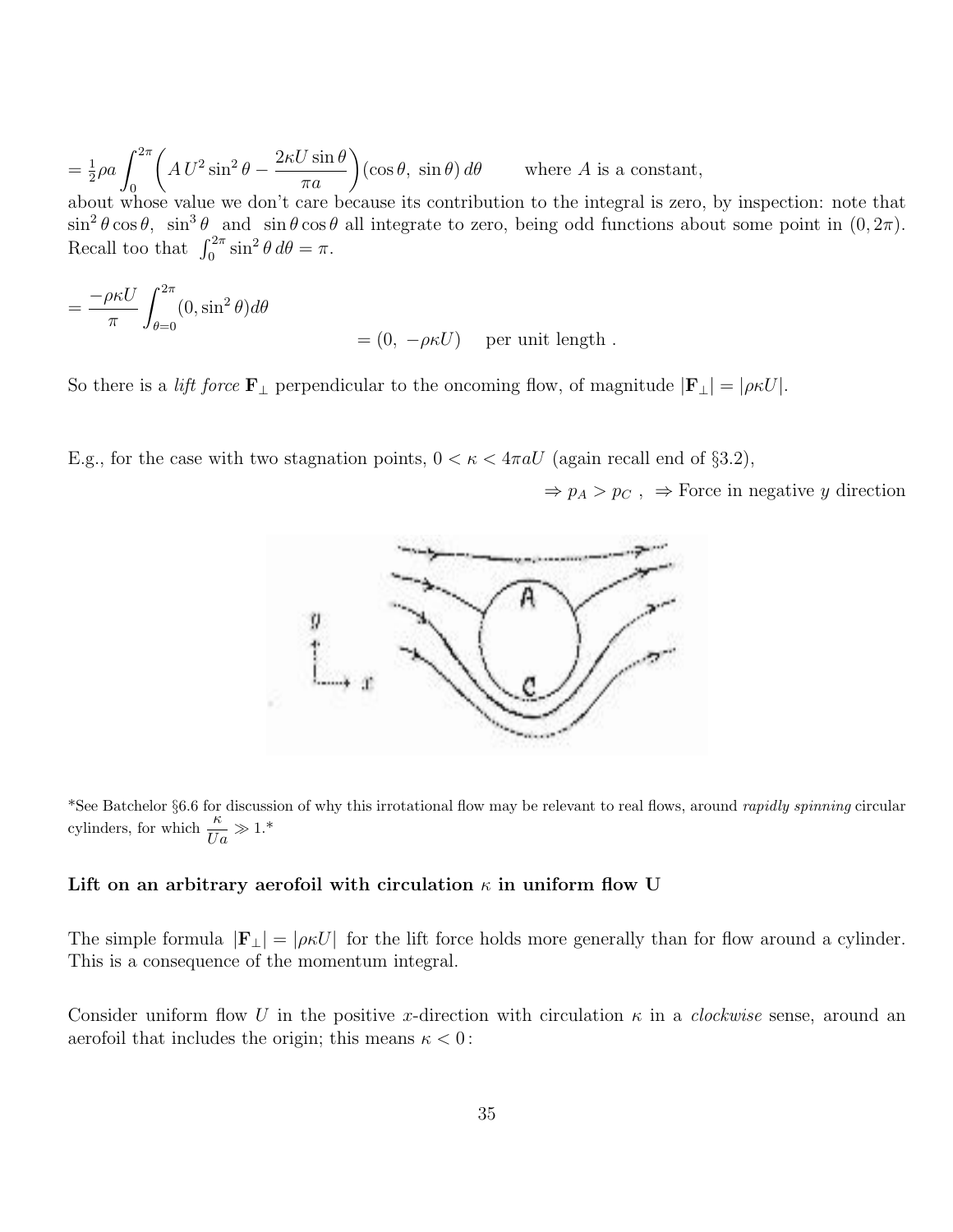$$= \tfrac{1}{2}\rho a \int_0^{2\pi} \left( A\,U^2 \sin^2\theta - \frac{2\kappa U \sin\theta}{\pi a} \right) (\cos\theta,\ \sin\theta)\, d\theta \qquad \text{where } A \text{ is a constant,}$$

about whose value we don't care because its contribution to the integral is zero, by inspection: note that $\sin^2\theta\cos\theta$, $\sin^3\theta$ and $\sin\theta\cos\theta$ all integrate to zero, being odd functions about some point in $(0, 2\pi)$. Recall too that $\int_0^{2\pi} \sin^2\theta\, d\theta = \pi$.

$$= \frac{-\rho\kappa U}{\pi} \int_{\theta=0}^{2\pi} (0, \sin^2\theta) d\theta$$

$$= (0,\ -\rho\kappa U) \quad \text{per unit length .}$$

So there is a *lift force* $\mathbf{F}_\perp$ perpendicular to the oncoming flow, of magnitude $|\mathbf{F}_\perp| = |\rho\kappa U|$.

E.g., for the case with two stagnation points, $0 < \kappa < 4\pi a U$ (again recall end of §3.2),

$\Rightarrow p_A > p_C$ , $\Rightarrow$ Force in negative $y$ direction

*See Batchelor §6.6 for discussion of why this irrotational flow may be relevant to real flows, around *rapidly spinning* circular cylinders, for which $\dfrac{\kappa}{Ua} \gg 1$.*

**Lift on an arbitrary aerofoil with circulation $\kappa$ in uniform flow U**

The simple formula $|\mathbf{F}_\perp| = |\rho\kappa U|$ for the lift force holds more generally than for flow around a cylinder. This is a consequence of the momentum integral.

Consider uniform flow $U$ in the positive $x$-direction with circulation $\kappa$ in a *clockwise* sense, around an aerofoil that includes the origin; this means $\kappa < 0$ :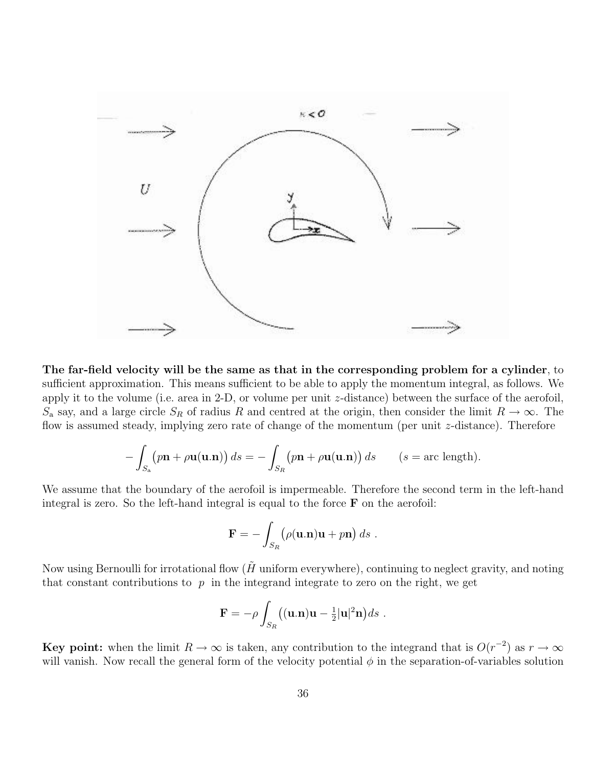**The far-field velocity will be the same as that in the corresponding problem for a cylinder**, to sufficient approximation. This means sufficient to be able to apply the momentum integral, as follows. We apply it to the volume (i.e. area in 2-D, or volume per unit $z$-distance) between the surface of the aerofoil, $S_{\rm a}$ say, and a large circle $S_R$ of radius $R$ and centred at the origin, then consider the limit $R \to \infty$. The flow is assumed steady, implying zero rate of change of the momentum (per unit $z$-distance). Therefore

$$-\int_{S_{\rm a}} \big(p\mathbf{n} + \rho\mathbf{u}(\mathbf{u}.\mathbf{n})\big)\,ds = -\int_{S_R} \big(p\mathbf{n} + \rho\mathbf{u}(\mathbf{u}.\mathbf{n})\big)\,ds \qquad (s = \text{arc length}).$$

We assume that the boundary of the aerofoil is impermeable. Therefore the second term in the left-hand integral is zero. So the left-hand integral is equal to the force $\mathbf{F}$ on the aerofoil:

$$\mathbf{F} = -\int_{S_R} \big(\rho(\mathbf{u}.\mathbf{n})\mathbf{u} + p\mathbf{n}\big)\,ds\ .$$

Now using Bernoulli for irrotational flow ($\tilde{H}$ uniform everywhere), continuing to neglect gravity, and noting that constant contributions to $p$ in the integrand integrate to zero on the right, we get

$$\mathbf{F} = -\rho\int_{S_R} \big((\mathbf{u}.\mathbf{n})\mathbf{u} - \tfrac{1}{2}|\mathbf{u}|^2\mathbf{n}\big)ds\ .$$

**Key point:** when the limit $R \to \infty$ is taken, any contribution to the integrand that is $O(r^{-2})$ as $r \to \infty$ will vanish. Now recall the general form of the velocity potential $\phi$ in the separation-of-variables solution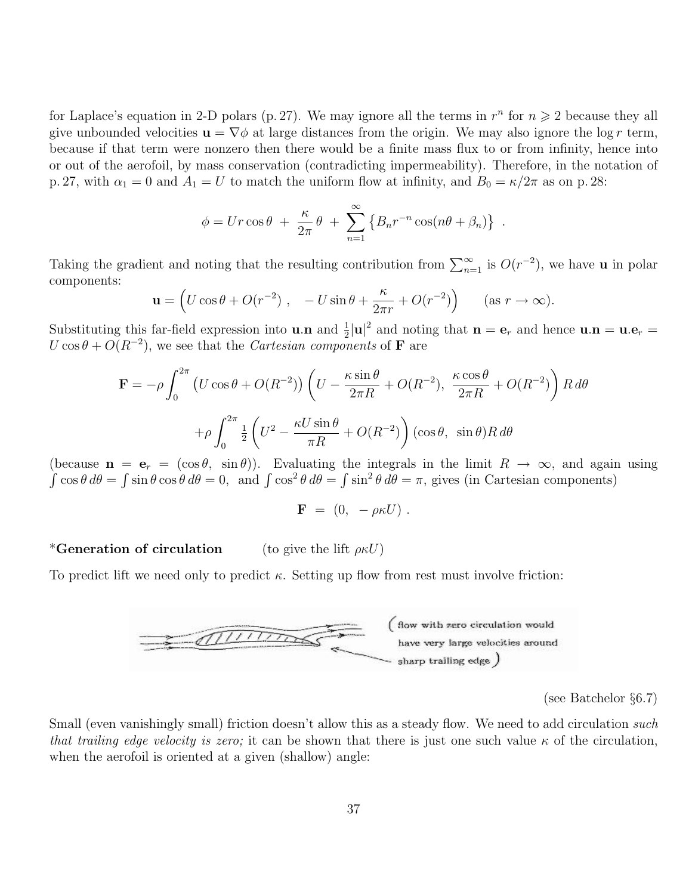for Laplace's equation in 2-D polars (p. 27). We may ignore all the terms in $r^n$ for $n \geqslant 2$ because they all give unbounded velocities $\mathbf{u} = \nabla\phi$ at large distances from the origin. We may also ignore the $\log r$ term, because if that term were nonzero then there would be a finite mass flux to or from infinity, hence into or out of the aerofoil, by mass conservation (contradicting impermeability). Therefore, in the notation of p. 27, with $\alpha_1 = 0$ and $A_1 = U$ to match the uniform flow at infinity, and $B_0 = \kappa/2\pi$ as on p. 28:

$$\phi = Ur\cos\theta \;+\; \frac{\kappa}{2\pi}\,\theta \;+\; \sum_{n=1}^{\infty}\left\{B_n r^{-n}\cos(n\theta + \beta_n)\right\} \;.$$

Taking the gradient and noting that the resulting contribution from $\sum_{n=1}^{\infty}$ is $O(r^{-2})$, we have $\mathbf{u}$ in polar components:

$$\mathbf{u} = \Big(U\cos\theta + O(r^{-2})\;,\quad -U\sin\theta + \frac{\kappa}{2\pi r} + O(r^{-2})\Big) \qquad (\text{as } r\to\infty).$$

Substituting this far-field expression into $\mathbf{u}.\mathbf{n}$ and $\frac{1}{2}|\mathbf{u}|^2$ and noting that $\mathbf{n} = \mathbf{e}_r$ and hence $\mathbf{u}.\mathbf{n} = \mathbf{u}.\mathbf{e}_r = U\cos\theta + O(R^{-2})$, we see that the *Cartesian components* of $\mathbf{F}$ are

$$\mathbf{F} = -\rho\int_0^{2\pi}\big(U\cos\theta + O(R^{-2})\big)\left(U - \frac{\kappa\sin\theta}{2\pi R} + O(R^{-2}),\;\frac{\kappa\cos\theta}{2\pi R} + O(R^{-2})\right)R\,d\theta$$

$$+\rho\int_0^{2\pi}\tfrac{1}{2}\left(U^2 - \frac{\kappa U\sin\theta}{\pi R} + O(R^{-2})\right)(\cos\theta,\;\sin\theta)R\,d\theta$$

(because $\mathbf{n} = \mathbf{e}_r = (\cos\theta,\;\sin\theta)$). Evaluating the integrals in the limit $R\to\infty$, and again using $\int\cos\theta\,d\theta = \int\sin\theta\cos\theta\,d\theta = 0$, and $\int\cos^2\theta\,d\theta = \int\sin^2\theta\,d\theta = \pi$, gives (in Cartesian components)

$$\mathbf{F} \;=\; (0,\;-\rho\kappa U)\;.$$

**\*Generation of circulation** (to give the lift $\rho\kappa U$)

To predict lift we need only to predict $\kappa$. Setting up flow from rest must involve friction:

(flow with zero circulation would have very large velocities around sharp trailing edge)

(see Batchelor §6.7)

Small (even vanishingly small) friction doesn't allow this as a steady flow. We need to add circulation *such that trailing edge velocity is zero;* it can be shown that there is just one such value $\kappa$ of the circulation, when the aerofoil is oriented at a given (shallow) angle: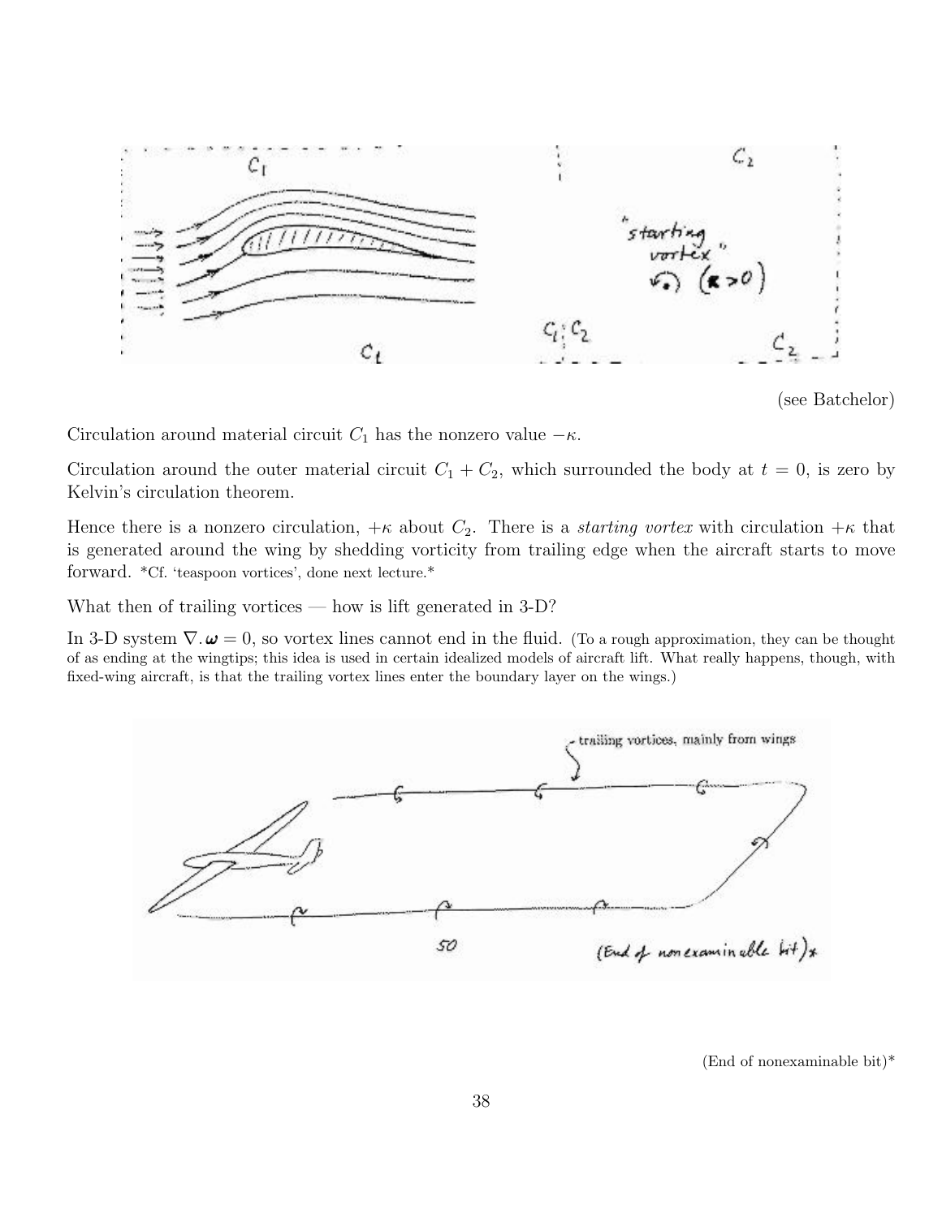(see Batchelor)

Circulation around material circuit $C_1$ has the nonzero value $-\kappa$.

Circulation around the outer material circuit $C_1 + C_2$, which surrounded the body at $t = 0$, is zero by Kelvin's circulation theorem.

Hence there is a nonzero circulation, $+\kappa$ about $C_2$. There is a *starting vortex* with circulation $+\kappa$ that is generated around the wing by shedding vorticity from trailing edge when the aircraft starts to move forward. *Cf. 'teaspoon vortices', done next lecture.*

What then of trailing vortices — how is lift generated in 3-D?

In 3-D system $\nabla.\boldsymbol{\omega} = 0$, so vortex lines cannot end in the fluid. (To a rough approximation, they can be thought of as ending at the wingtips; this idea is used in certain idealized models of aircraft lift. What really happens, though, with fixed-wing aircraft, is that the trailing vortex lines enter the boundary layer on the wings.)

(End of nonexaminable bit)*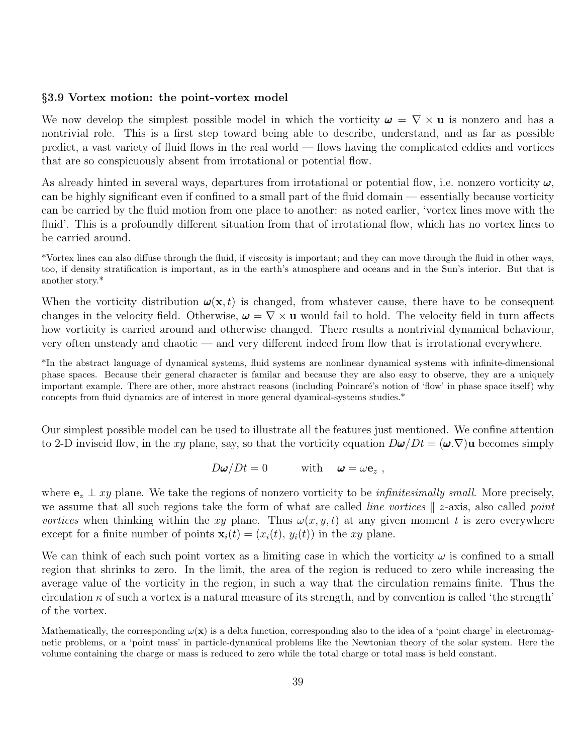### §3.9 Vortex motion: the point-vortex model

We now develop the simplest possible model in which the vorticity $\boldsymbol{\omega} = \nabla \times \mathbf{u}$ is nonzero and has a nontrivial role. This is a first step toward being able to describe, understand, and as far as possible predict, a vast variety of fluid flows in the real world — flows having the complicated eddies and vortices that are so conspicuously absent from irrotational or potential flow.

As already hinted in several ways, departures from irrotational or potential flow, i.e. nonzero vorticity $\boldsymbol{\omega}$, can be highly significant even if confined to a small part of the fluid domain — essentially because vorticity can be carried by the fluid motion from one place to another: as noted earlier, 'vortex lines move with the fluid'. This is a profoundly different situation from that of irrotational flow, which has no vortex lines to be carried around.

*Vortex lines can also diffuse through the fluid, if viscosity is important; and they can move through the fluid in other ways, too, if density stratification is important, as in the earth's atmosphere and oceans and in the Sun's interior. But that is another story.*

When the vorticity distribution $\boldsymbol{\omega}(\mathbf{x}, t)$ is changed, from whatever cause, there have to be consequent changes in the velocity field. Otherwise, $\boldsymbol{\omega} = \nabla \times \mathbf{u}$ would fail to hold. The velocity field in turn affects how vorticity is carried around and otherwise changed. There results a nontrivial dynamical behaviour, very often unsteady and chaotic — and very different indeed from flow that is irrotational everywhere.

*In the abstract language of dynamical systems, fluid systems are nonlinear dynamical systems with infinite-dimensional phase spaces. Because their general character is familar and because they are also easy to observe, they are a uniquely important example. There are other, more abstract reasons (including Poincaré's notion of 'flow' in phase space itself) why concepts from fluid dynamics are of interest in more general dyamical-systems studies.*

Our simplest possible model can be used to illustrate all the features just mentioned. We confine attention to 2-D inviscid flow, in the $xy$ plane, say, so that the vorticity equation $D\boldsymbol{\omega}/Dt = (\boldsymbol{\omega}.\nabla)\mathbf{u}$ becomes simply

$$D\boldsymbol{\omega}/Dt = 0 \qquad \text{with} \quad \boldsymbol{\omega} = \omega \mathbf{e}_z \ ,$$

where $\mathbf{e}_z \perp xy$ plane. We take the regions of nonzero vorticity to be *infinitesimally small*. More precisely, we assume that all such regions take the form of what are called *line vortices* $\parallel$ $z$-axis, also called *point vortices* when thinking within the $xy$ plane. Thus $\omega(x, y, t)$ at any given moment $t$ is zero everywhere except for a finite number of points $\mathbf{x}_i(t) = (x_i(t),\ y_i(t))$ in the $xy$ plane.

We can think of each such point vortex as a limiting case in which the vorticity $\omega$ is confined to a small region that shrinks to zero. In the limit, the area of the region is reduced to zero while increasing the average value of the vorticity in the region, in such a way that the circulation remains finite. Thus the circulation $\kappa$ of such a vortex is a natural measure of its strength, and by convention is called 'the strength' of the vortex.

Mathematically, the corresponding $\omega(\mathbf{x})$ is a delta function, corresponding also to the idea of a 'point charge' in electromagnetic problems, or a 'point mass' in particle-dynamical problems like the Newtonian theory of the solar system. Here the volume containing the charge or mass is reduced to zero while the total charge or total mass is held constant.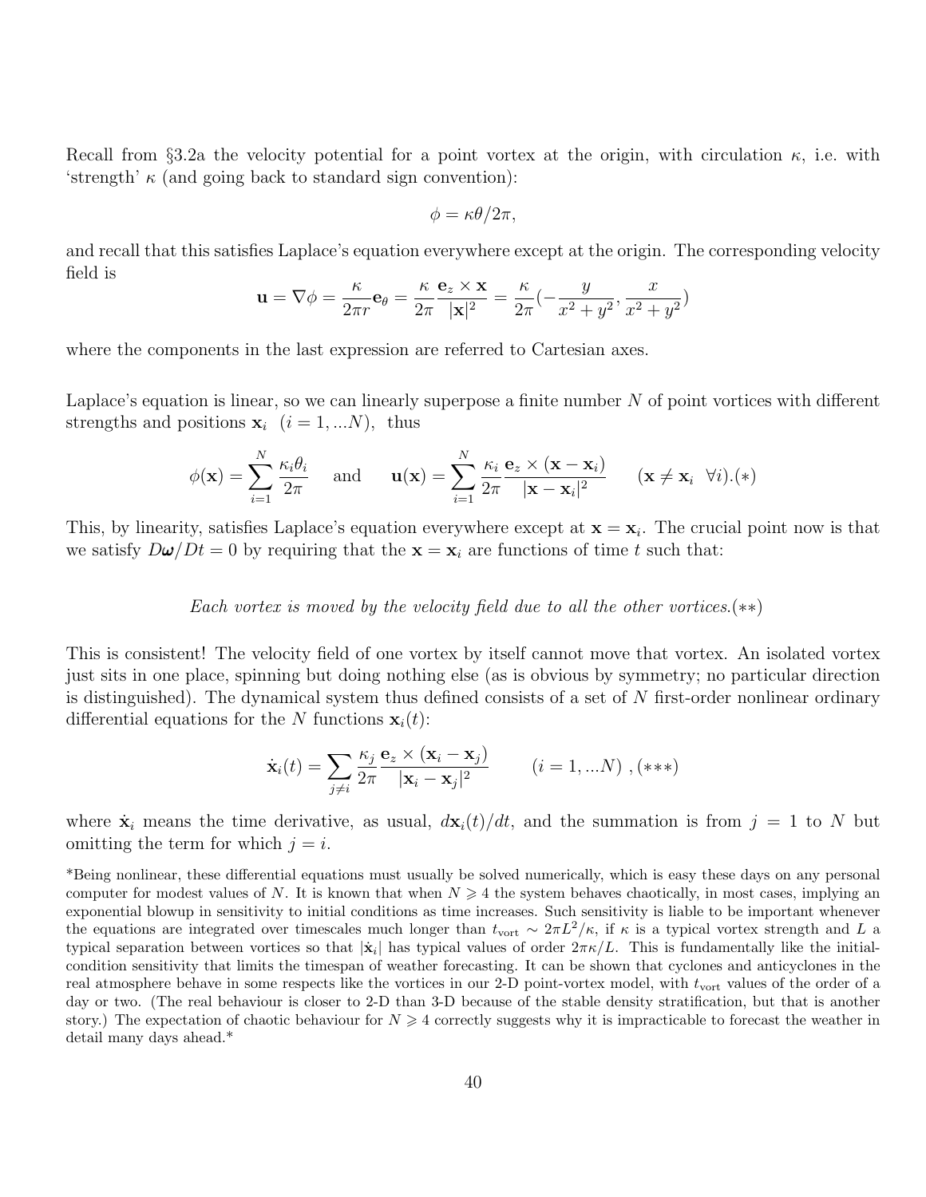Recall from §3.2a the velocity potential for a point vortex at the origin, with circulation $\kappa$, i.e. with 'strength' $\kappa$ (and going back to standard sign convention):

$$\phi = \kappa\theta/2\pi,$$

and recall that this satisfies Laplace's equation everywhere except at the origin. The corresponding velocity field is

$$\mathbf{u} = \nabla\phi = \frac{\kappa}{2\pi r}\mathbf{e}_\theta = \frac{\kappa}{2\pi}\frac{\mathbf{e}_z \times \mathbf{x}}{|\mathbf{x}|^2} = \frac{\kappa}{2\pi}\left(-\frac{y}{x^2+y^2}, \frac{x}{x^2+y^2}\right)$$

where the components in the last expression are referred to Cartesian axes.

Laplace's equation is linear, so we can linearly superpose a finite number $N$ of point vortices with different strengths and positions $\mathbf{x}_i \;\; (i = 1, ...N)$, thus

$$\phi(\mathbf{x}) = \sum_{i=1}^{N} \frac{\kappa_i \theta_i}{2\pi} \quad \text{and} \quad \mathbf{u}(\mathbf{x}) = \sum_{i=1}^{N} \frac{\kappa_i}{2\pi}\frac{\mathbf{e}_z \times (\mathbf{x}-\mathbf{x}_i)}{|\mathbf{x}-\mathbf{x}_i|^2} \qquad (\mathbf{x} \neq \mathbf{x}_i \;\; \forall i).(*)$$

This, by linearity, satisfies Laplace's equation everywhere except at $\mathbf{x} = \mathbf{x}_i$. The crucial point now is that we satisfy $D\boldsymbol{\omega}/Dt = 0$ by requiring that the $\mathbf{x} = \mathbf{x}_i$ are functions of time $t$ such that:

*Each vortex is moved by the velocity field due to all the other vortices.*(**)

This is consistent! The velocity field of one vortex by itself cannot move that vortex. An isolated vortex just sits in one place, spinning but doing nothing else (as is obvious by symmetry; no particular direction is distinguished). The dynamical system thus defined consists of a set of $N$ first-order nonlinear ordinary differential equations for the $N$ functions $\mathbf{x}_i(t)$:

$$\dot{\mathbf{x}}_i(t) = \sum_{j\neq i} \frac{\kappa_j}{2\pi}\frac{\mathbf{e}_z \times (\mathbf{x}_i - \mathbf{x}_j)}{|\mathbf{x}_i - \mathbf{x}_j|^2} \qquad (i = 1, ...N)\;, (***)$$

where $\dot{\mathbf{x}}_i$ means the time derivative, as usual, $d\mathbf{x}_i(t)/dt$, and the summation is from $j = 1$ to $N$ but omitting the term for which $j = i$.

*Being nonlinear, these differential equations must usually be solved numerically, which is easy these days on any personal computer for modest values of $N$. It is known that when $N \geqslant 4$ the system behaves chaotically, in most cases, implying an exponential blowup in sensitivity to initial conditions as time increases. Such sensitivity is liable to be important whenever the equations are integrated over timescales much longer than $t_{\text{vort}} \sim 2\pi L^2/\kappa$, if $\kappa$ is a typical vortex strength and $L$ a typical separation between vortices so that $|\dot{\mathbf{x}}_i|$ has typical values of order $2\pi\kappa/L$. This is fundamentally like the initial-condition sensitivity that limits the timespan of weather forecasting. It can be shown that cyclones and anticyclones in the real atmosphere behave in some respects like the vortices in our 2-D point-vortex model, with $t_{\text{vort}}$ values of the order of a day or two. (The real behaviour is closer to 2-D than 3-D because of the stable density stratification, but that is another story.) The expectation of chaotic behaviour for $N \geqslant 4$ correctly suggests why it is impracticable to forecast the weather in detail many days ahead.*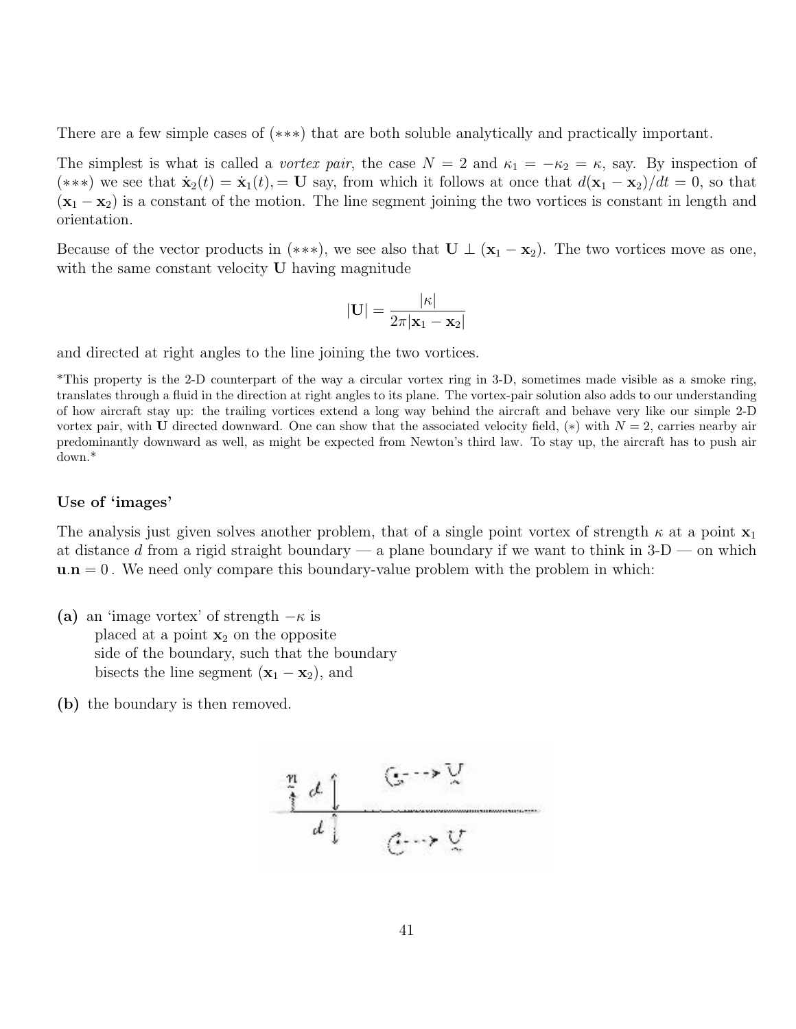There are a few simple cases of (∗∗∗) that are both soluble analytically and practically important.

The simplest is what is called a *vortex pair*, the case $N = 2$ and $\kappa_1 = -\kappa_2 = \kappa$, say. By inspection of (∗∗∗) we see that $\dot{\mathbf{x}}_2(t) = \dot{\mathbf{x}}_1(t), = \mathbf{U}$ say, from which it follows at once that $d(\mathbf{x}_1 - \mathbf{x}_2)/dt = 0$, so that $(\mathbf{x}_1 - \mathbf{x}_2)$ is a constant of the motion. The line segment joining the two vortices is constant in length and orientation.

Because of the vector products in (∗∗∗), we see also that $\mathbf{U} \perp (\mathbf{x}_1 - \mathbf{x}_2)$. The two vortices move as one, with the same constant velocity $\mathbf{U}$ having magnitude

$$|\mathbf{U}| = \frac{|\kappa|}{2\pi|\mathbf{x}_1 - \mathbf{x}_2|}$$

and directed at right angles to the line joining the two vortices.

*This property is the 2-D counterpart of the way a circular vortex ring in 3-D, sometimes made visible as a smoke ring, translates through a fluid in the direction at right angles to its plane. The vortex-pair solution also adds to our understanding of how aircraft stay up: the trailing vortices extend a long way behind the aircraft and behave very like our simple 2-D vortex pair, with $\mathbf{U}$ directed downward. One can show that the associated velocity field, (∗) with $N = 2$, carries nearby air predominantly downward as well, as might be expected from Newton's third law. To stay up, the aircraft has to push air down.*

### Use of 'images'

The analysis just given solves another problem, that of a single point vortex of strength $\kappa$ at a point $\mathbf{x}_1$ at distance $d$ from a rigid straight boundary — a plane boundary if we want to think in 3-D — on which $\mathbf{u}.\mathbf{n} = 0$. We need only compare this boundary-value problem with the problem in which:

**(a)** an 'image vortex' of strength $-\kappa$ is placed at a point $\mathbf{x}_2$ on the opposite side of the boundary, such that the boundary bisects the line segment $(\mathbf{x}_1 - \mathbf{x}_2)$, and

**(b)** the boundary is then removed.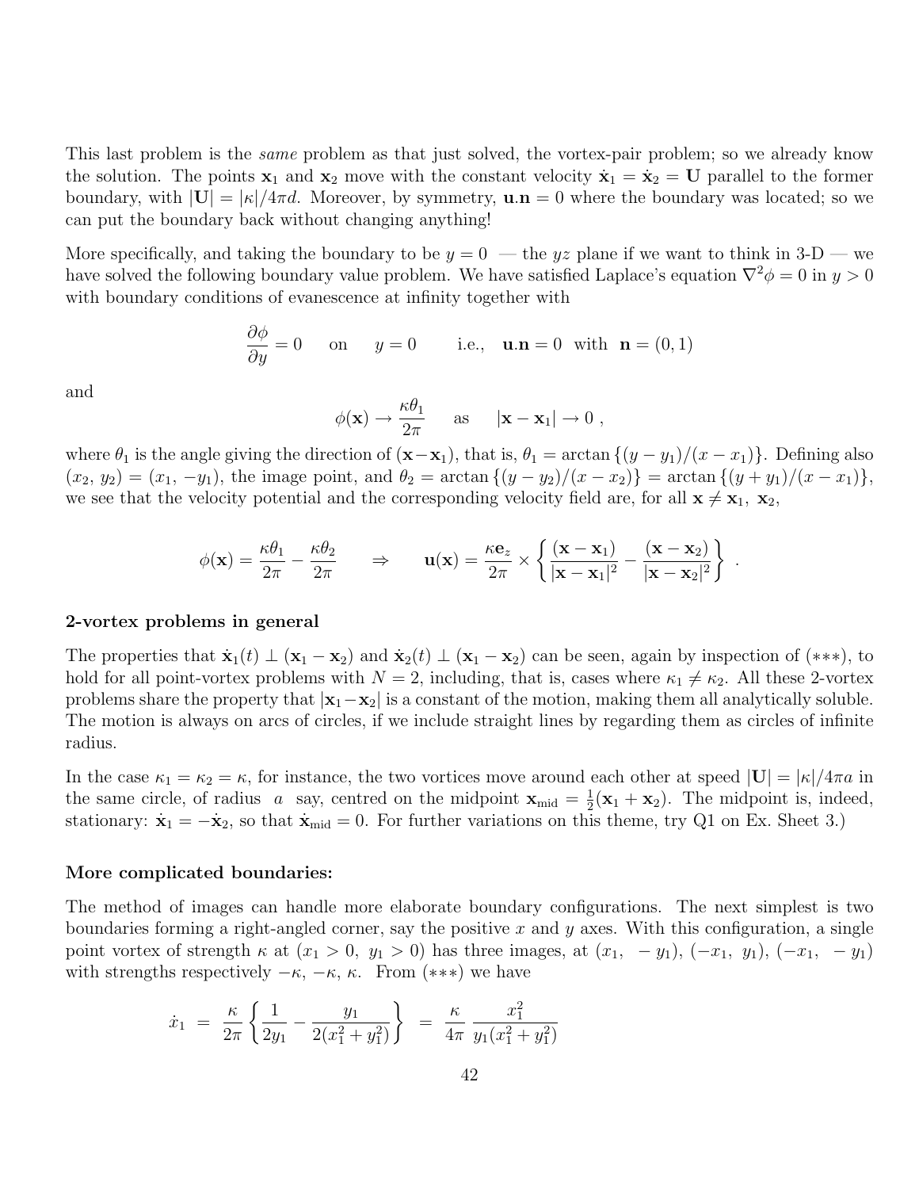This last problem is the *same* problem as that just solved, the vortex-pair problem; so we already know the solution. The points $\mathbf{x}_1$ and $\mathbf{x}_2$ move with the constant velocity $\dot{\mathbf{x}}_1 = \dot{\mathbf{x}}_2 = \mathbf{U}$ parallel to the former boundary, with $|\mathbf{U}| = |\kappa|/4\pi d$. Moreover, by symmetry, $\mathbf{u}.\mathbf{n} = 0$ where the boundary was located; so we can put the boundary back without changing anything!

More specifically, and taking the boundary to be $y = 0$ — the $yz$ plane if we want to think in 3-D — we have solved the following boundary value problem. We have satisfied Laplace's equation $\nabla^2\phi = 0$ in $y > 0$ with boundary conditions of evanescence at infinity together with

$$\frac{\partial \phi}{\partial y} = 0 \quad \text{ on } \quad y = 0 \qquad \text{i.e., } \quad \mathbf{u}.\mathbf{n} = 0 \ \text{ with } \ \mathbf{n} = (0, 1)$$

and

$$\phi(\mathbf{x}) \to \frac{\kappa\theta_1}{2\pi} \quad \text{ as } \quad |\mathbf{x} - \mathbf{x}_1| \to 0 \ ,$$

where $\theta_1$ is the angle giving the direction of $(\mathbf{x}-\mathbf{x}_1)$, that is, $\theta_1 = \arctan\{(y - y_1)/(x - x_1)\}$. Defining also $(x_2, y_2) = (x_1, -y_1)$, the image point, and $\theta_2 = \arctan\{(y - y_2)/(x - x_2)\} = \arctan\{(y + y_1)/(x - x_1)\}$, we see that the velocity potential and the corresponding velocity field are, for all $\mathbf{x} \neq \mathbf{x}_1, \ \mathbf{x}_2$,

$$\phi(\mathbf{x}) = \frac{\kappa\theta_1}{2\pi} - \frac{\kappa\theta_2}{2\pi} \qquad \Rightarrow \qquad \mathbf{u}(\mathbf{x}) = \frac{\kappa\mathbf{e}_z}{2\pi} \times \left\{ \frac{(\mathbf{x} - \mathbf{x}_1)}{|\mathbf{x} - \mathbf{x}_1|^2} - \frac{(\mathbf{x} - \mathbf{x}_2)}{|\mathbf{x} - \mathbf{x}_2|^2} \right\} \ .$$

**2-vortex problems in general**

The properties that $\dot{\mathbf{x}}_1(t) \perp (\mathbf{x}_1 - \mathbf{x}_2)$ and $\dot{\mathbf{x}}_2(t) \perp (\mathbf{x}_1 - \mathbf{x}_2)$ can be seen, again by inspection of $(***)$, to hold for all point-vortex problems with $N = 2$, including, that is, cases where $\kappa_1 \neq \kappa_2$. All these 2-vortex problems share the property that $|\mathbf{x}_1 - \mathbf{x}_2|$ is a constant of the motion, making them all analytically soluble. The motion is always on arcs of circles, if we include straight lines by regarding them as circles of infinite radius.

In the case $\kappa_1 = \kappa_2 = \kappa$, for instance, the two vortices move around each other at speed $|\mathbf{U}| = |\kappa|/4\pi a$ in the same circle, of radius $a$ say, centred on the midpoint $\mathbf{x}_{\text{mid}} = \frac{1}{2}(\mathbf{x}_1 + \mathbf{x}_2)$. The midpoint is, indeed, stationary: $\dot{\mathbf{x}}_1 = -\dot{\mathbf{x}}_2$, so that $\dot{\mathbf{x}}_{\text{mid}} = 0$. For further variations on this theme, try Q1 on Ex. Sheet 3.)

**More complicated boundaries:**

The method of images can handle more elaborate boundary configurations. The next simplest is two boundaries forming a right-angled corner, say the positive $x$ and $y$ axes. With this configuration, a single point vortex of strength $\kappa$ at $(x_1 > 0, \ y_1 > 0)$ has three images, at $(x_1, \ -y_1)$, $(-x_1, \ y_1)$, $(-x_1, \ -y_1)$ with strengths respectively $-\kappa$, $-\kappa$, $\kappa$. From $(***)$ we have

$$\dot{x}_1 \ = \ \frac{\kappa}{2\pi} \left\{ \frac{1}{2y_1} - \frac{y_1}{2(x_1^2 + y_1^2)} \right\} \ = \ \frac{\kappa}{4\pi} \, \frac{x_1^2}{y_1(x_1^2 + y_1^2)}$$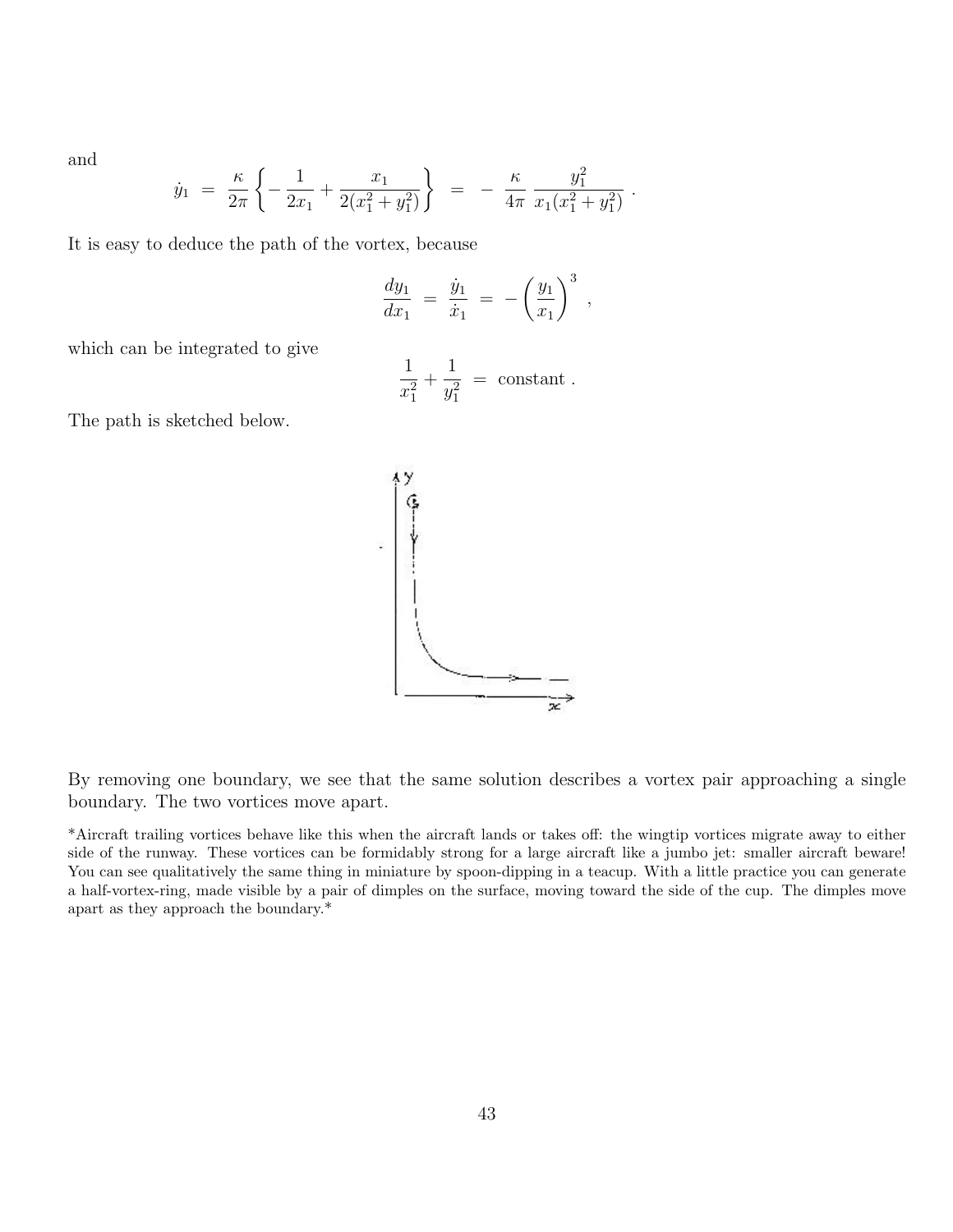and

$$\dot{y}_1 \;=\; \frac{\kappa}{2\pi}\left\{-\frac{1}{2x_1}+\frac{x_1}{2(x_1^2+y_1^2)}\right\} \;=\; -\;\frac{\kappa}{4\pi}\,\frac{y_1^2}{x_1(x_1^2+y_1^2)}\;.$$

It is easy to deduce the path of the vortex, because

$$\frac{dy_1}{dx_1} \;=\; \frac{\dot{y}_1}{\dot{x}_1} \;=\; -\left(\frac{y_1}{x_1}\right)^3\;,$$

which can be integrated to give

$$\frac{1}{x_1^2}+\frac{1}{y_1^2} \;=\; \text{constant}\;.$$

The path is sketched below.

By removing one boundary, we see that the same solution describes a vortex pair approaching a single boundary. The two vortices move apart.

*Aircraft trailing vortices behave like this when the aircraft lands or takes off: the wingtip vortices migrate away to either side of the runway. These vortices can be formidably strong for a large aircraft like a jumbo jet: smaller aircraft beware! You can see qualitatively the same thing in miniature by spoon-dipping in a teacup. With a little practice you can generate a half-vortex-ring, made visible by a pair of dimples on the surface, moving toward the side of the cup. The dimples move apart as they approach the boundary.*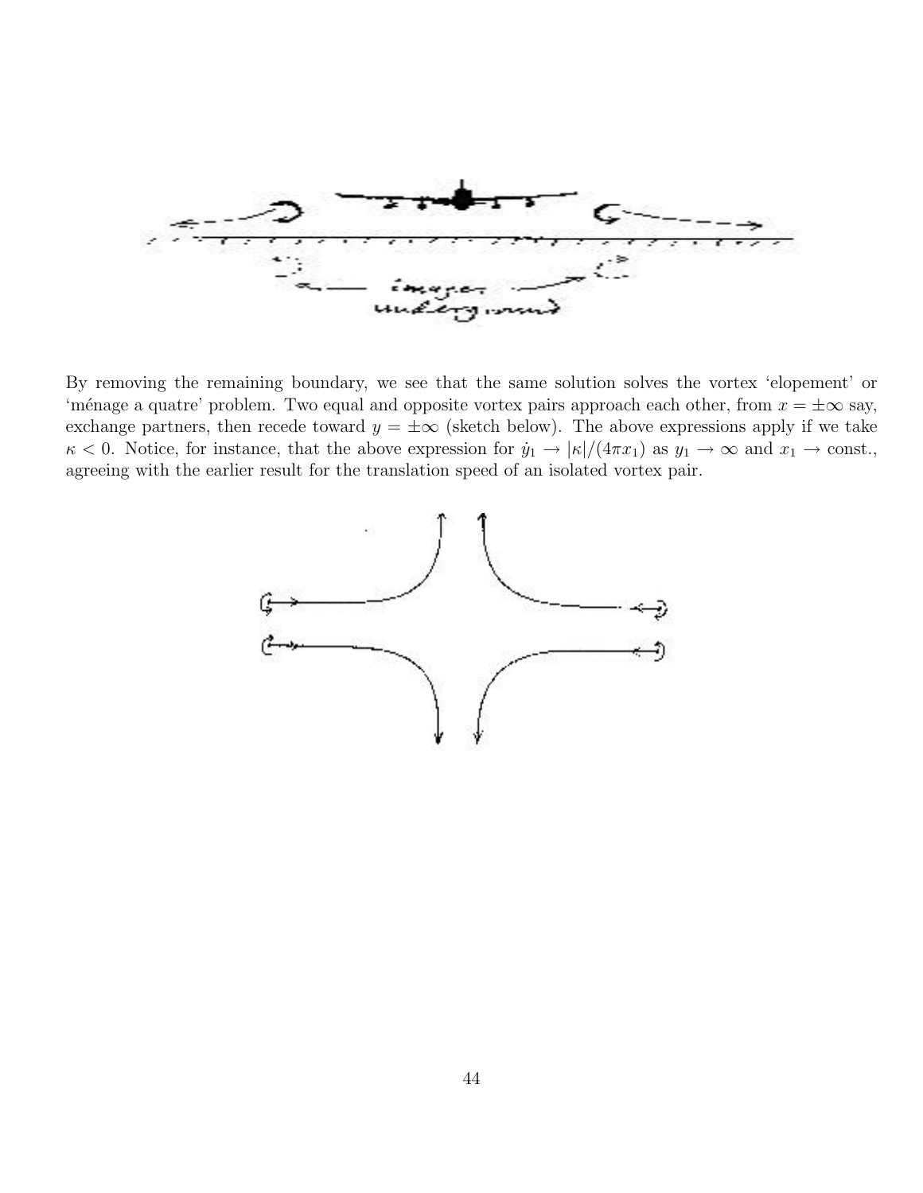By removing the remaining boundary, we see that the same solution solves the vortex 'elopement' or 'ménage a quatre' problem. Two equal and opposite vortex pairs approach each other, from $x = \pm\infty$ say, exchange partners, then recede toward $y = \pm\infty$ (sketch below). The above expressions apply if we take $\kappa < 0$. Notice, for instance, that the above expression for $\dot{y}_1 \to |\kappa|/(4\pi x_1)$ as $y_1 \to \infty$ and $x_1 \to$ const., agreeing with the earlier result for the translation speed of an isolated vortex pair.